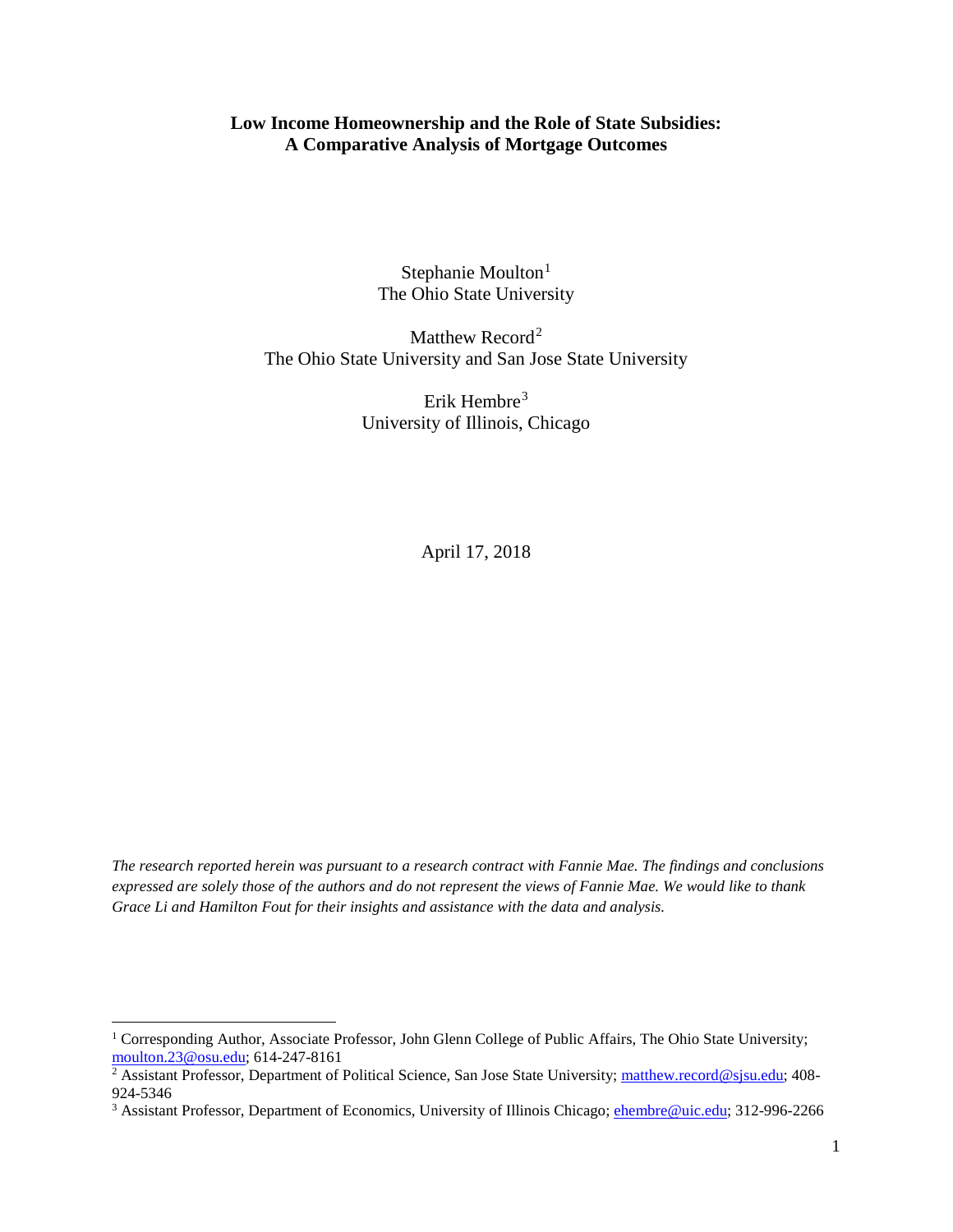# Low Income Homeownership and the Role of State Subsidies: A Comparative Analysis of Mortgage Outcomes

Stephanie Moulton[1]
The Ohio State University

Matthew Record[2]
The Ohio State University and San Jose State University

Erik Hembre[3]
University of Illinois, Chicago

April 17, 2018

*The research reported herein was pursuant to a research contract with Fannie Mae. The findings and conclusions expressed are solely those of the authors and do not represent the views of Fannie Mae. We would like to thank Grace Li and Hamilton Fout for their insights and assistance with the data and analysis.*

---

[1] Corresponding Author, Associate Professor, John Glenn College of Public Affairs, The Ohio State University; moulton.23@osu.edu; 614-247-8161

[2] Assistant Professor, Department of Political Science, San Jose State University; matthew.record@sjsu.edu; 408-924-5346

[3] Assistant Professor, Department of Economics, University of Illinois Chicago; ehembre@uic.edu; 312-996-2266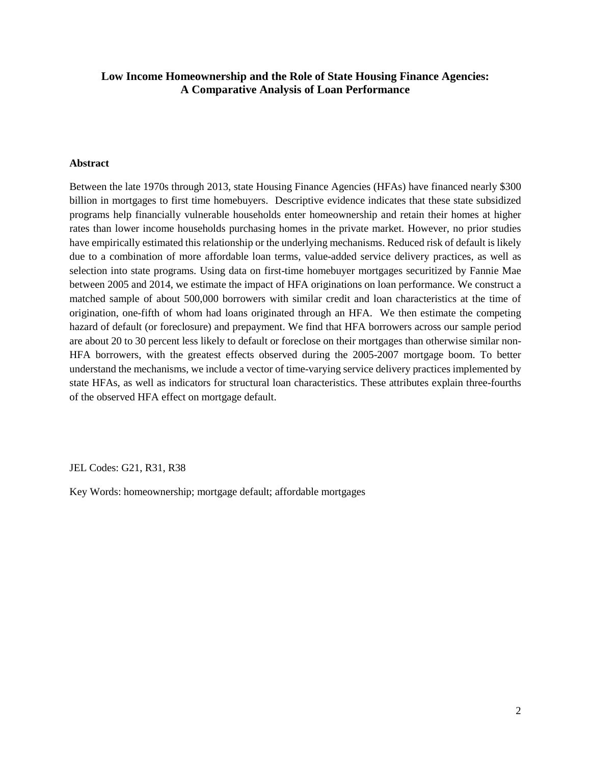# Low Income Homeownership and the Role of State Housing Finance Agencies: A Comparative Analysis of Loan Performance

## Abstract

Between the late 1970s through 2013, state Housing Finance Agencies (HFAs) have financed nearly $300 billion in mortgages to first time homebuyers. Descriptive evidence indicates that these state subsidized programs help financially vulnerable households enter homeownership and retain their homes at higher rates than lower income households purchasing homes in the private market. However, no prior studies have empirically estimated this relationship or the underlying mechanisms. Reduced risk of default is likely due to a combination of more affordable loan terms, value-added service delivery practices, as well as selection into state programs. Using data on first-time homebuyer mortgages securitized by Fannie Mae between 2005 and 2014, we estimate the impact of HFA originations on loan performance. We construct a matched sample of about 500,000 borrowers with similar credit and loan characteristics at the time of origination, one-fifth of whom had loans originated through an HFA. We then estimate the competing hazard of default (or foreclosure) and prepayment. We find that HFA borrowers across our sample period are about 20 to 30 percent less likely to default or foreclose on their mortgages than otherwise similar non-HFA borrowers, with the greatest effects observed during the 2005-2007 mortgage boom. To better understand the mechanisms, we include a vector of time-varying service delivery practices implemented by state HFAs, as well as indicators for structural loan characteristics. These attributes explain three-fourths of the observed HFA effect on mortgage default.

JEL Codes: G21, R31, R38

Key Words: homeownership; mortgage default; affordable mortgages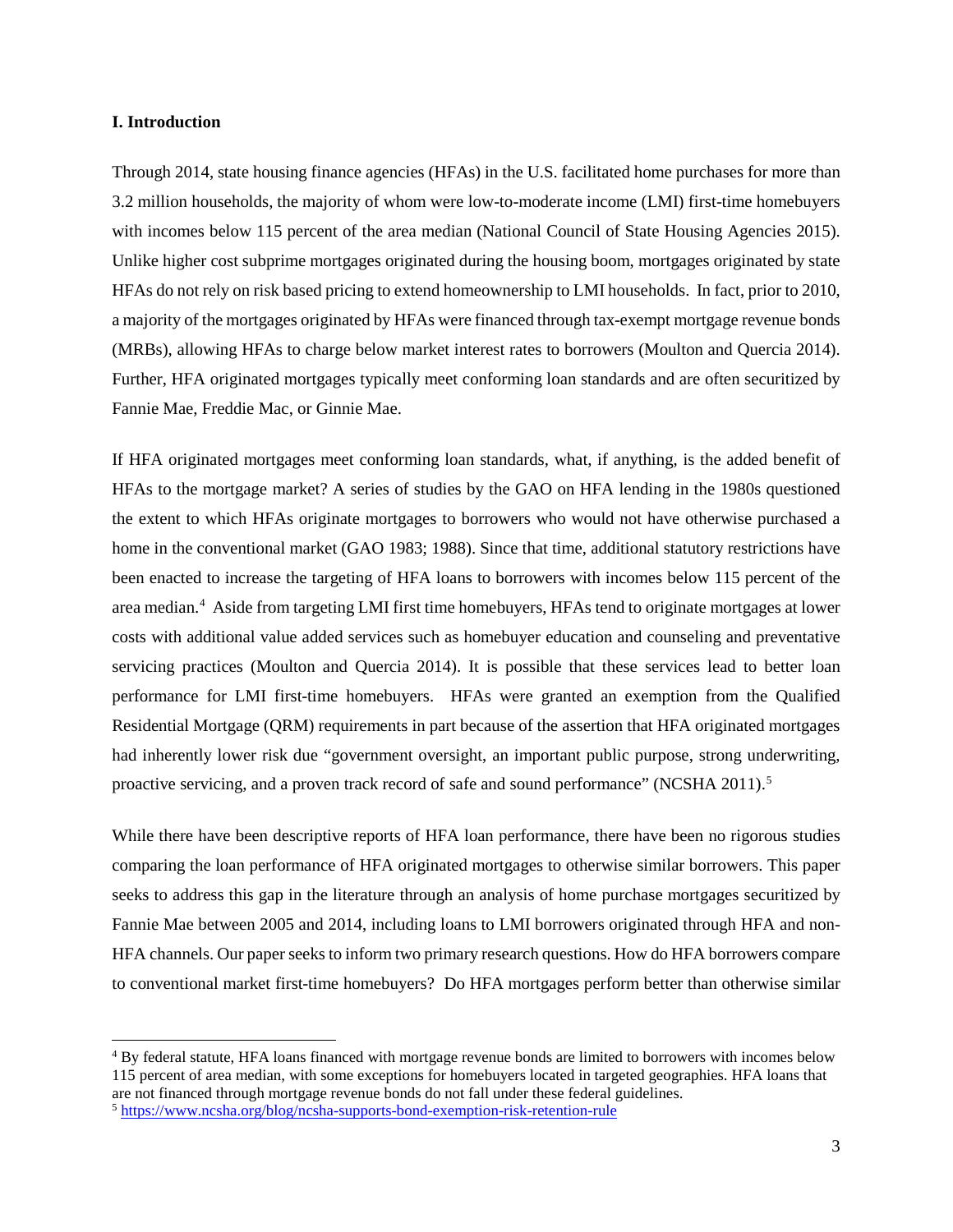## I. Introduction

Through 2014, state housing finance agencies (HFAs) in the U.S. facilitated home purchases for more than 3.2 million households, the majority of whom were low-to-moderate income (LMI) first-time homebuyers with incomes below 115 percent of the area median (National Council of State Housing Agencies 2015). Unlike higher cost subprime mortgages originated during the housing boom, mortgages originated by state HFAs do not rely on risk based pricing to extend homeownership to LMI households. In fact, prior to 2010, a majority of the mortgages originated by HFAs were financed through tax-exempt mortgage revenue bonds (MRBs), allowing HFAs to charge below market interest rates to borrowers (Moulton and Quercia 2014). Further, HFA originated mortgages typically meet conforming loan standards and are often securitized by Fannie Mae, Freddie Mac, or Ginnie Mae.

If HFA originated mortgages meet conforming loan standards, what, if anything, is the added benefit of HFAs to the mortgage market? A series of studies by the GAO on HFA lending in the 1980s questioned the extent to which HFAs originate mortgages to borrowers who would not have otherwise purchased a home in the conventional market (GAO 1983; 1988). Since that time, additional statutory restrictions have been enacted to increase the targeting of HFA loans to borrowers with incomes below 115 percent of the area median.[4] Aside from targeting LMI first time homebuyers, HFAs tend to originate mortgages at lower costs with additional value added services such as homebuyer education and counseling and preventative servicing practices (Moulton and Quercia 2014). It is possible that these services lead to better loan performance for LMI first-time homebuyers. HFAs were granted an exemption from the Qualified Residential Mortgage (QRM) requirements in part because of the assertion that HFA originated mortgages had inherently lower risk due "government oversight, an important public purpose, strong underwriting, proactive servicing, and a proven track record of safe and sound performance" (NCSHA 2011).[5]

While there have been descriptive reports of HFA loan performance, there have been no rigorous studies comparing the loan performance of HFA originated mortgages to otherwise similar borrowers. This paper seeks to address this gap in the literature through an analysis of home purchase mortgages securitized by Fannie Mae between 2005 and 2014, including loans to LMI borrowers originated through HFA and non-HFA channels. Our paper seeks to inform two primary research questions. How do HFA borrowers compare to conventional market first-time homebuyers? Do HFA mortgages perform better than otherwise similar

[4] By federal statute, HFA loans financed with mortgage revenue bonds are limited to borrowers with incomes below 115 percent of area median, with some exceptions for homebuyers located in targeted geographies. HFA loans that are not financed through mortgage revenue bonds do not fall under these federal guidelines.

[5] https://www.ncsha.org/blog/ncsha-supports-bond-exemption-risk-retention-rule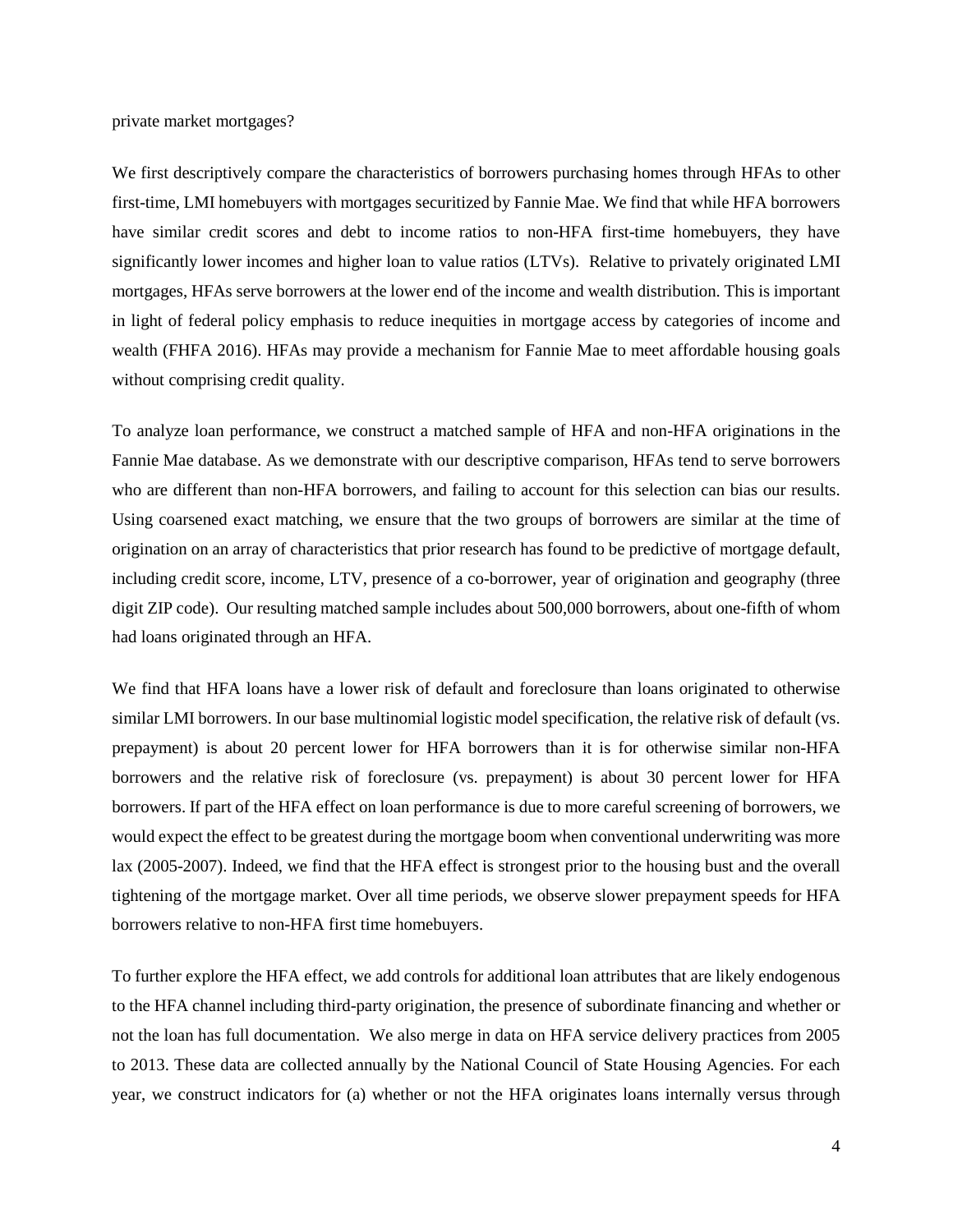private market mortgages?

We first descriptively compare the characteristics of borrowers purchasing homes through HFAs to other first-time, LMI homebuyers with mortgages securitized by Fannie Mae. We find that while HFA borrowers have similar credit scores and debt to income ratios to non-HFA first-time homebuyers, they have significantly lower incomes and higher loan to value ratios (LTVs). Relative to privately originated LMI mortgages, HFAs serve borrowers at the lower end of the income and wealth distribution. This is important in light of federal policy emphasis to reduce inequities in mortgage access by categories of income and wealth (FHFA 2016). HFAs may provide a mechanism for Fannie Mae to meet affordable housing goals without comprising credit quality.

To analyze loan performance, we construct a matched sample of HFA and non-HFA originations in the Fannie Mae database. As we demonstrate with our descriptive comparison, HFAs tend to serve borrowers who are different than non-HFA borrowers, and failing to account for this selection can bias our results. Using coarsened exact matching, we ensure that the two groups of borrowers are similar at the time of origination on an array of characteristics that prior research has found to be predictive of mortgage default, including credit score, income, LTV, presence of a co-borrower, year of origination and geography (three digit ZIP code). Our resulting matched sample includes about 500,000 borrowers, about one-fifth of whom had loans originated through an HFA.

We find that HFA loans have a lower risk of default and foreclosure than loans originated to otherwise similar LMI borrowers. In our base multinomial logistic model specification, the relative risk of default (vs. prepayment) is about 20 percent lower for HFA borrowers than it is for otherwise similar non-HFA borrowers and the relative risk of foreclosure (vs. prepayment) is about 30 percent lower for HFA borrowers. If part of the HFA effect on loan performance is due to more careful screening of borrowers, we would expect the effect to be greatest during the mortgage boom when conventional underwriting was more lax (2005-2007). Indeed, we find that the HFA effect is strongest prior to the housing bust and the overall tightening of the mortgage market. Over all time periods, we observe slower prepayment speeds for HFA borrowers relative to non-HFA first time homebuyers.

To further explore the HFA effect, we add controls for additional loan attributes that are likely endogenous to the HFA channel including third-party origination, the presence of subordinate financing and whether or not the loan has full documentation. We also merge in data on HFA service delivery practices from 2005 to 2013. These data are collected annually by the National Council of State Housing Agencies. For each year, we construct indicators for (a) whether or not the HFA originates loans internally versus through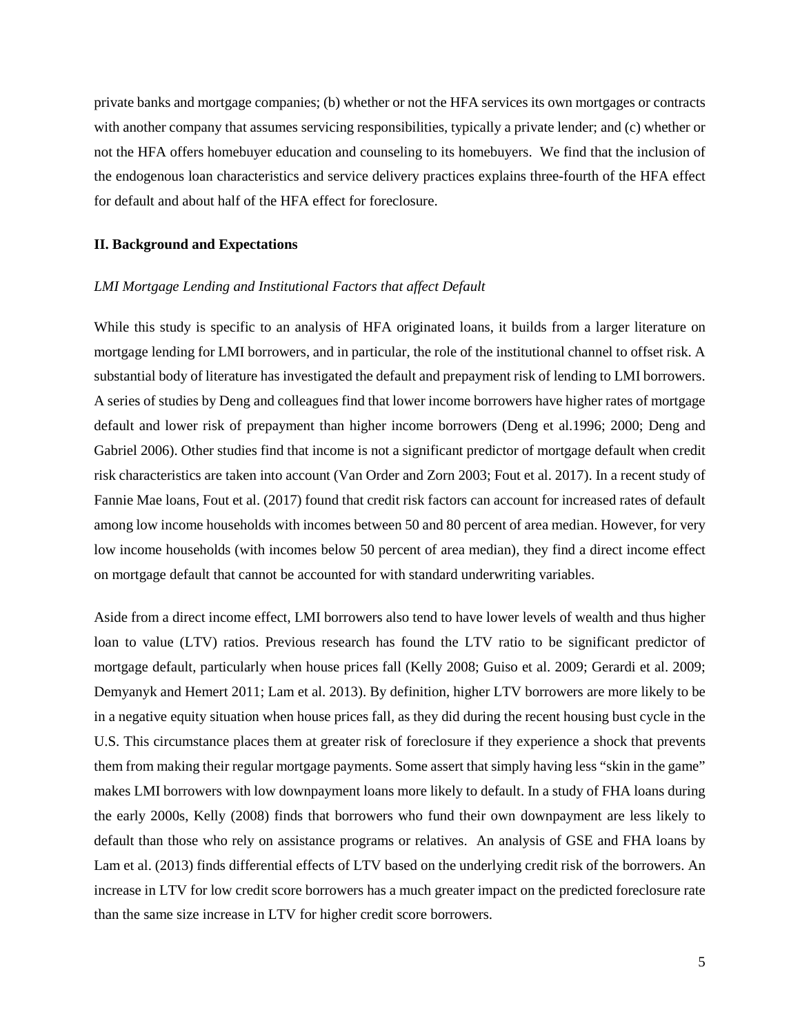private banks and mortgage companies; (b) whether or not the HFA services its own mortgages or contracts with another company that assumes servicing responsibilities, typically a private lender; and (c) whether or not the HFA offers homebuyer education and counseling to its homebuyers. We find that the inclusion of the endogenous loan characteristics and service delivery practices explains three-fourth of the HFA effect for default and about half of the HFA effect for foreclosure.

## II. Background and Expectations

### *LMI Mortgage Lending and Institutional Factors that affect Default*

While this study is specific to an analysis of HFA originated loans, it builds from a larger literature on mortgage lending for LMI borrowers, and in particular, the role of the institutional channel to offset risk. A substantial body of literature has investigated the default and prepayment risk of lending to LMI borrowers. A series of studies by Deng and colleagues find that lower income borrowers have higher rates of mortgage default and lower risk of prepayment than higher income borrowers (Deng et al.1996; 2000; Deng and Gabriel 2006). Other studies find that income is not a significant predictor of mortgage default when credit risk characteristics are taken into account (Van Order and Zorn 2003; Fout et al. 2017). In a recent study of Fannie Mae loans, Fout et al. (2017) found that credit risk factors can account for increased rates of default among low income households with incomes between 50 and 80 percent of area median. However, for very low income households (with incomes below 50 percent of area median), they find a direct income effect on mortgage default that cannot be accounted for with standard underwriting variables.

Aside from a direct income effect, LMI borrowers also tend to have lower levels of wealth and thus higher loan to value (LTV) ratios. Previous research has found the LTV ratio to be significant predictor of mortgage default, particularly when house prices fall (Kelly 2008; Guiso et al. 2009; Gerardi et al. 2009; Demyanyk and Hemert 2011; Lam et al. 2013). By definition, higher LTV borrowers are more likely to be in a negative equity situation when house prices fall, as they did during the recent housing bust cycle in the U.S. This circumstance places them at greater risk of foreclosure if they experience a shock that prevents them from making their regular mortgage payments. Some assert that simply having less "skin in the game" makes LMI borrowers with low downpayment loans more likely to default. In a study of FHA loans during the early 2000s, Kelly (2008) finds that borrowers who fund their own downpayment are less likely to default than those who rely on assistance programs or relatives. An analysis of GSE and FHA loans by Lam et al. (2013) finds differential effects of LTV based on the underlying credit risk of the borrowers. An increase in LTV for low credit score borrowers has a much greater impact on the predicted foreclosure rate than the same size increase in LTV for higher credit score borrowers.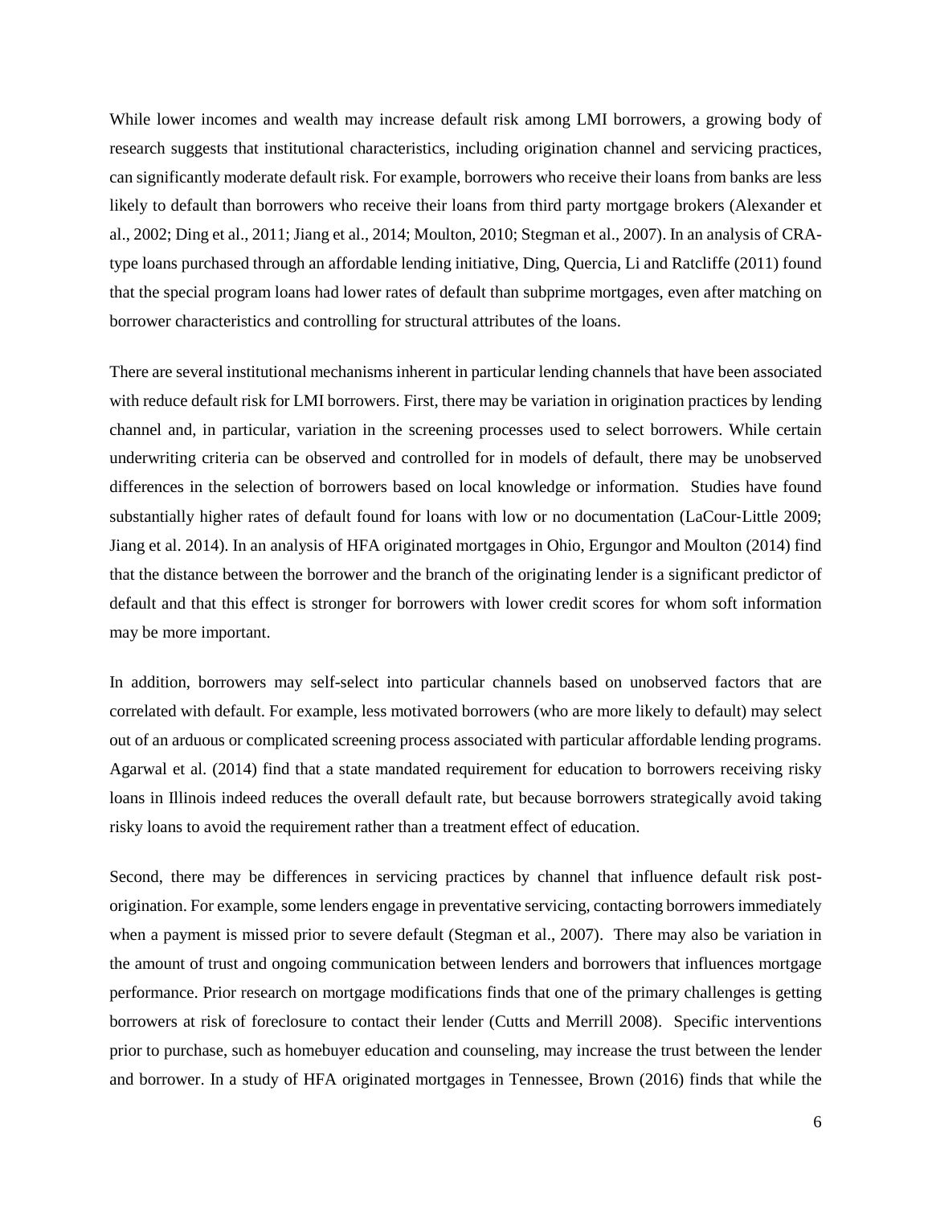While lower incomes and wealth may increase default risk among LMI borrowers, a growing body of research suggests that institutional characteristics, including origination channel and servicing practices, can significantly moderate default risk. For example, borrowers who receive their loans from banks are less likely to default than borrowers who receive their loans from third party mortgage brokers (Alexander et al., 2002; Ding et al., 2011; Jiang et al., 2014; Moulton, 2010; Stegman et al., 2007). In an analysis of CRA-type loans purchased through an affordable lending initiative, Ding, Quercia, Li and Ratcliffe (2011) found that the special program loans had lower rates of default than subprime mortgages, even after matching on borrower characteristics and controlling for structural attributes of the loans.

There are several institutional mechanisms inherent in particular lending channels that have been associated with reduce default risk for LMI borrowers. First, there may be variation in origination practices by lending channel and, in particular, variation in the screening processes used to select borrowers. While certain underwriting criteria can be observed and controlled for in models of default, there may be unobserved differences in the selection of borrowers based on local knowledge or information. Studies have found substantially higher rates of default found for loans with low or no documentation (LaCour-Little 2009; Jiang et al. 2014). In an analysis of HFA originated mortgages in Ohio, Ergungor and Moulton (2014) find that the distance between the borrower and the branch of the originating lender is a significant predictor of default and that this effect is stronger for borrowers with lower credit scores for whom soft information may be more important.

In addition, borrowers may self-select into particular channels based on unobserved factors that are correlated with default. For example, less motivated borrowers (who are more likely to default) may select out of an arduous or complicated screening process associated with particular affordable lending programs. Agarwal et al. (2014) find that a state mandated requirement for education to borrowers receiving risky loans in Illinois indeed reduces the overall default rate, but because borrowers strategically avoid taking risky loans to avoid the requirement rather than a treatment effect of education.

Second, there may be differences in servicing practices by channel that influence default risk post-origination. For example, some lenders engage in preventative servicing, contacting borrowers immediately when a payment is missed prior to severe default (Stegman et al., 2007). There may also be variation in the amount of trust and ongoing communication between lenders and borrowers that influences mortgage performance. Prior research on mortgage modifications finds that one of the primary challenges is getting borrowers at risk of foreclosure to contact their lender (Cutts and Merrill 2008). Specific interventions prior to purchase, such as homebuyer education and counseling, may increase the trust between the lender and borrower. In a study of HFA originated mortgages in Tennessee, Brown (2016) finds that while the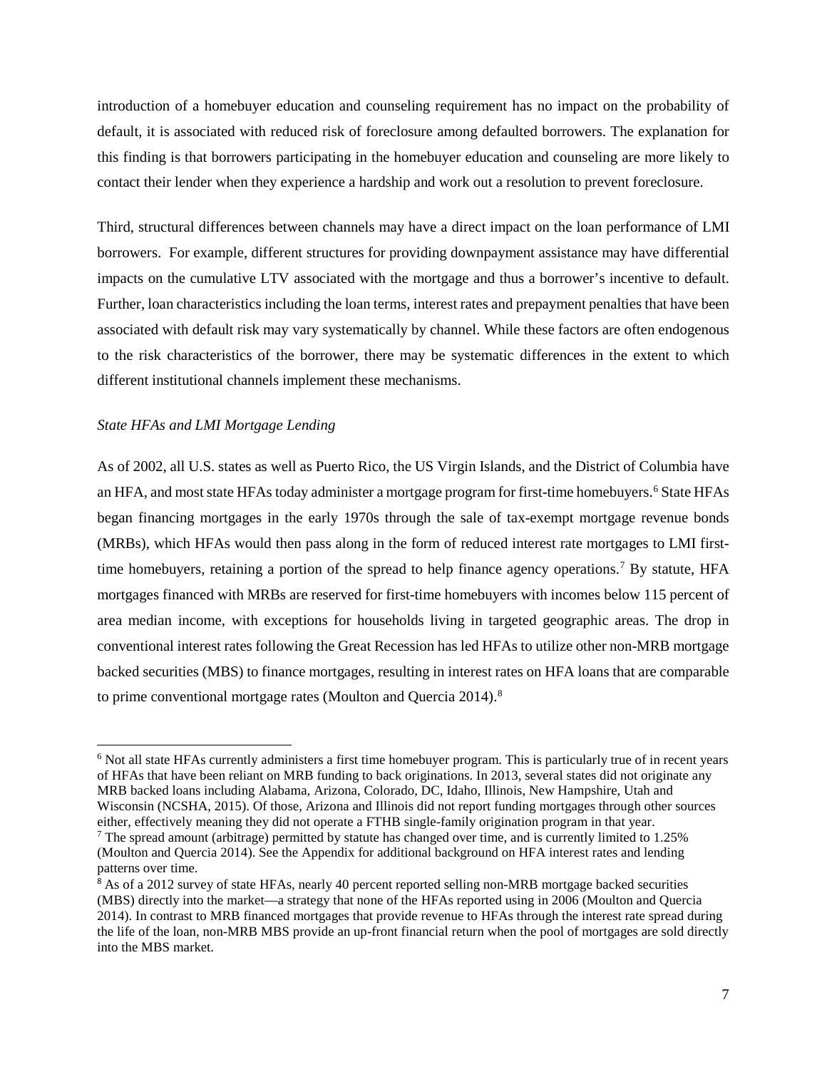introduction of a homebuyer education and counseling requirement has no impact on the probability of default, it is associated with reduced risk of foreclosure among defaulted borrowers. The explanation for this finding is that borrowers participating in the homebuyer education and counseling are more likely to contact their lender when they experience a hardship and work out a resolution to prevent foreclosure.

Third, structural differences between channels may have a direct impact on the loan performance of LMI borrowers. For example, different structures for providing downpayment assistance may have differential impacts on the cumulative LTV associated with the mortgage and thus a borrower's incentive to default. Further, loan characteristics including the loan terms, interest rates and prepayment penalties that have been associated with default risk may vary systematically by channel. While these factors are often endogenous to the risk characteristics of the borrower, there may be systematic differences in the extent to which different institutional channels implement these mechanisms.

*State HFAs and LMI Mortgage Lending*

As of 2002, all U.S. states as well as Puerto Rico, the US Virgin Islands, and the District of Columbia have an HFA, and most state HFAs today administer a mortgage program for first-time homebuyers.[6] State HFAs began financing mortgages in the early 1970s through the sale of tax-exempt mortgage revenue bonds (MRBs), which HFAs would then pass along in the form of reduced interest rate mortgages to LMI first-time homebuyers, retaining a portion of the spread to help finance agency operations.[7] By statute, HFA mortgages financed with MRBs are reserved for first-time homebuyers with incomes below 115 percent of area median income, with exceptions for households living in targeted geographic areas. The drop in conventional interest rates following the Great Recession has led HFAs to utilize other non-MRB mortgage backed securities (MBS) to finance mortgages, resulting in interest rates on HFA loans that are comparable to prime conventional mortgage rates (Moulton and Quercia 2014).[8]

[6] Not all state HFAs currently administers a first time homebuyer program. This is particularly true of in recent years of HFAs that have been reliant on MRB funding to back originations. In 2013, several states did not originate any MRB backed loans including Alabama, Arizona, Colorado, DC, Idaho, Illinois, New Hampshire, Utah and Wisconsin (NCSHA, 2015). Of those, Arizona and Illinois did not report funding mortgages through other sources either, effectively meaning they did not operate a FTHB single-family origination program in that year.

[7] The spread amount (arbitrage) permitted by statute has changed over time, and is currently limited to 1.25% (Moulton and Quercia 2014). See the Appendix for additional background on HFA interest rates and lending patterns over time.

[8] As of a 2012 survey of state HFAs, nearly 40 percent reported selling non-MRB mortgage backed securities (MBS) directly into the market—a strategy that none of the HFAs reported using in 2006 (Moulton and Quercia 2014). In contrast to MRB financed mortgages that provide revenue to HFAs through the interest rate spread during the life of the loan, non-MRB MBS provide an up-front financial return when the pool of mortgages are sold directly into the MBS market.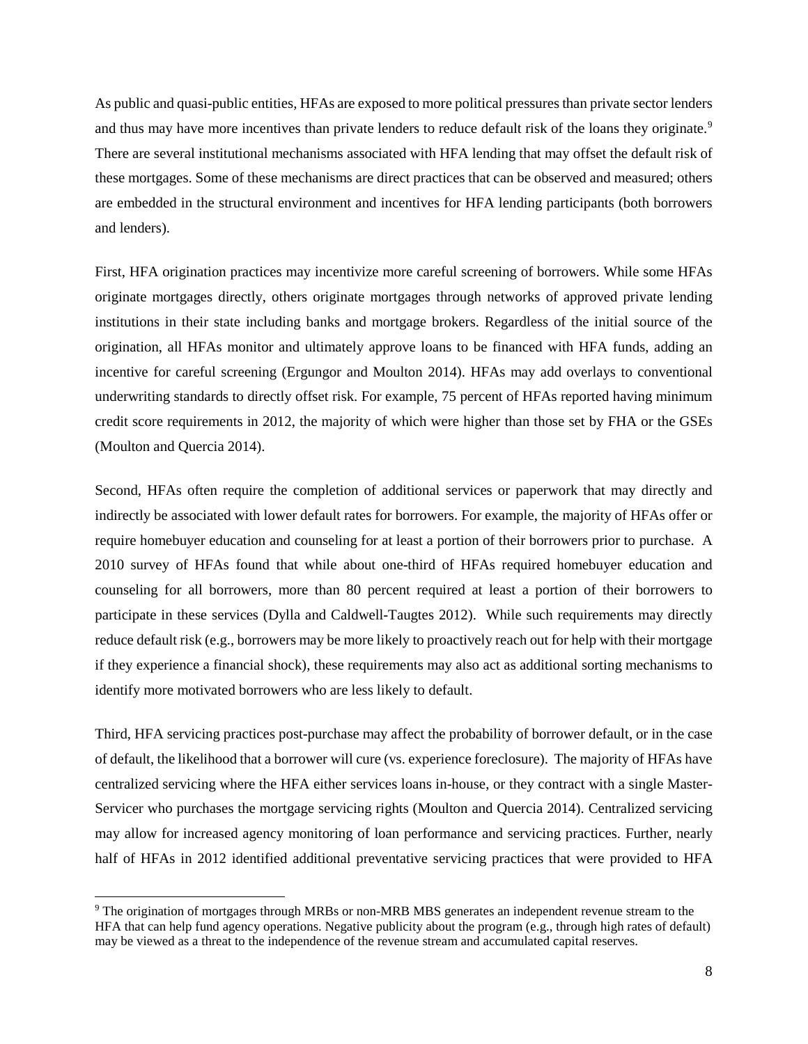As public and quasi-public entities, HFAs are exposed to more political pressures than private sector lenders and thus may have more incentives than private lenders to reduce default risk of the loans they originate.[9] There are several institutional mechanisms associated with HFA lending that may offset the default risk of these mortgages. Some of these mechanisms are direct practices that can be observed and measured; others are embedded in the structural environment and incentives for HFA lending participants (both borrowers and lenders).

First, HFA origination practices may incentivize more careful screening of borrowers. While some HFAs originate mortgages directly, others originate mortgages through networks of approved private lending institutions in their state including banks and mortgage brokers. Regardless of the initial source of the origination, all HFAs monitor and ultimately approve loans to be financed with HFA funds, adding an incentive for careful screening (Ergungor and Moulton 2014). HFAs may add overlays to conventional underwriting standards to directly offset risk. For example, 75 percent of HFAs reported having minimum credit score requirements in 2012, the majority of which were higher than those set by FHA or the GSEs (Moulton and Quercia 2014).

Second, HFAs often require the completion of additional services or paperwork that may directly and indirectly be associated with lower default rates for borrowers. For example, the majority of HFAs offer or require homebuyer education and counseling for at least a portion of their borrowers prior to purchase. A 2010 survey of HFAs found that while about one-third of HFAs required homebuyer education and counseling for all borrowers, more than 80 percent required at least a portion of their borrowers to participate in these services (Dylla and Caldwell-Taugtes 2012). While such requirements may directly reduce default risk (e.g., borrowers may be more likely to proactively reach out for help with their mortgage if they experience a financial shock), these requirements may also act as additional sorting mechanisms to identify more motivated borrowers who are less likely to default.

Third, HFA servicing practices post-purchase may affect the probability of borrower default, or in the case of default, the likelihood that a borrower will cure (vs. experience foreclosure). The majority of HFAs have centralized servicing where the HFA either services loans in-house, or they contract with a single Master-Servicer who purchases the mortgage servicing rights (Moulton and Quercia 2014). Centralized servicing may allow for increased agency monitoring of loan performance and servicing practices. Further, nearly half of HFAs in 2012 identified additional preventative servicing practices that were provided to HFA

[9] The origination of mortgages through MRBs or non-MRB MBS generates an independent revenue stream to the HFA that can help fund agency operations. Negative publicity about the program (e.g., through high rates of default) may be viewed as a threat to the independence of the revenue stream and accumulated capital reserves.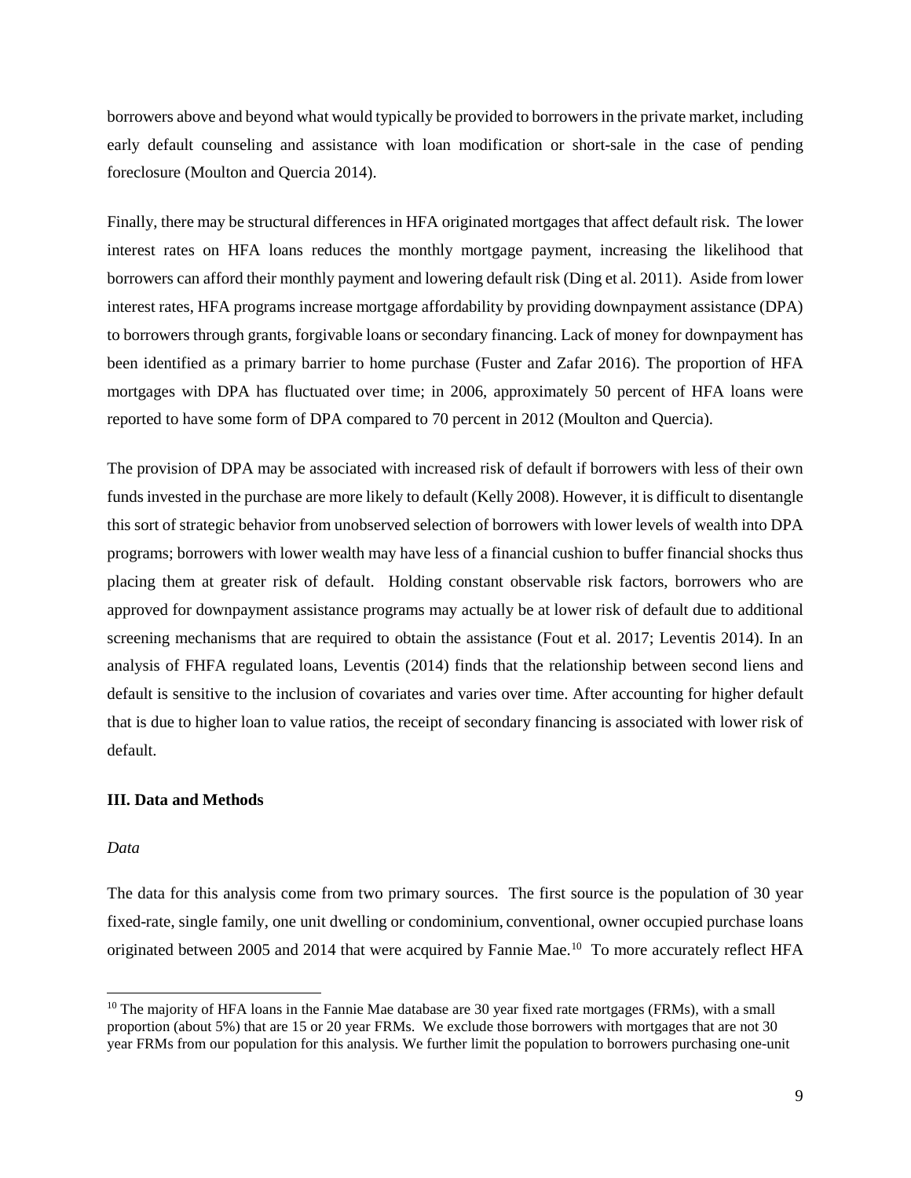borrowers above and beyond what would typically be provided to borrowers in the private market, including early default counseling and assistance with loan modification or short-sale in the case of pending foreclosure (Moulton and Quercia 2014).

Finally, there may be structural differences in HFA originated mortgages that affect default risk. The lower interest rates on HFA loans reduces the monthly mortgage payment, increasing the likelihood that borrowers can afford their monthly payment and lowering default risk (Ding et al. 2011). Aside from lower interest rates, HFA programs increase mortgage affordability by providing downpayment assistance (DPA) to borrowers through grants, forgivable loans or secondary financing. Lack of money for downpayment has been identified as a primary barrier to home purchase (Fuster and Zafar 2016). The proportion of HFA mortgages with DPA has fluctuated over time; in 2006, approximately 50 percent of HFA loans were reported to have some form of DPA compared to 70 percent in 2012 (Moulton and Quercia).

The provision of DPA may be associated with increased risk of default if borrowers with less of their own funds invested in the purchase are more likely to default (Kelly 2008). However, it is difficult to disentangle this sort of strategic behavior from unobserved selection of borrowers with lower levels of wealth into DPA programs; borrowers with lower wealth may have less of a financial cushion to buffer financial shocks thus placing them at greater risk of default. Holding constant observable risk factors, borrowers who are approved for downpayment assistance programs may actually be at lower risk of default due to additional screening mechanisms that are required to obtain the assistance (Fout et al. 2017; Leventis 2014). In an analysis of FHFA regulated loans, Leventis (2014) finds that the relationship between second liens and default is sensitive to the inclusion of covariates and varies over time. After accounting for higher default that is due to higher loan to value ratios, the receipt of secondary financing is associated with lower risk of default.

## III. Data and Methods

### *Data*

The data for this analysis come from two primary sources. The first source is the population of 30 year fixed-rate, single family, one unit dwelling or condominium, conventional, owner occupied purchase loans originated between 2005 and 2014 that were acquired by Fannie Mae.[10] To more accurately reflect HFA

[10] The majority of HFA loans in the Fannie Mae database are 30 year fixed rate mortgages (FRMs), with a small proportion (about 5%) that are 15 or 20 year FRMs. We exclude those borrowers with mortgages that are not 30 year FRMs from our population for this analysis. We further limit the population to borrowers purchasing one-unit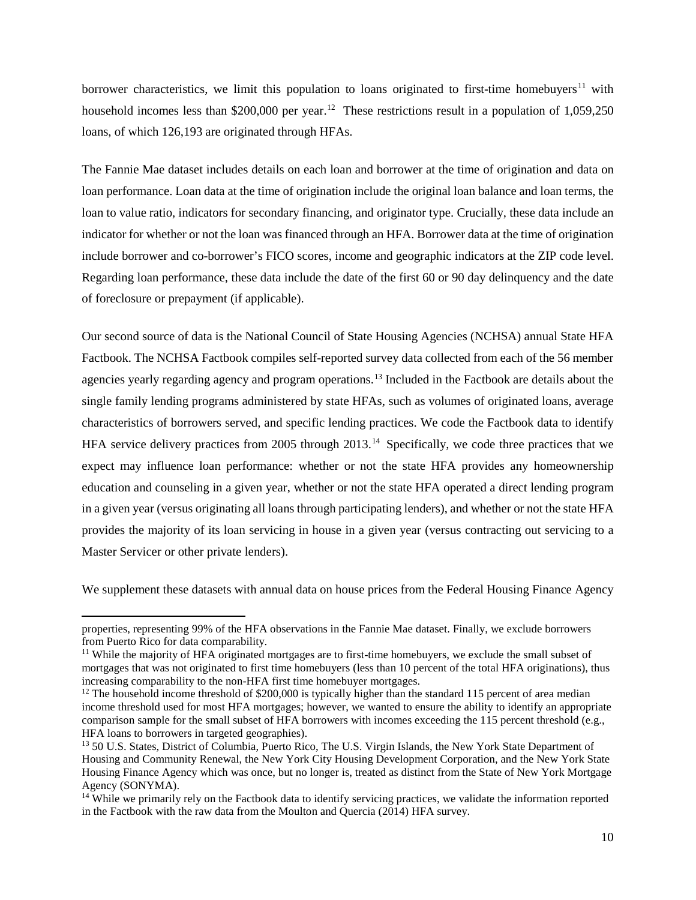borrower characteristics, we limit this population to loans originated to first-time homebuyers[11] with household incomes less than $200,000 per year.[12] These restrictions result in a population of 1,059,250 loans, of which 126,193 are originated through HFAs.

The Fannie Mae dataset includes details on each loan and borrower at the time of origination and data on loan performance. Loan data at the time of origination include the original loan balance and loan terms, the loan to value ratio, indicators for secondary financing, and originator type. Crucially, these data include an indicator for whether or not the loan was financed through an HFA. Borrower data at the time of origination include borrower and co-borrower's FICO scores, income and geographic indicators at the ZIP code level. Regarding loan performance, these data include the date of the first 60 or 90 day delinquency and the date of foreclosure or prepayment (if applicable).

Our second source of data is the National Council of State Housing Agencies (NCHSA) annual State HFA Factbook. The NCHSA Factbook compiles self-reported survey data collected from each of the 56 member agencies yearly regarding agency and program operations.[13] Included in the Factbook are details about the single family lending programs administered by state HFAs, such as volumes of originated loans, average characteristics of borrowers served, and specific lending practices. We code the Factbook data to identify HFA service delivery practices from 2005 through 2013.[14] Specifically, we code three practices that we expect may influence loan performance: whether or not the state HFA provides any homeownership education and counseling in a given year, whether or not the state HFA operated a direct lending program in a given year (versus originating all loans through participating lenders), and whether or not the state HFA provides the majority of its loan servicing in house in a given year (versus contracting out servicing to a Master Servicer or other private lenders).

We supplement these datasets with annual data on house prices from the Federal Housing Finance Agency

---

properties, representing 99% of the HFA observations in the Fannie Mae dataset. Finally, we exclude borrowers from Puerto Rico for data comparability.

[11] While the majority of HFA originated mortgages are to first-time homebuyers, we exclude the small subset of mortgages that was not originated to first time homebuyers (less than 10 percent of the total HFA originations), thus increasing comparability to the non-HFA first time homebuyer mortgages.

[12] The household income threshold of $200,000 is typically higher than the standard 115 percent of area median income threshold used for most HFA mortgages; however, we wanted to ensure the ability to identify an appropriate comparison sample for the small subset of HFA borrowers with incomes exceeding the 115 percent threshold (e.g., HFA loans to borrowers in targeted geographies).

[13] 50 U.S. States, District of Columbia, Puerto Rico, The U.S. Virgin Islands, the New York State Department of Housing and Community Renewal, the New York City Housing Development Corporation, and the New York State Housing Finance Agency which was once, but no longer is, treated as distinct from the State of New York Mortgage Agency (SONYMA).

[14] While we primarily rely on the Factbook data to identify servicing practices, we validate the information reported in the Factbook with the raw data from the Moulton and Quercia (2014) HFA survey.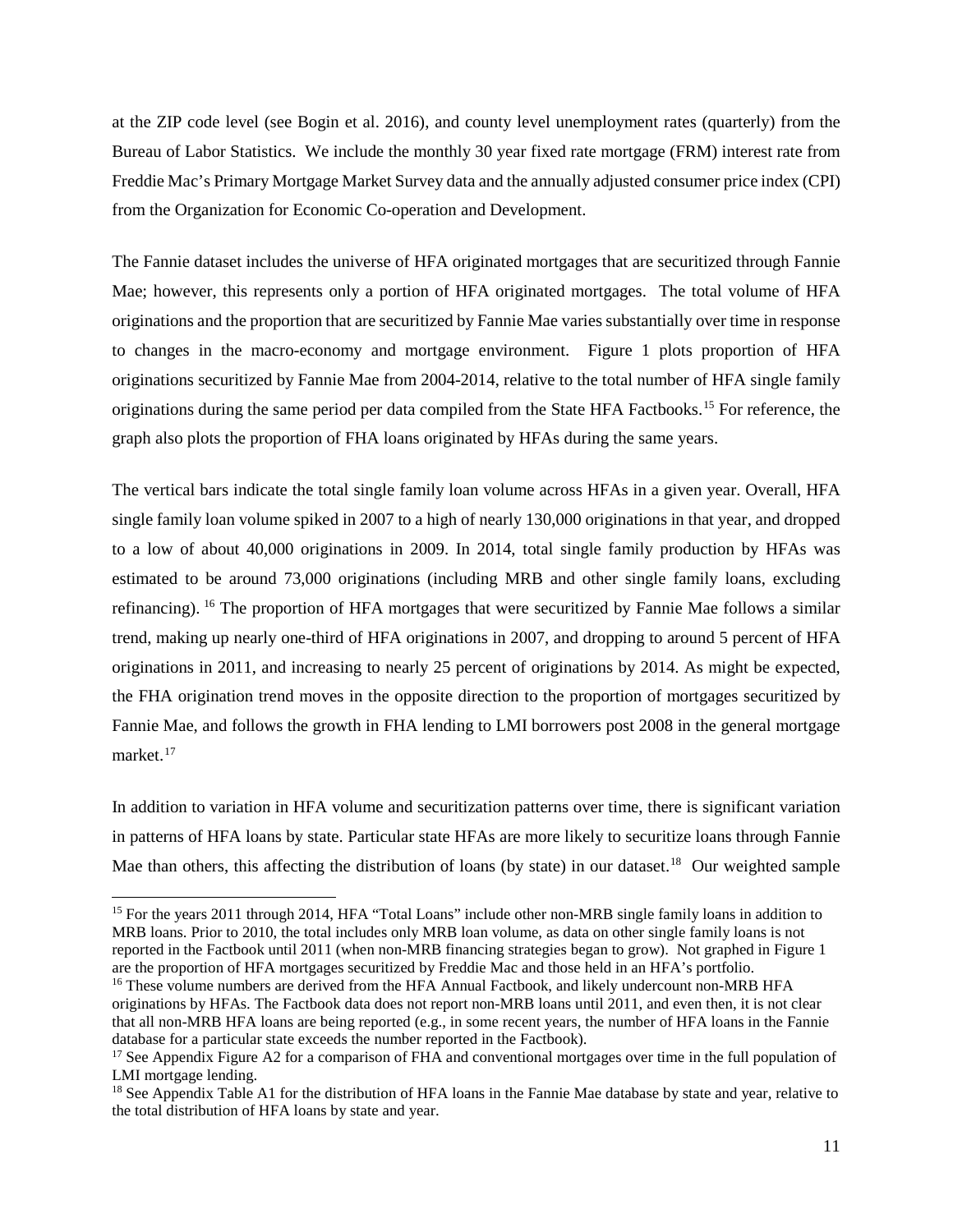at the ZIP code level (see Bogin et al. 2016), and county level unemployment rates (quarterly) from the Bureau of Labor Statistics. We include the monthly 30 year fixed rate mortgage (FRM) interest rate from Freddie Mac's Primary Mortgage Market Survey data and the annually adjusted consumer price index (CPI) from the Organization for Economic Co-operation and Development.

The Fannie dataset includes the universe of HFA originated mortgages that are securitized through Fannie Mae; however, this represents only a portion of HFA originated mortgages. The total volume of HFA originations and the proportion that are securitized by Fannie Mae varies substantially over time in response to changes in the macro-economy and mortgage environment. Figure 1 plots proportion of HFA originations securitized by Fannie Mae from 2004-2014, relative to the total number of HFA single family originations during the same period per data compiled from the State HFA Factbooks.[15] For reference, the graph also plots the proportion of FHA loans originated by HFAs during the same years.

The vertical bars indicate the total single family loan volume across HFAs in a given year. Overall, HFA single family loan volume spiked in 2007 to a high of nearly 130,000 originations in that year, and dropped to a low of about 40,000 originations in 2009. In 2014, total single family production by HFAs was estimated to be around 73,000 originations (including MRB and other single family loans, excluding refinancing).[16] The proportion of HFA mortgages that were securitized by Fannie Mae follows a similar trend, making up nearly one-third of HFA originations in 2007, and dropping to around 5 percent of HFA originations in 2011, and increasing to nearly 25 percent of originations by 2014. As might be expected, the FHA origination trend moves in the opposite direction to the proportion of mortgages securitized by Fannie Mae, and follows the growth in FHA lending to LMI borrowers post 2008 in the general mortgage market.[17]

In addition to variation in HFA volume and securitization patterns over time, there is significant variation in patterns of HFA loans by state. Particular state HFAs are more likely to securitize loans through Fannie Mae than others, this affecting the distribution of loans (by state) in our dataset.[18] Our weighted sample

---

[15] For the years 2011 through 2014, HFA "Total Loans" include other non-MRB single family loans in addition to MRB loans. Prior to 2010, the total includes only MRB loan volume, as data on other single family loans is not reported in the Factbook until 2011 (when non-MRB financing strategies began to grow). Not graphed in Figure 1 are the proportion of HFA mortgages securitized by Freddie Mac and those held in an HFA's portfolio.

[16] These volume numbers are derived from the HFA Annual Factbook, and likely undercount non-MRB HFA originations by HFAs. The Factbook data does not report non-MRB loans until 2011, and even then, it is not clear that all non-MRB HFA loans are being reported (e.g., in some recent years, the number of HFA loans in the Fannie database for a particular state exceeds the number reported in the Factbook).

[17] See Appendix Figure A2 for a comparison of FHA and conventional mortgages over time in the full population of LMI mortgage lending.

[18] See Appendix Table A1 for the distribution of HFA loans in the Fannie Mae database by state and year, relative to the total distribution of HFA loans by state and year.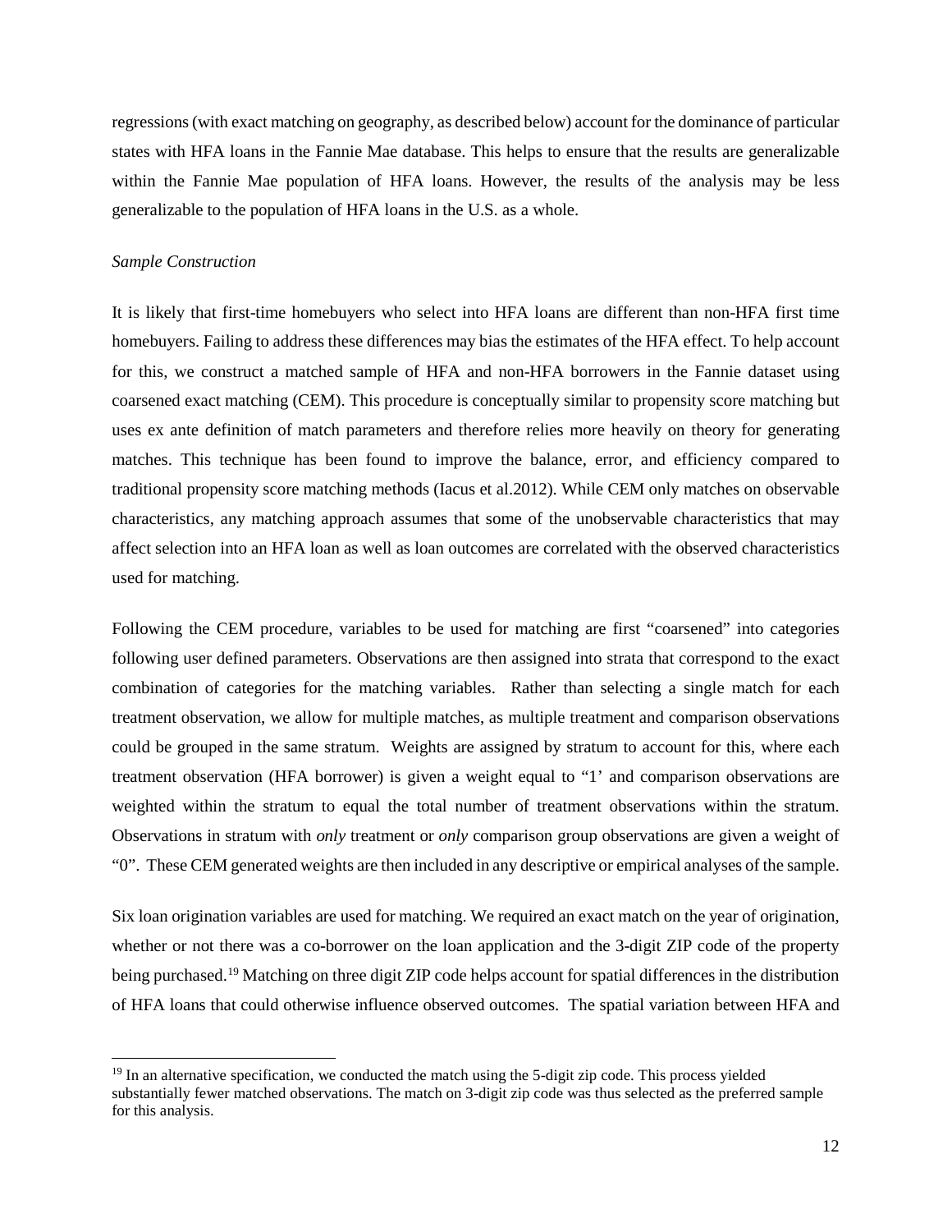regressions (with exact matching on geography, as described below) account for the dominance of particular states with HFA loans in the Fannie Mae database. This helps to ensure that the results are generalizable within the Fannie Mae population of HFA loans. However, the results of the analysis may be less generalizable to the population of HFA loans in the U.S. as a whole.

*Sample Construction*

It is likely that first-time homebuyers who select into HFA loans are different than non-HFA first time homebuyers. Failing to address these differences may bias the estimates of the HFA effect. To help account for this, we construct a matched sample of HFA and non-HFA borrowers in the Fannie dataset using coarsened exact matching (CEM). This procedure is conceptually similar to propensity score matching but uses ex ante definition of match parameters and therefore relies more heavily on theory for generating matches. This technique has been found to improve the balance, error, and efficiency compared to traditional propensity score matching methods (Iacus et al.2012). While CEM only matches on observable characteristics, any matching approach assumes that some of the unobservable characteristics that may affect selection into an HFA loan as well as loan outcomes are correlated with the observed characteristics used for matching.

Following the CEM procedure, variables to be used for matching are first "coarsened" into categories following user defined parameters. Observations are then assigned into strata that correspond to the exact combination of categories for the matching variables. Rather than selecting a single match for each treatment observation, we allow for multiple matches, as multiple treatment and comparison observations could be grouped in the same stratum. Weights are assigned by stratum to account for this, where each treatment observation (HFA borrower) is given a weight equal to "1' and comparison observations are weighted within the stratum to equal the total number of treatment observations within the stratum. Observations in stratum with *only* treatment or *only* comparison group observations are given a weight of "0". These CEM generated weights are then included in any descriptive or empirical analyses of the sample.

Six loan origination variables are used for matching. We required an exact match on the year of origination, whether or not there was a co-borrower on the loan application and the 3-digit ZIP code of the property being purchased.[19] Matching on three digit ZIP code helps account for spatial differences in the distribution of HFA loans that could otherwise influence observed outcomes. The spatial variation between HFA and

[19] In an alternative specification, we conducted the match using the 5-digit zip code. This process yielded substantially fewer matched observations. The match on 3-digit zip code was thus selected as the preferred sample for this analysis.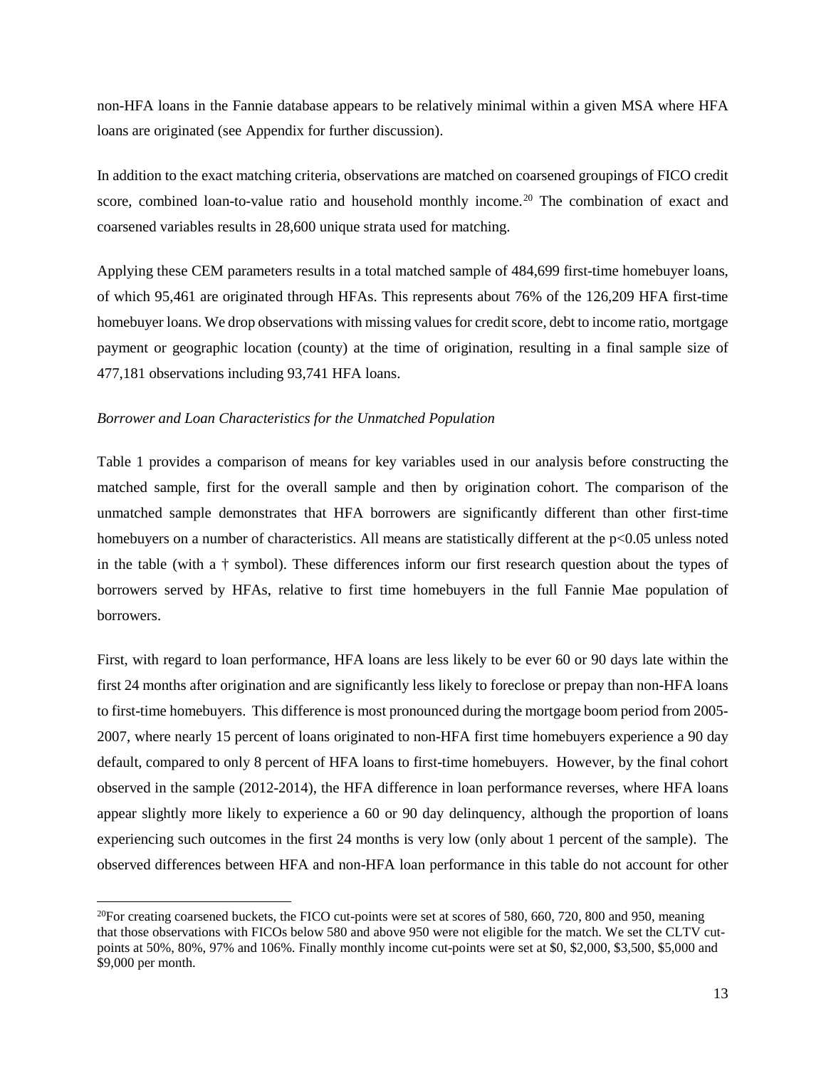non-HFA loans in the Fannie database appears to be relatively minimal within a given MSA where HFA loans are originated (see Appendix for further discussion).

In addition to the exact matching criteria, observations are matched on coarsened groupings of FICO credit score, combined loan-to-value ratio and household monthly income.[20] The combination of exact and coarsened variables results in 28,600 unique strata used for matching.

Applying these CEM parameters results in a total matched sample of 484,699 first-time homebuyer loans, of which 95,461 are originated through HFAs. This represents about 76% of the 126,209 HFA first-time homebuyer loans. We drop observations with missing values for credit score, debt to income ratio, mortgage payment or geographic location (county) at the time of origination, resulting in a final sample size of 477,181 observations including 93,741 HFA loans.

*Borrower and Loan Characteristics for the Unmatched Population*

Table 1 provides a comparison of means for key variables used in our analysis before constructing the matched sample, first for the overall sample and then by origination cohort. The comparison of the unmatched sample demonstrates that HFA borrowers are significantly different than other first-time homebuyers on a number of characteristics. All means are statistically different at the $p<0.05$ unless noted in the table (with a † symbol). These differences inform our first research question about the types of borrowers served by HFAs, relative to first time homebuyers in the full Fannie Mae population of borrowers.

First, with regard to loan performance, HFA loans are less likely to be ever 60 or 90 days late within the first 24 months after origination and are significantly less likely to foreclose or prepay than non-HFA loans to first-time homebuyers. This difference is most pronounced during the mortgage boom period from 2005-2007, where nearly 15 percent of loans originated to non-HFA first time homebuyers experience a 90 day default, compared to only 8 percent of HFA loans to first-time homebuyers. However, by the final cohort observed in the sample (2012-2014), the HFA difference in loan performance reverses, where HFA loans appear slightly more likely to experience a 60 or 90 day delinquency, although the proportion of loans experiencing such outcomes in the first 24 months is very low (only about 1 percent of the sample). The observed differences between HFA and non-HFA loan performance in this table do not account for other

[20] For creating coarsened buckets, the FICO cut-points were set at scores of 580, 660, 720, 800 and 950, meaning that those observations with FICOs below 580 and above 950 were not eligible for the match. We set the CLTV cut-points at 50%, 80%, 97% and 106%. Finally monthly income cut-points were set at \$0, \$2,000, \$3,500, \$5,000 and \$9,000 per month.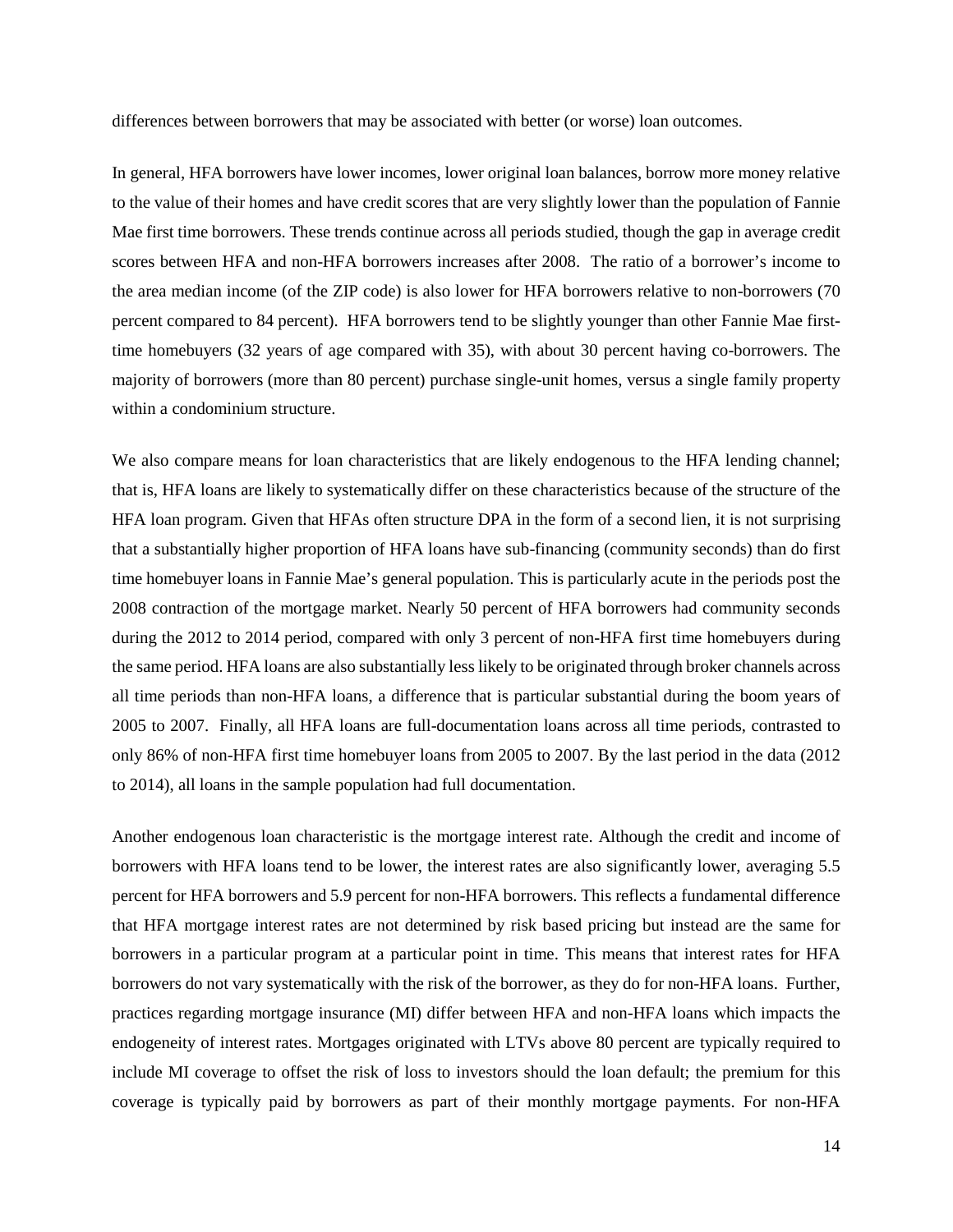differences between borrowers that may be associated with better (or worse) loan outcomes.

In general, HFA borrowers have lower incomes, lower original loan balances, borrow more money relative to the value of their homes and have credit scores that are very slightly lower than the population of Fannie Mae first time borrowers. These trends continue across all periods studied, though the gap in average credit scores between HFA and non-HFA borrowers increases after 2008. The ratio of a borrower's income to the area median income (of the ZIP code) is also lower for HFA borrowers relative to non-borrowers (70 percent compared to 84 percent). HFA borrowers tend to be slightly younger than other Fannie Mae first-time homebuyers (32 years of age compared with 35), with about 30 percent having co-borrowers. The majority of borrowers (more than 80 percent) purchase single-unit homes, versus a single family property within a condominium structure.

We also compare means for loan characteristics that are likely endogenous to the HFA lending channel; that is, HFA loans are likely to systematically differ on these characteristics because of the structure of the HFA loan program. Given that HFAs often structure DPA in the form of a second lien, it is not surprising that a substantially higher proportion of HFA loans have sub-financing (community seconds) than do first time homebuyer loans in Fannie Mae's general population. This is particularly acute in the periods post the 2008 contraction of the mortgage market. Nearly 50 percent of HFA borrowers had community seconds during the 2012 to 2014 period, compared with only 3 percent of non-HFA first time homebuyers during the same period. HFA loans are also substantially less likely to be originated through broker channels across all time periods than non-HFA loans, a difference that is particular substantial during the boom years of 2005 to 2007. Finally, all HFA loans are full-documentation loans across all time periods, contrasted to only 86% of non-HFA first time homebuyer loans from 2005 to 2007. By the last period in the data (2012 to 2014), all loans in the sample population had full documentation.

Another endogenous loan characteristic is the mortgage interest rate. Although the credit and income of borrowers with HFA loans tend to be lower, the interest rates are also significantly lower, averaging 5.5 percent for HFA borrowers and 5.9 percent for non-HFA borrowers. This reflects a fundamental difference that HFA mortgage interest rates are not determined by risk based pricing but instead are the same for borrowers in a particular program at a particular point in time. This means that interest rates for HFA borrowers do not vary systematically with the risk of the borrower, as they do for non-HFA loans. Further, practices regarding mortgage insurance (MI) differ between HFA and non-HFA loans which impacts the endogeneity of interest rates. Mortgages originated with LTVs above 80 percent are typically required to include MI coverage to offset the risk of loss to investors should the loan default; the premium for this coverage is typically paid by borrowers as part of their monthly mortgage payments. For non-HFA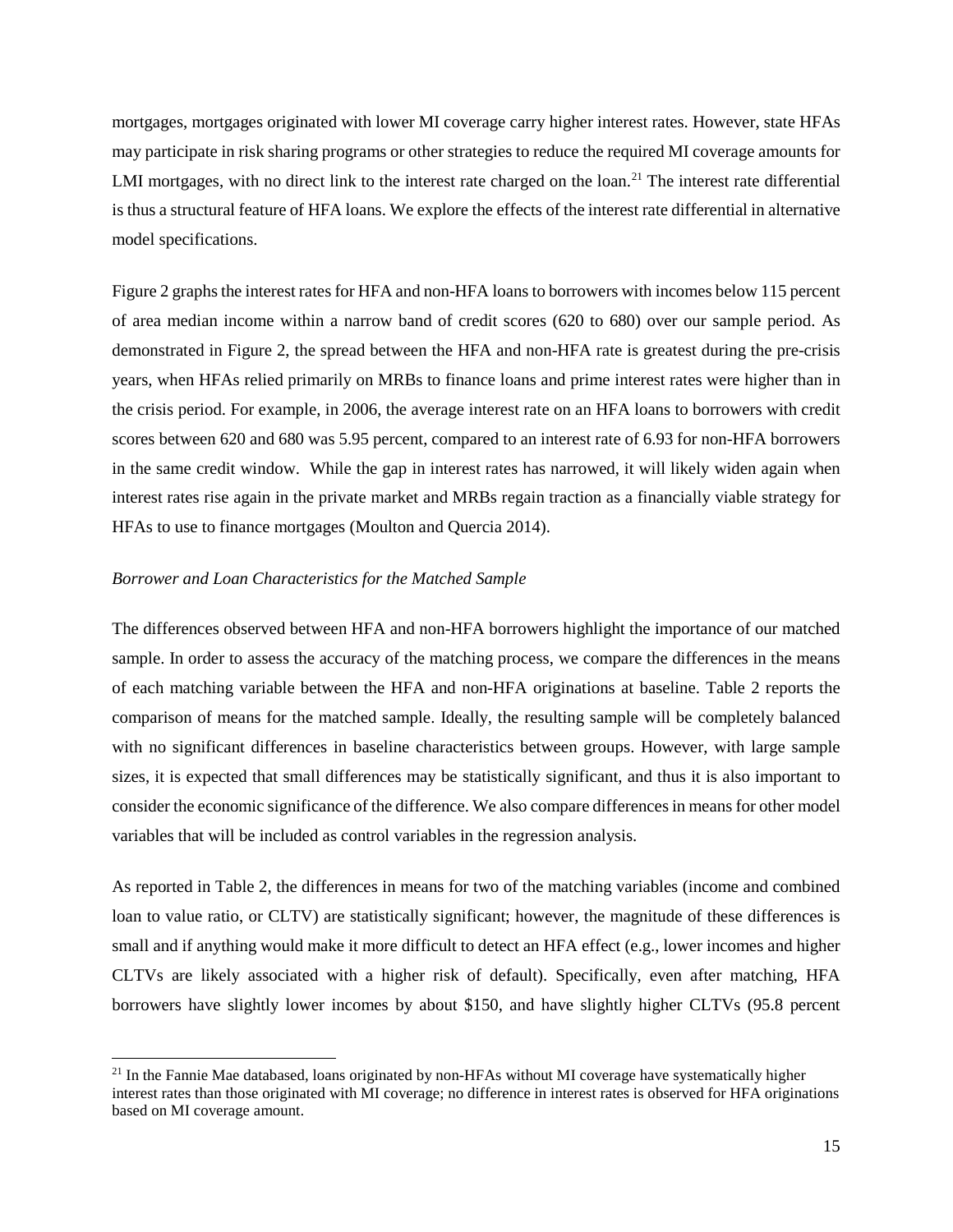mortgages, mortgages originated with lower MI coverage carry higher interest rates. However, state HFAs may participate in risk sharing programs or other strategies to reduce the required MI coverage amounts for LMI mortgages, with no direct link to the interest rate charged on the loan.[21] The interest rate differential is thus a structural feature of HFA loans. We explore the effects of the interest rate differential in alternative model specifications.

Figure 2 graphs the interest rates for HFA and non-HFA loans to borrowers with incomes below 115 percent of area median income within a narrow band of credit scores (620 to 680) over our sample period. As demonstrated in Figure 2, the spread between the HFA and non-HFA rate is greatest during the pre-crisis years, when HFAs relied primarily on MRBs to finance loans and prime interest rates were higher than in the crisis period. For example, in 2006, the average interest rate on an HFA loans to borrowers with credit scores between 620 and 680 was 5.95 percent, compared to an interest rate of 6.93 for non-HFA borrowers in the same credit window. While the gap in interest rates has narrowed, it will likely widen again when interest rates rise again in the private market and MRBs regain traction as a financially viable strategy for HFAs to use to finance mortgages (Moulton and Quercia 2014).

*Borrower and Loan Characteristics for the Matched Sample*

The differences observed between HFA and non-HFA borrowers highlight the importance of our matched sample. In order to assess the accuracy of the matching process, we compare the differences in the means of each matching variable between the HFA and non-HFA originations at baseline. Table 2 reports the comparison of means for the matched sample. Ideally, the resulting sample will be completely balanced with no significant differences in baseline characteristics between groups. However, with large sample sizes, it is expected that small differences may be statistically significant, and thus it is also important to consider the economic significance of the difference. We also compare differences in means for other model variables that will be included as control variables in the regression analysis.

As reported in Table 2, the differences in means for two of the matching variables (income and combined loan to value ratio, or CLTV) are statistically significant; however, the magnitude of these differences is small and if anything would make it more difficult to detect an HFA effect (e.g., lower incomes and higher CLTVs are likely associated with a higher risk of default). Specifically, even after matching, HFA borrowers have slightly lower incomes by about $150, and have slightly higher CLTVs (95.8 percent

[21] In the Fannie Mae databased, loans originated by non-HFAs without MI coverage have systematically higher interest rates than those originated with MI coverage; no difference in interest rates is observed for HFA originations based on MI coverage amount.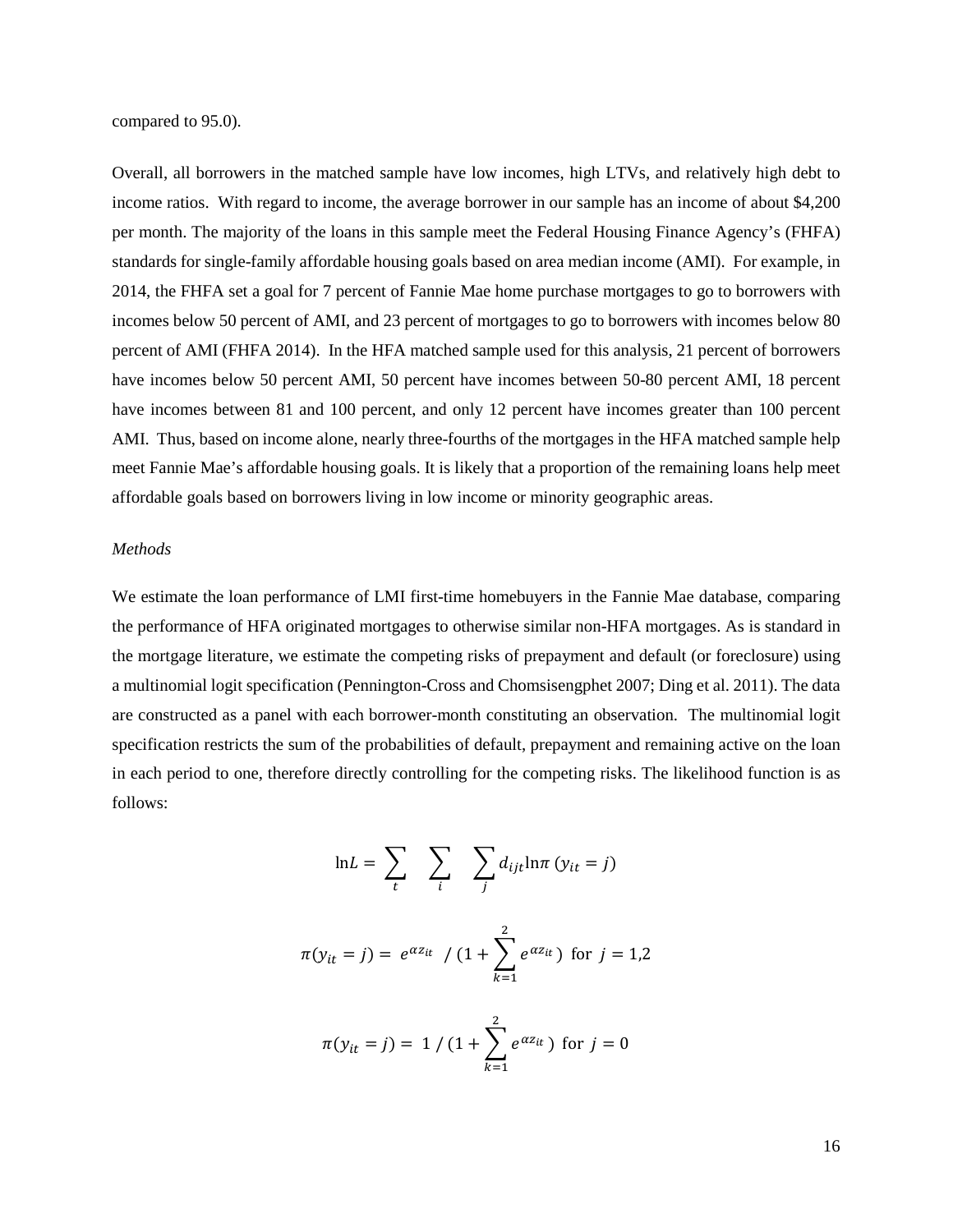compared to 95.0).

Overall, all borrowers in the matched sample have low incomes, high LTVs, and relatively high debt to income ratios. With regard to income, the average borrower in our sample has an income of about $4,200 per month. The majority of the loans in this sample meet the Federal Housing Finance Agency's (FHFA) standards for single-family affordable housing goals based on area median income (AMI). For example, in 2014, the FHFA set a goal for 7 percent of Fannie Mae home purchase mortgages to go to borrowers with incomes below 50 percent of AMI, and 23 percent of mortgages to go to borrowers with incomes below 80 percent of AMI (FHFA 2014). In the HFA matched sample used for this analysis, 21 percent of borrowers have incomes below 50 percent AMI, 50 percent have incomes between 50-80 percent AMI, 18 percent have incomes between 81 and 100 percent, and only 12 percent have incomes greater than 100 percent AMI. Thus, based on income alone, nearly three-fourths of the mortgages in the HFA matched sample help meet Fannie Mae's affordable housing goals. It is likely that a proportion of the remaining loans help meet affordable goals based on borrowers living in low income or minority geographic areas.

*Methods*

We estimate the loan performance of LMI first-time homebuyers in the Fannie Mae database, comparing the performance of HFA originated mortgages to otherwise similar non-HFA mortgages. As is standard in the mortgage literature, we estimate the competing risks of prepayment and default (or foreclosure) using a multinomial logit specification (Pennington-Cross and Chomsisengphet 2007; Ding et al. 2011). The data are constructed as a panel with each borrower-month constituting an observation. The multinomial logit specification restricts the sum of the probabilities of default, prepayment and remaining active on the loan in each period to one, therefore directly controlling for the competing risks. The likelihood function is as follows:

$$\ln L = \sum_{t} \sum_{i} \sum_{j} d_{ijt} \ln \pi \left( y_{it} = j \right)$$

$$\pi(y_{it} = j) = e^{\alpha z_{it}} \; / \left(1 + \sum_{k=1}^{2} e^{\alpha z_{it}}\right) \text{ for } j = 1,2$$

$$\pi(y_{it} = j) = 1 \; / \left(1 + \sum_{k=1}^{2} e^{\alpha z_{it}}\right) \text{ for } j = 0$$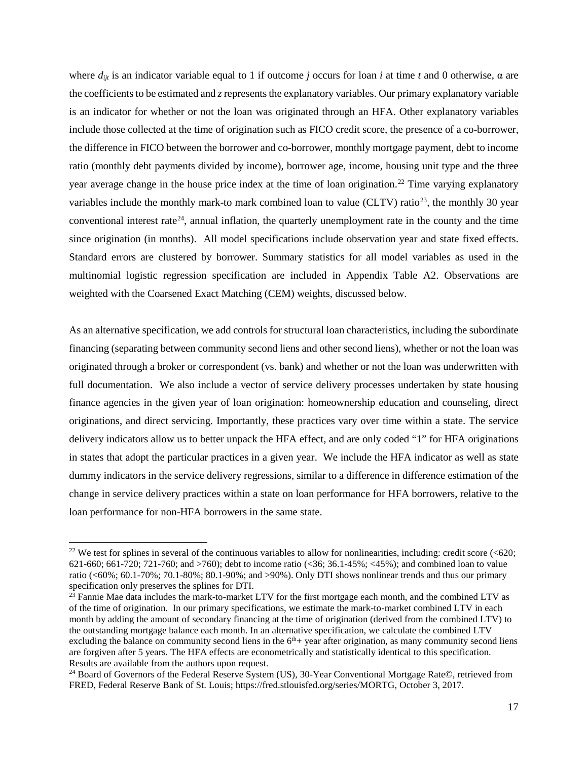where $d_{ijt}$ is an indicator variable equal to 1 if outcome $j$ occurs for loan $i$ at time $t$ and 0 otherwise, $\alpha$ are the coefficients to be estimated and $z$ represents the explanatory variables. Our primary explanatory variable is an indicator for whether or not the loan was originated through an HFA. Other explanatory variables include those collected at the time of origination such as FICO credit score, the presence of a co-borrower, the difference in FICO between the borrower and co-borrower, monthly mortgage payment, debt to income ratio (monthly debt payments divided by income), borrower age, income, housing unit type and the three year average change in the house price index at the time of loan origination.[22] Time varying explanatory variables include the monthly mark-to mark combined loan to value (CLTV) ratio[23], the monthly 30 year conventional interest rate[24], annual inflation, the quarterly unemployment rate in the county and the time since origination (in months). All model specifications include observation year and state fixed effects. Standard errors are clustered by borrower. Summary statistics for all model variables as used in the multinomial logistic regression specification are included in Appendix Table A2. Observations are weighted with the Coarsened Exact Matching (CEM) weights, discussed below.

As an alternative specification, we add controls for structural loan characteristics, including the subordinate financing (separating between community second liens and other second liens), whether or not the loan was originated through a broker or correspondent (vs. bank) and whether or not the loan was underwritten with full documentation. We also include a vector of service delivery processes undertaken by state housing finance agencies in the given year of loan origination: homeownership education and counseling, direct originations, and direct servicing. Importantly, these practices vary over time within a state. The service delivery indicators allow us to better unpack the HFA effect, and are only coded "1" for HFA originations in states that adopt the particular practices in a given year. We include the HFA indicator as well as state dummy indicators in the service delivery regressions, similar to a difference in difference estimation of the change in service delivery practices within a state on loan performance for HFA borrowers, relative to the loan performance for non-HFA borrowers in the same state.

---

[22] We test for splines in several of the continuous variables to allow for nonlinearities, including: credit score (<620; 621-660; 661-720; 721-760; and >760); debt to income ratio (<36; 36.1-45%; <45%); and combined loan to value ratio (<60%; 60.1-70%; 70.1-80%; 80.1-90%; and >90%). Only DTI shows nonlinear trends and thus our primary specification only preserves the splines for DTI.

[23] Fannie Mae data includes the mark-to-market LTV for the first mortgage each month, and the combined LTV as of the time of origination. In our primary specifications, we estimate the mark-to-market combined LTV in each month by adding the amount of secondary financing at the time of origination (derived from the combined LTV) to the outstanding mortgage balance each month. In an alternative specification, we calculate the combined LTV excluding the balance on community second liens in the 6th+ year after origination, as many community second liens are forgiven after 5 years. The HFA effects are econometrically and statistically identical to this specification. Results are available from the authors upon request.

[24] Board of Governors of the Federal Reserve System (US), 30-Year Conventional Mortgage Rate©, retrieved from FRED, Federal Reserve Bank of St. Louis; https://fred.stlouisfed.org/series/MORTG, October 3, 2017.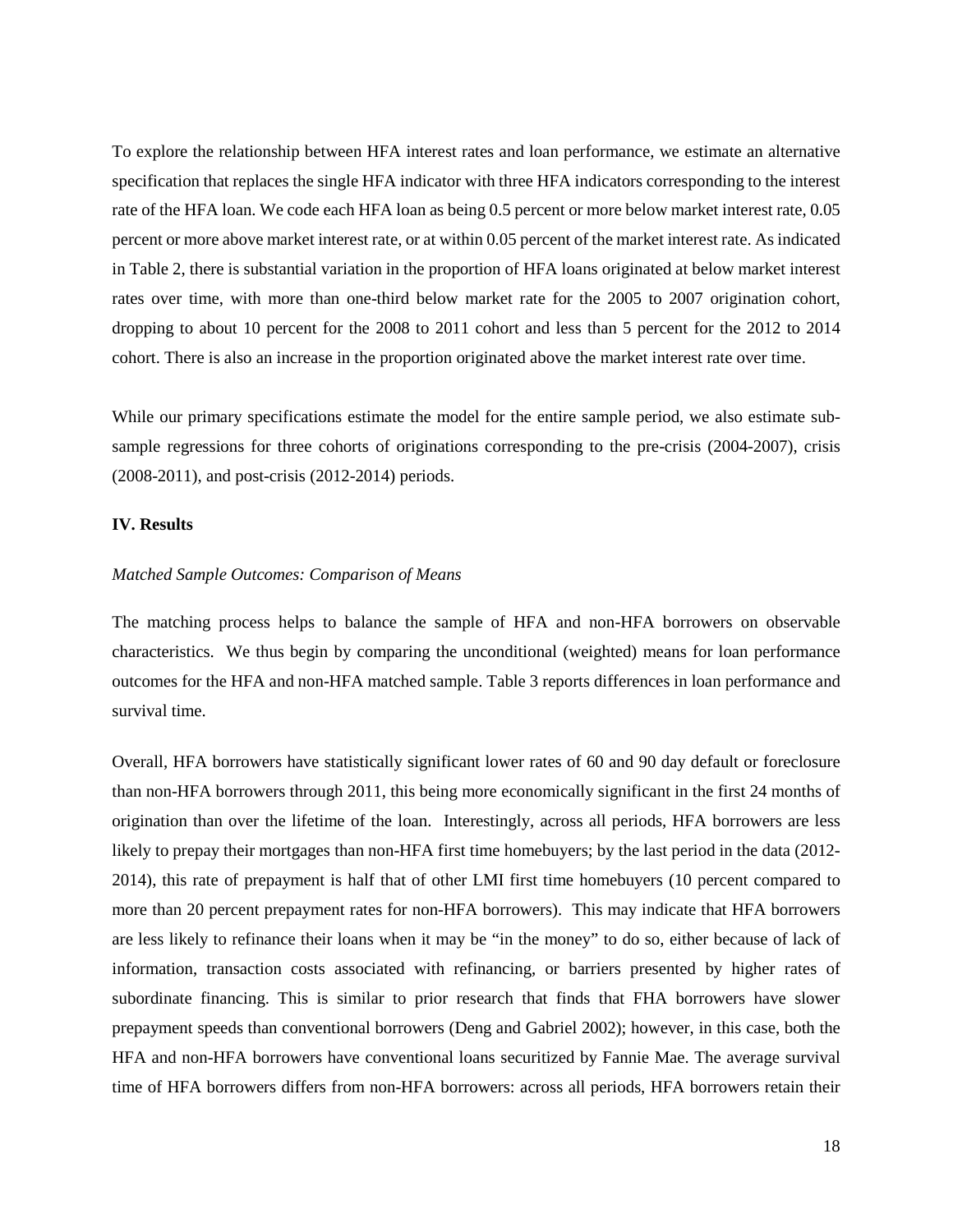To explore the relationship between HFA interest rates and loan performance, we estimate an alternative specification that replaces the single HFA indicator with three HFA indicators corresponding to the interest rate of the HFA loan. We code each HFA loan as being 0.5 percent or more below market interest rate, 0.05 percent or more above market interest rate, or at within 0.05 percent of the market interest rate. As indicated in Table 2, there is substantial variation in the proportion of HFA loans originated at below market interest rates over time, with more than one-third below market rate for the 2005 to 2007 origination cohort, dropping to about 10 percent for the 2008 to 2011 cohort and less than 5 percent for the 2012 to 2014 cohort. There is also an increase in the proportion originated above the market interest rate over time.

While our primary specifications estimate the model for the entire sample period, we also estimate sub-sample regressions for three cohorts of originations corresponding to the pre-crisis (2004-2007), crisis (2008-2011), and post-crisis (2012-2014) periods.

## IV. Results

*Matched Sample Outcomes: Comparison of Means*

The matching process helps to balance the sample of HFA and non-HFA borrowers on observable characteristics. We thus begin by comparing the unconditional (weighted) means for loan performance outcomes for the HFA and non-HFA matched sample. Table 3 reports differences in loan performance and survival time.

Overall, HFA borrowers have statistically significant lower rates of 60 and 90 day default or foreclosure than non-HFA borrowers through 2011, this being more economically significant in the first 24 months of origination than over the lifetime of the loan. Interestingly, across all periods, HFA borrowers are less likely to prepay their mortgages than non-HFA first time homebuyers; by the last period in the data (2012-2014), this rate of prepayment is half that of other LMI first time homebuyers (10 percent compared to more than 20 percent prepayment rates for non-HFA borrowers). This may indicate that HFA borrowers are less likely to refinance their loans when it may be "in the money" to do so, either because of lack of information, transaction costs associated with refinancing, or barriers presented by higher rates of subordinate financing. This is similar to prior research that finds that FHA borrowers have slower prepayment speeds than conventional borrowers (Deng and Gabriel 2002); however, in this case, both the HFA and non-HFA borrowers have conventional loans securitized by Fannie Mae. The average survival time of HFA borrowers differs from non-HFA borrowers: across all periods, HFA borrowers retain their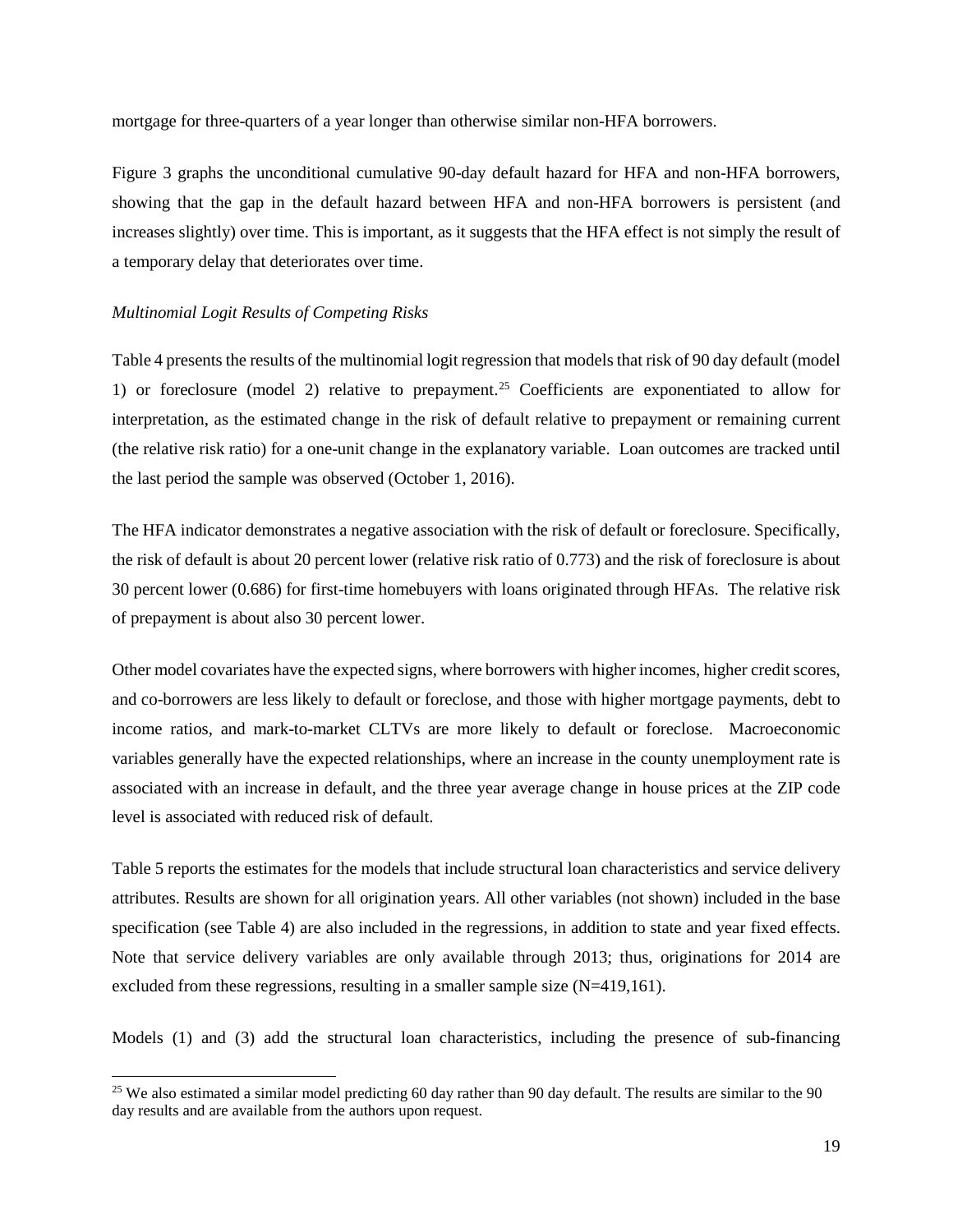mortgage for three-quarters of a year longer than otherwise similar non-HFA borrowers.

Figure 3 graphs the unconditional cumulative 90-day default hazard for HFA and non-HFA borrowers, showing that the gap in the default hazard between HFA and non-HFA borrowers is persistent (and increases slightly) over time. This is important, as it suggests that the HFA effect is not simply the result of a temporary delay that deteriorates over time.

*Multinomial Logit Results of Competing Risks*

Table 4 presents the results of the multinomial logit regression that models that risk of 90 day default (model 1) or foreclosure (model 2) relative to prepayment.[25] Coefficients are exponentiated to allow for interpretation, as the estimated change in the risk of default relative to prepayment or remaining current (the relative risk ratio) for a one-unit change in the explanatory variable. Loan outcomes are tracked until the last period the sample was observed (October 1, 2016).

The HFA indicator demonstrates a negative association with the risk of default or foreclosure. Specifically, the risk of default is about 20 percent lower (relative risk ratio of 0.773) and the risk of foreclosure is about 30 percent lower (0.686) for first-time homebuyers with loans originated through HFAs. The relative risk of prepayment is about also 30 percent lower.

Other model covariates have the expected signs, where borrowers with higher incomes, higher credit scores, and co-borrowers are less likely to default or foreclose, and those with higher mortgage payments, debt to income ratios, and mark-to-market CLTVs are more likely to default or foreclose. Macroeconomic variables generally have the expected relationships, where an increase in the county unemployment rate is associated with an increase in default, and the three year average change in house prices at the ZIP code level is associated with reduced risk of default.

Table 5 reports the estimates for the models that include structural loan characteristics and service delivery attributes. Results are shown for all origination years. All other variables (not shown) included in the base specification (see Table 4) are also included in the regressions, in addition to state and year fixed effects. Note that service delivery variables are only available through 2013; thus, originations for 2014 are excluded from these regressions, resulting in a smaller sample size (N=419,161).

Models (1) and (3) add the structural loan characteristics, including the presence of sub-financing

[25] We also estimated a similar model predicting 60 day rather than 90 day default. The results are similar to the 90 day results and are available from the authors upon request.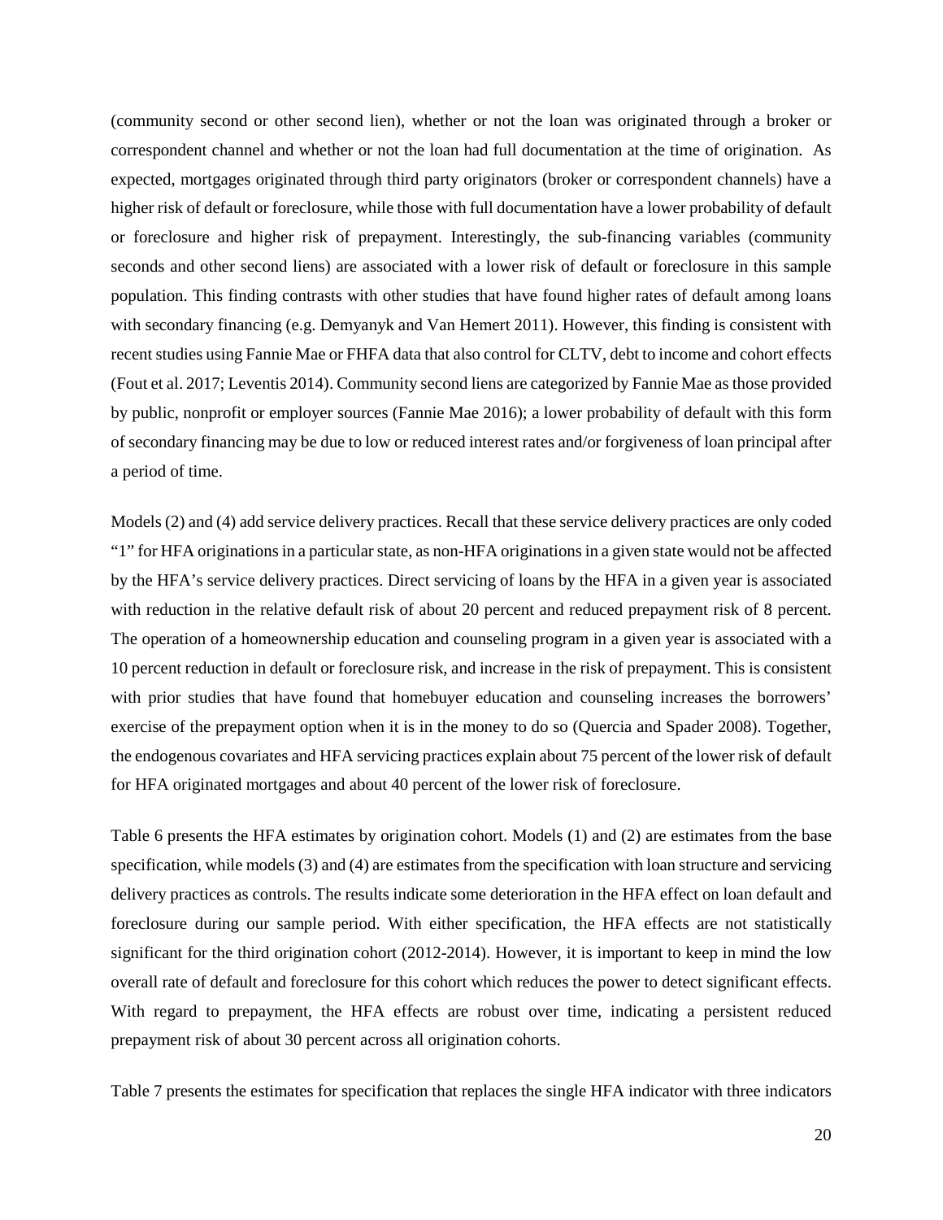(community second or other second lien), whether or not the loan was originated through a broker or correspondent channel and whether or not the loan had full documentation at the time of origination. As expected, mortgages originated through third party originators (broker or correspondent channels) have a higher risk of default or foreclosure, while those with full documentation have a lower probability of default or foreclosure and higher risk of prepayment. Interestingly, the sub-financing variables (community seconds and other second liens) are associated with a lower risk of default or foreclosure in this sample population. This finding contrasts with other studies that have found higher rates of default among loans with secondary financing (e.g. Demyanyk and Van Hemert 2011). However, this finding is consistent with recent studies using Fannie Mae or FHFA data that also control for CLTV, debt to income and cohort effects (Fout et al. 2017; Leventis 2014). Community second liens are categorized by Fannie Mae as those provided by public, nonprofit or employer sources (Fannie Mae 2016); a lower probability of default with this form of secondary financing may be due to low or reduced interest rates and/or forgiveness of loan principal after a period of time.

Models (2) and (4) add service delivery practices. Recall that these service delivery practices are only coded "1" for HFA originations in a particular state, as non-HFA originations in a given state would not be affected by the HFA's service delivery practices. Direct servicing of loans by the HFA in a given year is associated with reduction in the relative default risk of about 20 percent and reduced prepayment risk of 8 percent. The operation of a homeownership education and counseling program in a given year is associated with a 10 percent reduction in default or foreclosure risk, and increase in the risk of prepayment. This is consistent with prior studies that have found that homebuyer education and counseling increases the borrowers' exercise of the prepayment option when it is in the money to do so (Quercia and Spader 2008). Together, the endogenous covariates and HFA servicing practices explain about 75 percent of the lower risk of default for HFA originated mortgages and about 40 percent of the lower risk of foreclosure.

Table 6 presents the HFA estimates by origination cohort. Models (1) and (2) are estimates from the base specification, while models (3) and (4) are estimates from the specification with loan structure and servicing delivery practices as controls. The results indicate some deterioration in the HFA effect on loan default and foreclosure during our sample period. With either specification, the HFA effects are not statistically significant for the third origination cohort (2012-2014). However, it is important to keep in mind the low overall rate of default and foreclosure for this cohort which reduces the power to detect significant effects. With regard to prepayment, the HFA effects are robust over time, indicating a persistent reduced prepayment risk of about 30 percent across all origination cohorts.

Table 7 presents the estimates for specification that replaces the single HFA indicator with three indicators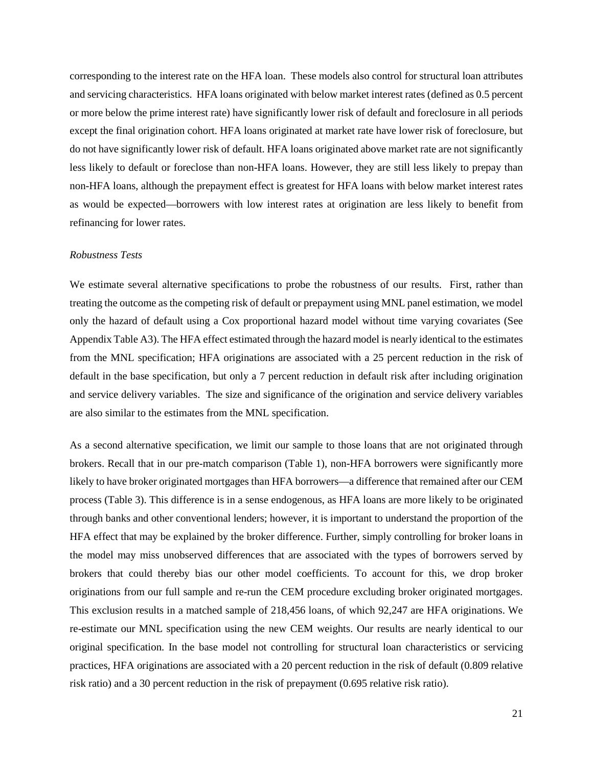corresponding to the interest rate on the HFA loan. These models also control for structural loan attributes and servicing characteristics. HFA loans originated with below market interest rates (defined as 0.5 percent or more below the prime interest rate) have significantly lower risk of default and foreclosure in all periods except the final origination cohort. HFA loans originated at market rate have lower risk of foreclosure, but do not have significantly lower risk of default. HFA loans originated above market rate are not significantly less likely to default or foreclose than non-HFA loans. However, they are still less likely to prepay than non-HFA loans, although the prepayment effect is greatest for HFA loans with below market interest rates as would be expected—borrowers with low interest rates at origination are less likely to benefit from refinancing for lower rates.

*Robustness Tests*

We estimate several alternative specifications to probe the robustness of our results. First, rather than treating the outcome as the competing risk of default or prepayment using MNL panel estimation, we model only the hazard of default using a Cox proportional hazard model without time varying covariates (See Appendix Table A3). The HFA effect estimated through the hazard model is nearly identical to the estimates from the MNL specification; HFA originations are associated with a 25 percent reduction in the risk of default in the base specification, but only a 7 percent reduction in default risk after including origination and service delivery variables. The size and significance of the origination and service delivery variables are also similar to the estimates from the MNL specification.

As a second alternative specification, we limit our sample to those loans that are not originated through brokers. Recall that in our pre-match comparison (Table 1), non-HFA borrowers were significantly more likely to have broker originated mortgages than HFA borrowers—a difference that remained after our CEM process (Table 3). This difference is in a sense endogenous, as HFA loans are more likely to be originated through banks and other conventional lenders; however, it is important to understand the proportion of the HFA effect that may be explained by the broker difference. Further, simply controlling for broker loans in the model may miss unobserved differences that are associated with the types of borrowers served by brokers that could thereby bias our other model coefficients. To account for this, we drop broker originations from our full sample and re-run the CEM procedure excluding broker originated mortgages. This exclusion results in a matched sample of 218,456 loans, of which 92,247 are HFA originations. We re-estimate our MNL specification using the new CEM weights. Our results are nearly identical to our original specification. In the base model not controlling for structural loan characteristics or servicing practices, HFA originations are associated with a 20 percent reduction in the risk of default (0.809 relative risk ratio) and a 30 percent reduction in the risk of prepayment (0.695 relative risk ratio).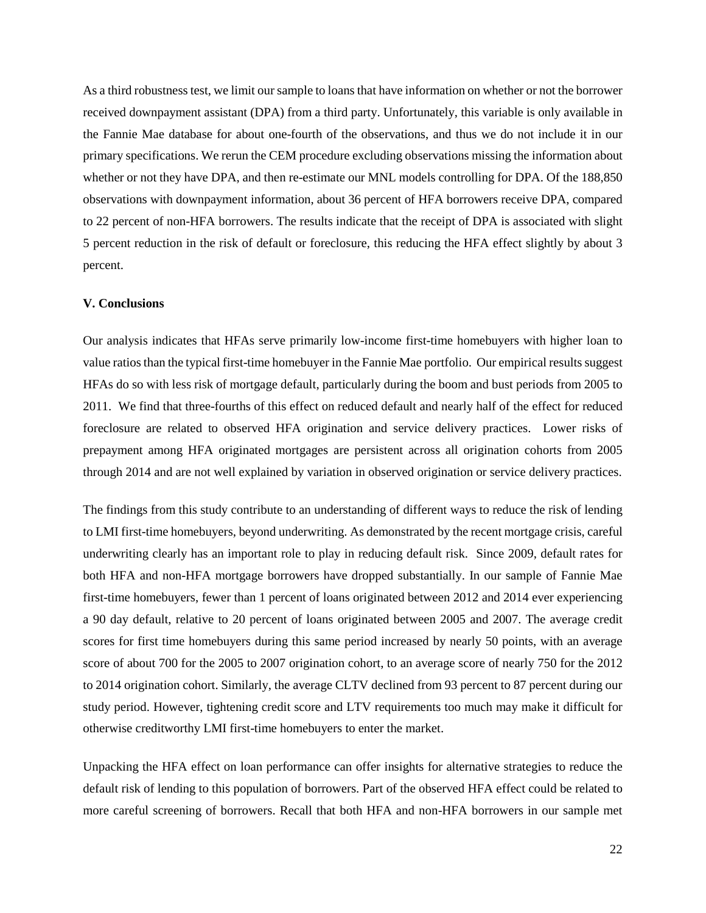As a third robustness test, we limit our sample to loans that have information on whether or not the borrower received downpayment assistant (DPA) from a third party. Unfortunately, this variable is only available in the Fannie Mae database for about one-fourth of the observations, and thus we do not include it in our primary specifications. We rerun the CEM procedure excluding observations missing the information about whether or not they have DPA, and then re-estimate our MNL models controlling for DPA. Of the 188,850 observations with downpayment information, about 36 percent of HFA borrowers receive DPA, compared to 22 percent of non-HFA borrowers. The results indicate that the receipt of DPA is associated with slight 5 percent reduction in the risk of default or foreclosure, this reducing the HFA effect slightly by about 3 percent.

### V. Conclusions

Our analysis indicates that HFAs serve primarily low-income first-time homebuyers with higher loan to value ratios than the typical first-time homebuyer in the Fannie Mae portfolio. Our empirical results suggest HFAs do so with less risk of mortgage default, particularly during the boom and bust periods from 2005 to 2011. We find that three-fourths of this effect on reduced default and nearly half of the effect for reduced foreclosure are related to observed HFA origination and service delivery practices. Lower risks of prepayment among HFA originated mortgages are persistent across all origination cohorts from 2005 through 2014 and are not well explained by variation in observed origination or service delivery practices.

The findings from this study contribute to an understanding of different ways to reduce the risk of lending to LMI first-time homebuyers, beyond underwriting. As demonstrated by the recent mortgage crisis, careful underwriting clearly has an important role to play in reducing default risk. Since 2009, default rates for both HFA and non-HFA mortgage borrowers have dropped substantially. In our sample of Fannie Mae first-time homebuyers, fewer than 1 percent of loans originated between 2012 and 2014 ever experiencing a 90 day default, relative to 20 percent of loans originated between 2005 and 2007. The average credit scores for first time homebuyers during this same period increased by nearly 50 points, with an average score of about 700 for the 2005 to 2007 origination cohort, to an average score of nearly 750 for the 2012 to 2014 origination cohort. Similarly, the average CLTV declined from 93 percent to 87 percent during our study period. However, tightening credit score and LTV requirements too much may make it difficult for otherwise creditworthy LMI first-time homebuyers to enter the market.

Unpacking the HFA effect on loan performance can offer insights for alternative strategies to reduce the default risk of lending to this population of borrowers. Part of the observed HFA effect could be related to more careful screening of borrowers. Recall that both HFA and non-HFA borrowers in our sample met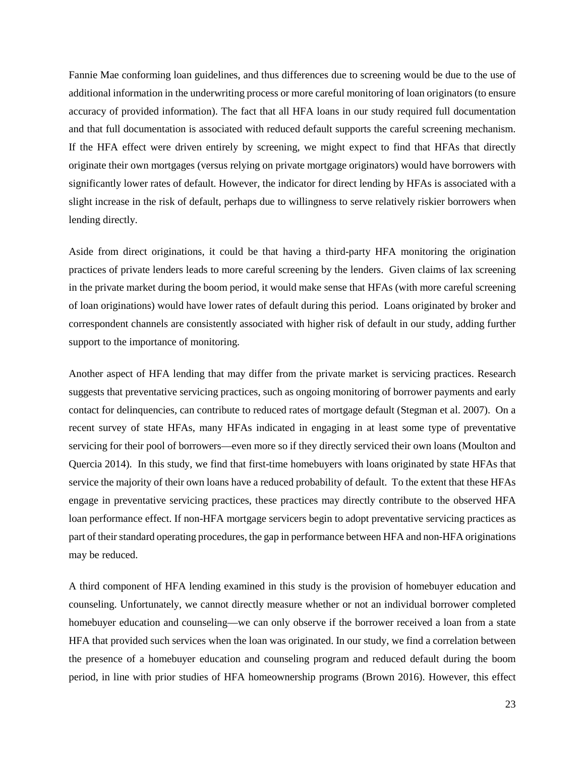Fannie Mae conforming loan guidelines, and thus differences due to screening would be due to the use of additional information in the underwriting process or more careful monitoring of loan originators (to ensure accuracy of provided information). The fact that all HFA loans in our study required full documentation and that full documentation is associated with reduced default supports the careful screening mechanism. If the HFA effect were driven entirely by screening, we might expect to find that HFAs that directly originate their own mortgages (versus relying on private mortgage originators) would have borrowers with significantly lower rates of default. However, the indicator for direct lending by HFAs is associated with a slight increase in the risk of default, perhaps due to willingness to serve relatively riskier borrowers when lending directly.

Aside from direct originations, it could be that having a third-party HFA monitoring the origination practices of private lenders leads to more careful screening by the lenders. Given claims of lax screening in the private market during the boom period, it would make sense that HFAs (with more careful screening of loan originations) would have lower rates of default during this period. Loans originated by broker and correspondent channels are consistently associated with higher risk of default in our study, adding further support to the importance of monitoring.

Another aspect of HFA lending that may differ from the private market is servicing practices. Research suggests that preventative servicing practices, such as ongoing monitoring of borrower payments and early contact for delinquencies, can contribute to reduced rates of mortgage default (Stegman et al. 2007). On a recent survey of state HFAs, many HFAs indicated in engaging in at least some type of preventative servicing for their pool of borrowers—even more so if they directly serviced their own loans (Moulton and Quercia 2014). In this study, we find that first-time homebuyers with loans originated by state HFAs that service the majority of their own loans have a reduced probability of default. To the extent that these HFAs engage in preventative servicing practices, these practices may directly contribute to the observed HFA loan performance effect. If non-HFA mortgage servicers begin to adopt preventative servicing practices as part of their standard operating procedures, the gap in performance between HFA and non-HFA originations may be reduced.

A third component of HFA lending examined in this study is the provision of homebuyer education and counseling. Unfortunately, we cannot directly measure whether or not an individual borrower completed homebuyer education and counseling—we can only observe if the borrower received a loan from a state HFA that provided such services when the loan was originated. In our study, we find a correlation between the presence of a homebuyer education and counseling program and reduced default during the boom period, in line with prior studies of HFA homeownership programs (Brown 2016). However, this effect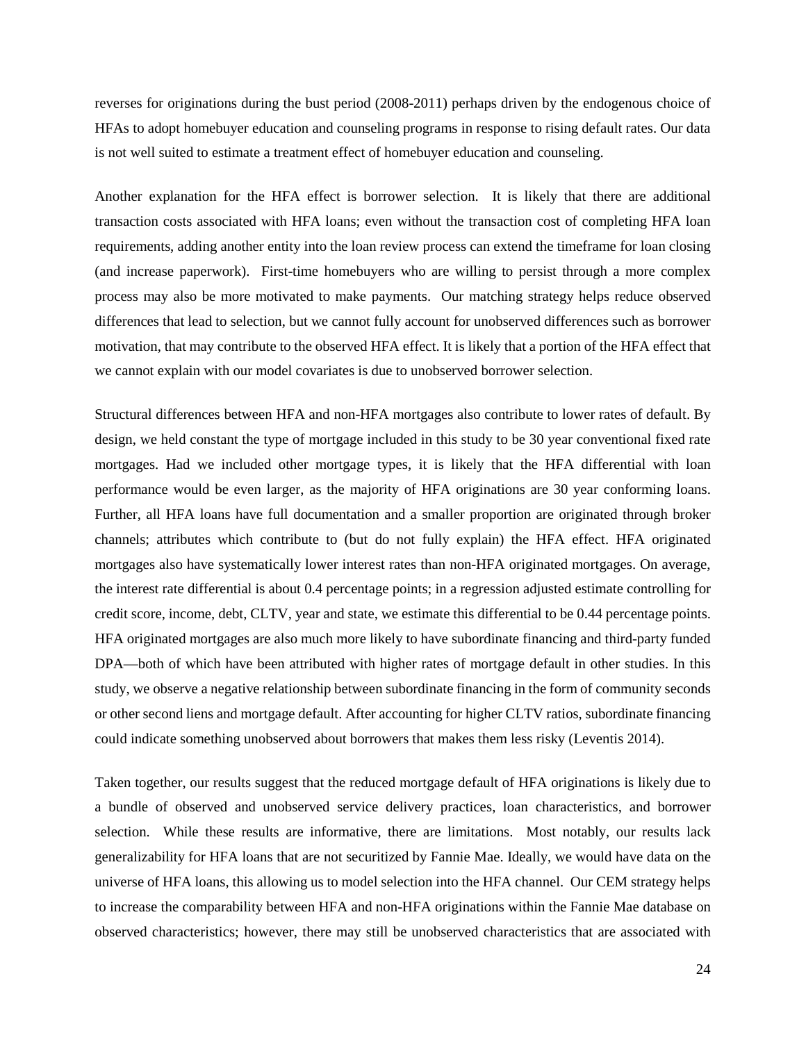reverses for originations during the bust period (2008-2011) perhaps driven by the endogenous choice of HFAs to adopt homebuyer education and counseling programs in response to rising default rates. Our data is not well suited to estimate a treatment effect of homebuyer education and counseling.

Another explanation for the HFA effect is borrower selection. It is likely that there are additional transaction costs associated with HFA loans; even without the transaction cost of completing HFA loan requirements, adding another entity into the loan review process can extend the timeframe for loan closing (and increase paperwork). First-time homebuyers who are willing to persist through a more complex process may also be more motivated to make payments. Our matching strategy helps reduce observed differences that lead to selection, but we cannot fully account for unobserved differences such as borrower motivation, that may contribute to the observed HFA effect. It is likely that a portion of the HFA effect that we cannot explain with our model covariates is due to unobserved borrower selection.

Structural differences between HFA and non-HFA mortgages also contribute to lower rates of default. By design, we held constant the type of mortgage included in this study to be 30 year conventional fixed rate mortgages. Had we included other mortgage types, it is likely that the HFA differential with loan performance would be even larger, as the majority of HFA originations are 30 year conforming loans. Further, all HFA loans have full documentation and a smaller proportion are originated through broker channels; attributes which contribute to (but do not fully explain) the HFA effect. HFA originated mortgages also have systematically lower interest rates than non-HFA originated mortgages. On average, the interest rate differential is about 0.4 percentage points; in a regression adjusted estimate controlling for credit score, income, debt, CLTV, year and state, we estimate this differential to be 0.44 percentage points. HFA originated mortgages are also much more likely to have subordinate financing and third-party funded DPA—both of which have been attributed with higher rates of mortgage default in other studies. In this study, we observe a negative relationship between subordinate financing in the form of community seconds or other second liens and mortgage default. After accounting for higher CLTV ratios, subordinate financing could indicate something unobserved about borrowers that makes them less risky (Leventis 2014).

Taken together, our results suggest that the reduced mortgage default of HFA originations is likely due to a bundle of observed and unobserved service delivery practices, loan characteristics, and borrower selection. While these results are informative, there are limitations. Most notably, our results lack generalizability for HFA loans that are not securitized by Fannie Mae. Ideally, we would have data on the universe of HFA loans, this allowing us to model selection into the HFA channel. Our CEM strategy helps to increase the comparability between HFA and non-HFA originations within the Fannie Mae database on observed characteristics; however, there may still be unobserved characteristics that are associated with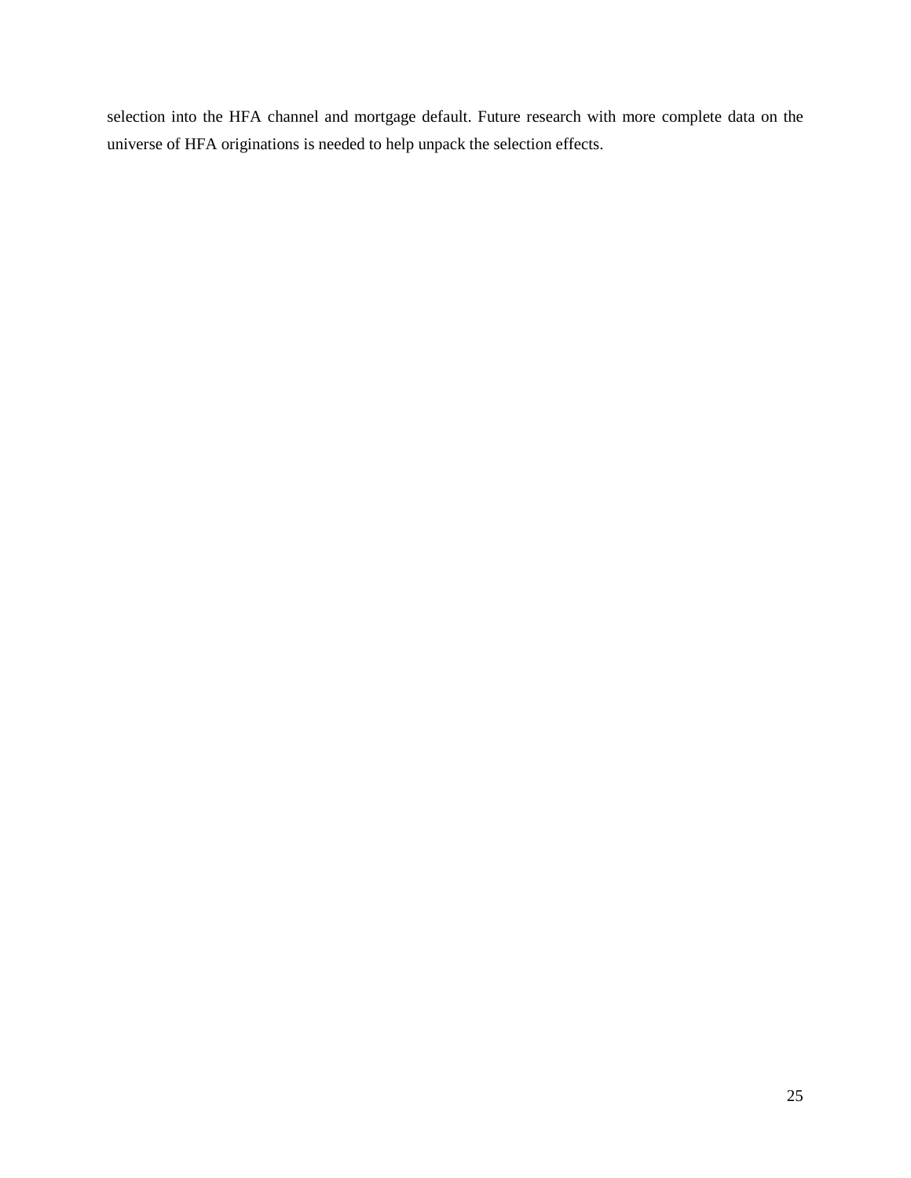selection into the HFA channel and mortgage default. Future research with more complete data on the universe of HFA originations is needed to help unpack the selection effects.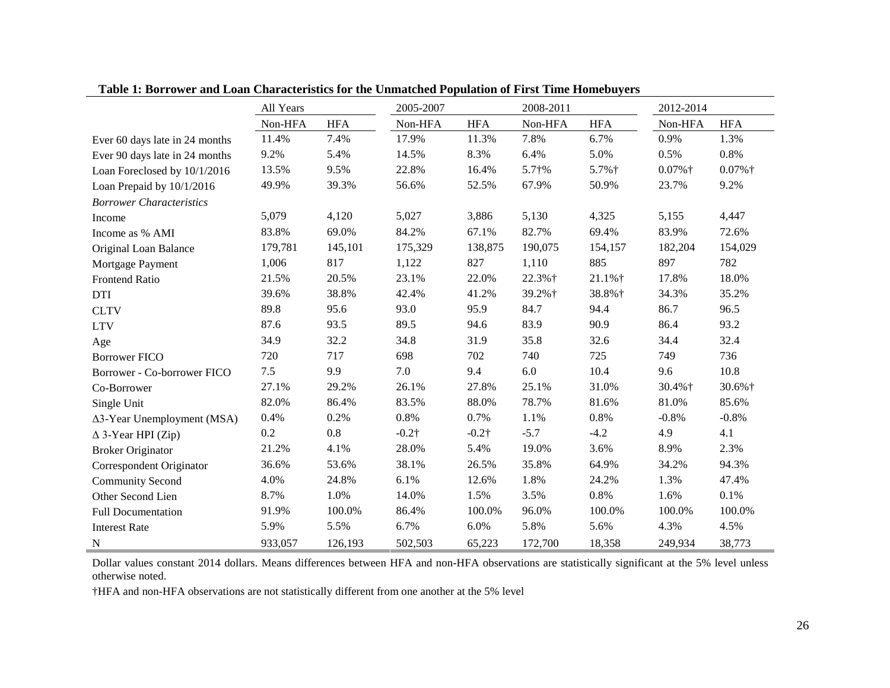**Table 1: Borrower and Loan Characteristics for the Unmatched Population of First Time Homebuyers**

| | All Years | | 2005-2007 | | 2008-2011 | | 2012-2014 | |
|---|---|---|---|---|---|---|---|---|
| | Non-HFA | HFA | Non-HFA | HFA | Non-HFA | HFA | Non-HFA | HFA |
| Ever 60 days late in 24 months | 11.4% | 7.4% | 17.9% | 11.3% | 7.8% | 6.7% | 0.9% | 1.3% |
| Ever 90 days late in 24 months | 9.2% | 5.4% | 14.5% | 8.3% | 6.4% | 5.0% | 0.5% | 0.8% |
| Loan Foreclosed by 10/1/2016 | 13.5% | 9.5% | 22.8% | 16.4% | 5.7†% | 5.7%† | 0.07%† | 0.07%† |
| Loan Prepaid by 10/1/2016 | 49.9% | 39.3% | 56.6% | 52.5% | 67.9% | 50.9% | 23.7% | 9.2% |
| *Borrower Characteristics* | | | | | | | | |
| Income | 5,079 | 4,120 | 5,027 | 3,886 | 5,130 | 4,325 | 5,155 | 4,447 |
| Income as % AMI | 83.8% | 69.0% | 84.2% | 67.1% | 82.7% | 69.4% | 83.9% | 72.6% |
| Original Loan Balance | 179,781 | 145,101 | 175,329 | 138,875 | 190,075 | 154,157 | 182,204 | 154,029 |
| Mortgage Payment | 1,006 | 817 | 1,122 | 827 | 1,110 | 885 | 897 | 782 |
| Frontend Ratio | 21.5% | 20.5% | 23.1% | 22.0% | 22.3%† | 21.1%† | 17.8% | 18.0% |
| DTI | 39.6% | 38.8% | 42.4% | 41.2% | 39.2%† | 38.8%† | 34.3% | 35.2% |
| CLTV | 89.8 | 95.6 | 93.0 | 95.9 | 84.7 | 94.4 | 86.7 | 96.5 |
| LTV | 87.6 | 93.5 | 89.5 | 94.6 | 83.9 | 90.9 | 86.4 | 93.2 |
| Age | 34.9 | 32.2 | 34.8 | 31.9 | 35.8 | 32.6 | 34.4 | 32.4 |
| Borrower FICO | 720 | 717 | 698 | 702 | 740 | 725 | 749 | 736 |
| Borrower - Co-borrower FICO | 7.5 | 9.9 | 7.0 | 9.4 | 6.0 | 10.4 | 9.6 | 10.8 |
| Co-Borrower | 27.1% | 29.2% | 26.1% | 27.8% | 25.1% | 31.0% | 30.4%† | 30.6%† |
| Single Unit | 82.0% | 86.4% | 83.5% | 88.0% | 78.7% | 81.6% | 81.0% | 85.6% |
| $\Delta$3-Year Unemployment (MSA) | 0.4% | 0.2% | 0.8% | 0.7% | 1.1% | 0.8% | -0.8% | -0.8% |
| $\Delta$ 3-Year HPI (Zip) | 0.2 | 0.8 | -0.2† | -0.2† | -5.7 | -4.2 | 4.9 | 4.1 |
| Broker Originator | 21.2% | 4.1% | 28.0% | 5.4% | 19.0% | 3.6% | 8.9% | 2.3% |
| Correspondent Originator | 36.6% | 53.6% | 38.1% | 26.5% | 35.8% | 64.9% | 34.2% | 94.3% |
| Community Second | 4.0% | 24.8% | 6.1% | 12.6% | 1.8% | 24.2% | 1.3% | 47.4% |
| Other Second Lien | 8.7% | 1.0% | 14.0% | 1.5% | 3.5% | 0.8% | 1.6% | 0.1% |
| Full Documentation | 91.9% | 100.0% | 86.4% | 100.0% | 96.0% | 100.0% | 100.0% | 100.0% |
| Interest Rate | 5.9% | 5.5% | 6.7% | 6.0% | 5.8% | 5.6% | 4.3% | 4.5% |
| N | 933,057 | 126,193 | 502,503 | 65,223 | 172,700 | 18,358 | 249,934 | 38,773 |

Dollar values constant 2014 dollars. Means differences between HFA and non-HFA observations are statistically significant at the 5% level unless otherwise noted.

†HFA and non-HFA observations are not statistically different from one another at the 5% level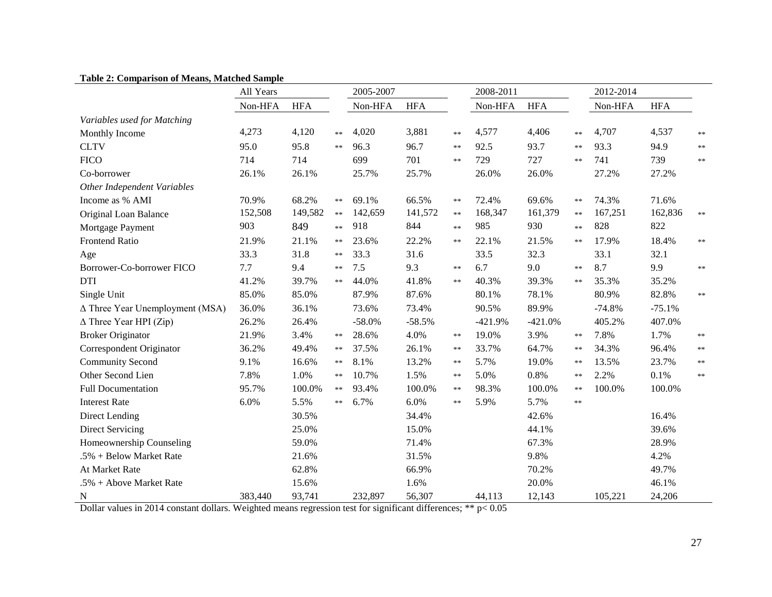**Table 2: Comparison of Means, Matched Sample**

| | All Years | | | 2005-2007 | | | 2008-2011 | | | 2012-2014 | | |
|---|---|---|---|---|---|---|---|---|---|---|---|---|
| | Non-HFA | HFA | | Non-HFA | HFA | | Non-HFA | HFA | | Non-HFA | HFA | |
| *Variables used for Matching* | | | | | | | | | | | | |
| Monthly Income | 4,273 | 4,120 | ** | 4,020 | 3,881 | ** | 4,577 | 4,406 | ** | 4,707 | 4,537 | ** |
| CLTV | 95.0 | 95.8 | ** | 96.3 | 96.7 | ** | 92.5 | 93.7 | ** | 93.3 | 94.9 | ** |
| FICO | 714 | 714 | | 699 | 701 | ** | 729 | 727 | ** | 741 | 739 | ** |
| Co-borrower | 26.1% | 26.1% | | 25.7% | 25.7% | | 26.0% | 26.0% | | 27.2% | 27.2% | |
| *Other Independent Variables* | | | | | | | | | | | | |
| Income as % AMI | 70.9% | 68.2% | ** | 69.1% | 66.5% | ** | 72.4% | 69.6% | ** | 74.3% | 71.6% | |
| Original Loan Balance | 152,508 | 149,582 | ** | 142,659 | 141,572 | ** | 168,347 | 161,379 | ** | 167,251 | 162,836 | ** |
| Mortgage Payment | 903 | 849 | ** | 918 | 844 | ** | 985 | 930 | ** | 828 | 822 | |
| Frontend Ratio | 21.9% | 21.1% | ** | 23.6% | 22.2% | ** | 22.1% | 21.5% | ** | 17.9% | 18.4% | ** |
| Age | 33.3 | 31.8 | ** | 33.3 | 31.6 | | 33.5 | 32.3 | | 33.1 | 32.1 | |
| Borrower-Co-borrower FICO | 7.7 | 9.4 | ** | 7.5 | 9.3 | ** | 6.7 | 9.0 | ** | 8.7 | 9.9 | ** |
| DTI | 41.2% | 39.7% | ** | 44.0% | 41.8% | ** | 40.3% | 39.3% | ** | 35.3% | 35.2% | |
| Single Unit | 85.0% | 85.0% | | 87.9% | 87.6% | | 80.1% | 78.1% | | 80.9% | 82.8% | ** |
| Δ Three Year Unemployment (MSA) | 36.0% | 36.1% | | 73.6% | 73.4% | | 90.5% | 89.9% | | -74.8% | -75.1% | |
| Δ Three Year HPI (Zip) | 26.2% | 26.4% | | -58.0% | -58.5% | | -421.9% | -421.0% | | 405.2% | 407.0% | |
| Broker Originator | 21.9% | 3.4% | ** | 28.6% | 4.0% | ** | 19.0% | 3.9% | ** | 7.8% | 1.7% | ** |
| Correspondent Originator | 36.2% | 49.4% | ** | 37.5% | 26.1% | ** | 33.7% | 64.7% | ** | 34.3% | 96.4% | ** |
| Community Second | 9.1% | 16.6% | ** | 8.1% | 13.2% | ** | 5.7% | 19.0% | ** | 13.5% | 23.7% | ** |
| Other Second Lien | 7.8% | 1.0% | ** | 10.7% | 1.5% | ** | 5.0% | 0.8% | ** | 2.2% | 0.1% | ** |
| Full Documentation | 95.7% | 100.0% | ** | 93.4% | 100.0% | ** | 98.3% | 100.0% | ** | 100.0% | 100.0% | |
| Interest Rate | 6.0% | 5.5% | ** | 6.7% | 6.0% | ** | 5.9% | 5.7% | ** | | | |
| Direct Lending | | 30.5% | | | 34.4% | | | 42.6% | | | 16.4% | |
| Direct Servicing | | 25.0% | | | 15.0% | | | 44.1% | | | 39.6% | |
| Homeownership Counseling | | 59.0% | | | 71.4% | | | 67.3% | | | 28.9% | |
| .5% + Below Market Rate | | 21.6% | | | 31.5% | | | 9.8% | | | 4.2% | |
| At Market Rate | | 62.8% | | | 66.9% | | | 70.2% | | | 49.7% | |
| .5% + Above Market Rate | | 15.6% | | | 1.6% | | | 20.0% | | | 46.1% | |
| N | 383,440 | 93,741 | | 232,897 | 56,307 | | 44,113 | 12,143 | | 105,221 | 24,206 | |

Dollar values in 2014 constant dollars. Weighted means regression test for significant differences; ** $p < 0.05$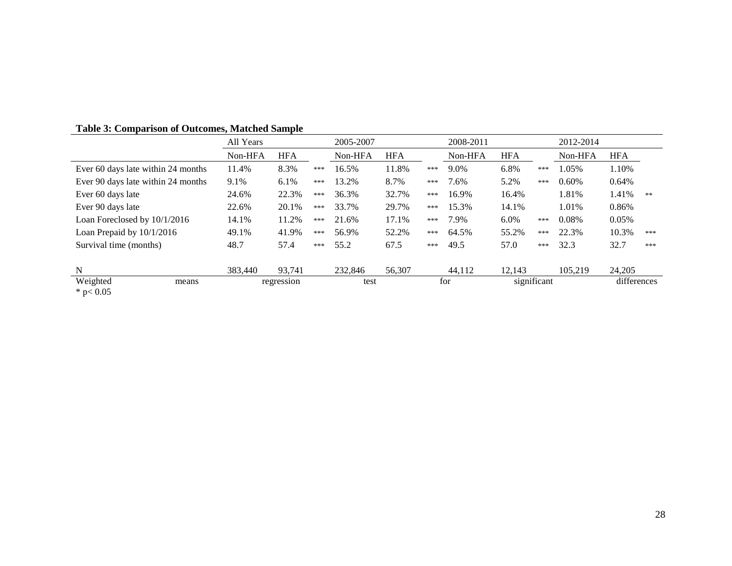**Table 3: Comparison of Outcomes, Matched Sample**

| | All Years | | | 2005-2007 | | | 2008-2011 | | | 2012-2014 | | |
|---|---|---|---|---|---|---|---|---|---|---|---|---|
| | Non-HFA | HFA | | Non-HFA | HFA | | Non-HFA | HFA | | Non-HFA | HFA | |
| Ever 60 days late within 24 months | 11.4% | 8.3% | *** | 16.5% | 11.8% | *** | 9.0% | 6.8% | *** | 1.05% | 1.10% | |
| Ever 90 days late within 24 months | 9.1% | 6.1% | *** | 13.2% | 8.7% | *** | 7.6% | 5.2% | *** | 0.60% | 0.64% | |
| Ever 60 days late | 24.6% | 22.3% | *** | 36.3% | 32.7% | *** | 16.9% | 16.4% | | 1.81% | 1.41% | ** |
| Ever 90 days late | 22.6% | 20.1% | *** | 33.7% | 29.7% | *** | 15.3% | 14.1% | | 1.01% | 0.86% | |
| Loan Foreclosed by 10/1/2016 | 14.1% | 11.2% | *** | 21.6% | 17.1% | *** | 7.9% | 6.0% | *** | 0.08% | 0.05% | |
| Loan Prepaid by 10/1/2016 | 49.1% | 41.9% | *** | 56.9% | 52.2% | *** | 64.5% | 55.2% | *** | 22.3% | 10.3% | *** |
| Survival time (months) | 48.7 | 57.4 | *** | 55.2 | 67.5 | *** | 49.5 | 57.0 | *** | 32.3 | 32.7 | *** |
| | | | | | | | | | | | | |
| N | 383,440 | 93,741 | | 232,846 | 56,307 | | 44,112 | 12,143 | | 105,219 | 24,205 | |

Weighted means regression test for significant differences

* $p < 0.05$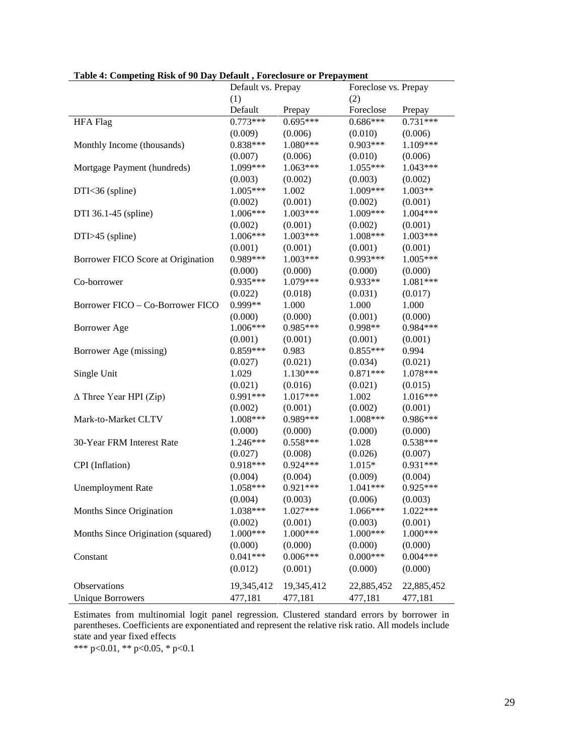**Table 4: Competing Risk of 90 Day Default , Foreclosure or Prepayment**

| | Default vs. Prepay | | Foreclose vs. Prepay | |
|---|---|---|---|---|
| | (1) | | (2) | |
| | Default | Prepay | Foreclose | Prepay |
| HFA Flag | 0.773*** | 0.695*** | 0.686*** | 0.731*** |
| | (0.009) | (0.006) | (0.010) | (0.006) |
| Monthly Income (thousands) | 0.838*** | 1.080*** | 0.903*** | 1.109*** |
| | (0.007) | (0.006) | (0.010) | (0.006) |
| Mortgage Payment (hundreds) | 1.099*** | 1.063*** | 1.055*** | 1.043*** |
| | (0.003) | (0.002) | (0.003) | (0.002) |
| DTI<36 (spline) | 1.005*** | 1.002 | 1.009*** | 1.003** |
| | (0.002) | (0.001) | (0.002) | (0.001) |
| DTI 36.1-45 (spline) | 1.006*** | 1.003*** | 1.009*** | 1.004*** |
| | (0.002) | (0.001) | (0.002) | (0.001) |
| DTI>45 (spline) | 1.006*** | 1.003*** | 1.008*** | 1.003*** |
| | (0.001) | (0.001) | (0.001) | (0.001) |
| Borrower FICO Score at Origination | 0.989*** | 1.003*** | 0.993*** | 1.005*** |
| | (0.000) | (0.000) | (0.000) | (0.000) |
| Co-borrower | 0.935*** | 1.079*** | 0.933** | 1.081*** |
| | (0.022) | (0.018) | (0.031) | (0.017) |
| Borrower FICO – Co-Borrower FICO | 0.999** | 1.000 | 1.000 | 1.000 |
| | (0.000) | (0.000) | (0.001) | (0.000) |
| Borrower Age | 1.006*** | 0.985*** | 0.998** | 0.984*** |
| | (0.001) | (0.001) | (0.001) | (0.001) |
| Borrower Age (missing) | 0.859*** | 0.983 | 0.855*** | 0.994 |
| | (0.027) | (0.021) | (0.034) | (0.021) |
| Single Unit | 1.029 | 1.130*** | 0.871*** | 1.078*** |
| | (0.021) | (0.016) | (0.021) | (0.015) |
| $\Delta$ Three Year HPI (Zip) | 0.991*** | 1.017*** | 1.002 | 1.016*** |
| | (0.002) | (0.001) | (0.002) | (0.001) |
| Mark-to-Market CLTV | 1.008*** | 0.989*** | 1.008*** | 0.986*** |
| | (0.000) | (0.000) | (0.000) | (0.000) |
| 30-Year FRM Interest Rate | 1.246*** | 0.558*** | 1.028 | 0.538*** |
| | (0.027) | (0.008) | (0.026) | (0.007) |
| CPI (Inflation) | 0.918*** | 0.924*** | 1.015* | 0.931*** |
| | (0.004) | (0.004) | (0.009) | (0.004) |
| Unemployment Rate | 1.058*** | 0.921*** | 1.041*** | 0.925*** |
| | (0.004) | (0.003) | (0.006) | (0.003) |
| Months Since Origination | 1.038*** | 1.027*** | 1.066*** | 1.022*** |
| | (0.002) | (0.001) | (0.003) | (0.001) |
| Months Since Origination (squared) | 1.000*** | 1.000*** | 1.000*** | 1.000*** |
| | (0.000) | (0.000) | (0.000) | (0.000) |
| Constant | 0.041*** | 0.006*** | 0.000*** | 0.004*** |
| | (0.012) | (0.001) | (0.000) | (0.000) |
| Observations | 19,345,412 | 19,345,412 | 22,885,452 | 22,885,452 |
| Unique Borrowers | 477,181 | 477,181 | 477,181 | 477,181 |

Estimates from multinomial logit panel regression. Clustered standard errors by borrower in parentheses. Coefficients are exponentiated and represent the relative risk ratio. All models include state and year fixed effects

*** p<0.01, ** p<0.05, * p<0.1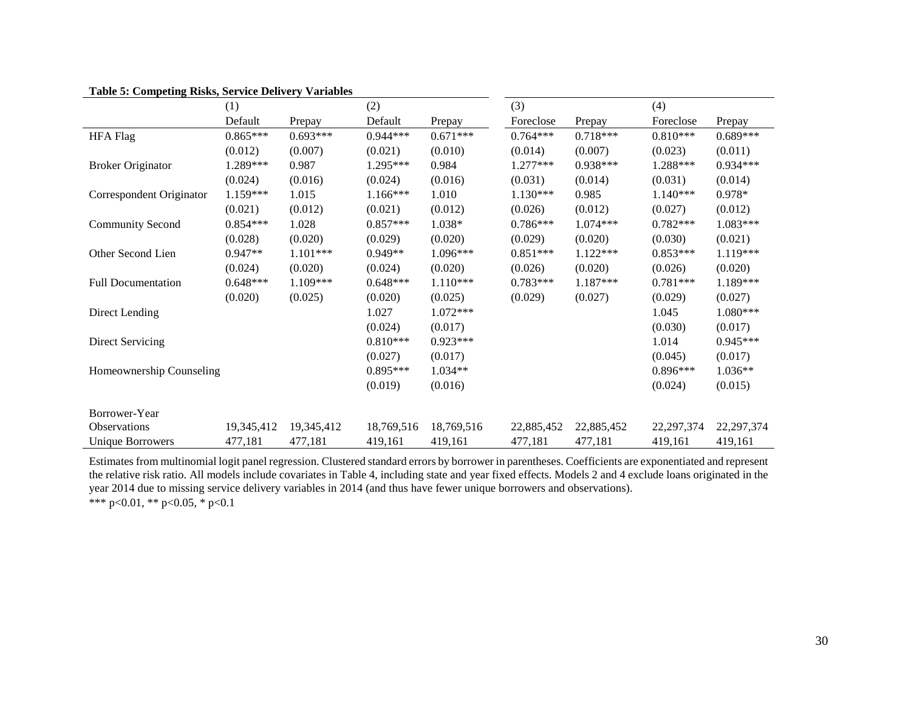**Table 5: Competing Risks, Service Delivery Variables**

| | (1) | | (2) | | (3) | | (4) | |
|---|---|---|---|---|---|---|---|---|
| | Default | Prepay | Default | Prepay | Foreclose | Prepay | Foreclose | Prepay |
| HFA Flag | 0.865*** | 0.693*** | 0.944*** | 0.671*** | 0.764*** | 0.718*** | 0.810*** | 0.689*** |
| | (0.012) | (0.007) | (0.021) | (0.010) | (0.014) | (0.007) | (0.023) | (0.011) |
| Broker Originator | 1.289*** | 0.987 | 1.295*** | 0.984 | 1.277*** | 0.938*** | 1.288*** | 0.934*** |
| | (0.024) | (0.016) | (0.024) | (0.016) | (0.031) | (0.014) | (0.031) | (0.014) |
| Correspondent Originator | 1.159*** | 1.015 | 1.166*** | 1.010 | 1.130*** | 0.985 | 1.140*** | 0.978* |
| | (0.021) | (0.012) | (0.021) | (0.012) | (0.026) | (0.012) | (0.027) | (0.012) |
| Community Second | 0.854*** | 1.028 | 0.857*** | 1.038* | 0.786*** | 1.074*** | 0.782*** | 1.083*** |
| | (0.028) | (0.020) | (0.029) | (0.020) | (0.029) | (0.020) | (0.030) | (0.021) |
| Other Second Lien | 0.947** | 1.101*** | 0.949** | 1.096*** | 0.851*** | 1.122*** | 0.853*** | 1.119*** |
| | (0.024) | (0.020) | (0.024) | (0.020) | (0.026) | (0.020) | (0.026) | (0.020) |
| Full Documentation | 0.648*** | 1.109*** | 0.648*** | 1.110*** | 0.783*** | 1.187*** | 0.781*** | 1.189*** |
| | (0.020) | (0.025) | (0.020) | (0.025) | (0.029) | (0.027) | (0.029) | (0.027) |
| Direct Lending | | | 1.027 | 1.072*** | | | 1.045 | 1.080*** |
| | | | (0.024) | (0.017) | | | (0.030) | (0.017) |
| Direct Servicing | | | 0.810*** | 0.923*** | | | 1.014 | 0.945*** |
| | | | (0.027) | (0.017) | | | (0.045) | (0.017) |
| Homeownership Counseling | | | 0.895*** | 1.034** | | | 0.896*** | 1.036** |
| | | | (0.019) | (0.016) | | | (0.024) | (0.015) |
| Borrower-Year Observations | 19,345,412 | 19,345,412 | 18,769,516 | 18,769,516 | 22,885,452 | 22,885,452 | 22,297,374 | 22,297,374 |
| Unique Borrowers | 477,181 | 477,181 | 419,161 | 419,161 | 477,181 | 477,181 | 419,161 | 419,161 |

Estimates from multinomial logit panel regression. Clustered standard errors by borrower in parentheses. Coefficients are exponentiated and represent the relative risk ratio. All models include covariates in Table 4, including state and year fixed effects. Models 2 and 4 exclude loans originated in the year 2014 due to missing service delivery variables in 2014 (and thus have fewer unique borrowers and observations).

*** p<0.01, ** p<0.05, * p<0.1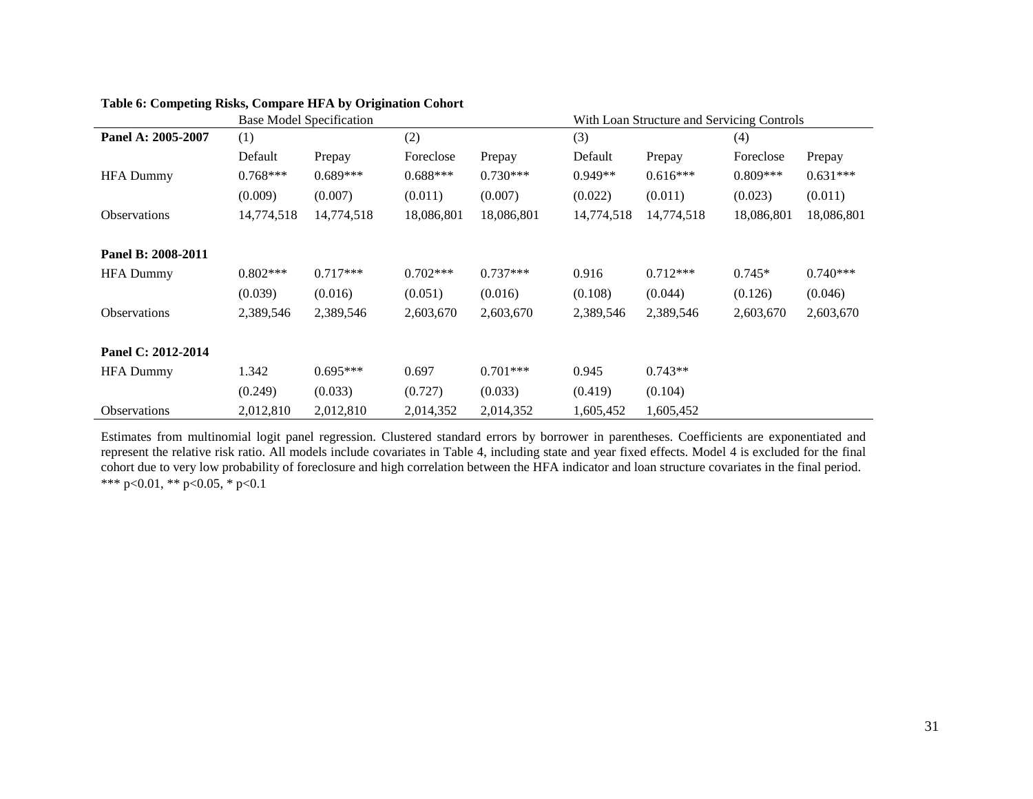**Table 6: Competing Risks, Compare HFA by Origination Cohort**

| | Base Model Specification | | | | With Loan Structure and Servicing Controls | | | |
|---|---|---|---|---|---|---|---|---|
| **Panel A: 2005-2007** | (1) | | (2) | | (3) | | (4) | |
| | Default | Prepay | Foreclose | Prepay | Default | Prepay | Foreclose | Prepay |
| HFA Dummy | 0.768*** | 0.689*** | 0.688*** | 0.730*** | 0.949** | 0.616*** | 0.809*** | 0.631*** |
| | (0.009) | (0.007) | (0.011) | (0.007) | (0.022) | (0.011) | (0.023) | (0.011) |
| Observations | 14,774,518 | 14,774,518 | 18,086,801 | 18,086,801 | 14,774,518 | 14,774,518 | 18,086,801 | 18,086,801 |
| | | | | | | | | |
| **Panel B: 2008-2011** | | | | | | | | |
| HFA Dummy | 0.802*** | 0.717*** | 0.702*** | 0.737*** | 0.916 | 0.712*** | 0.745* | 0.740*** |
| | (0.039) | (0.016) | (0.051) | (0.016) | (0.108) | (0.044) | (0.126) | (0.046) |
| Observations | 2,389,546 | 2,389,546 | 2,603,670 | 2,603,670 | 2,389,546 | 2,389,546 | 2,603,670 | 2,603,670 |
| | | | | | | | | |
| **Panel C: 2012-2014** | | | | | | | | |
| HFA Dummy | 1.342 | 0.695*** | 0.697 | 0.701*** | 0.945 | 0.743** | | |
| | (0.249) | (0.033) | (0.727) | (0.033) | (0.419) | (0.104) | | |
| Observations | 2,012,810 | 2,012,810 | 2,014,352 | 2,014,352 | 1,605,452 | 1,605,452 | | |

Estimates from multinomial logit panel regression. Clustered standard errors by borrower in parentheses. Coefficients are exponentiated and represent the relative risk ratio. All models include covariates in Table 4, including state and year fixed effects. Model 4 is excluded for the final cohort due to very low probability of foreclosure and high correlation between the HFA indicator and loan structure covariates in the final period.
*** p<0.01, ** p<0.05, * p<0.1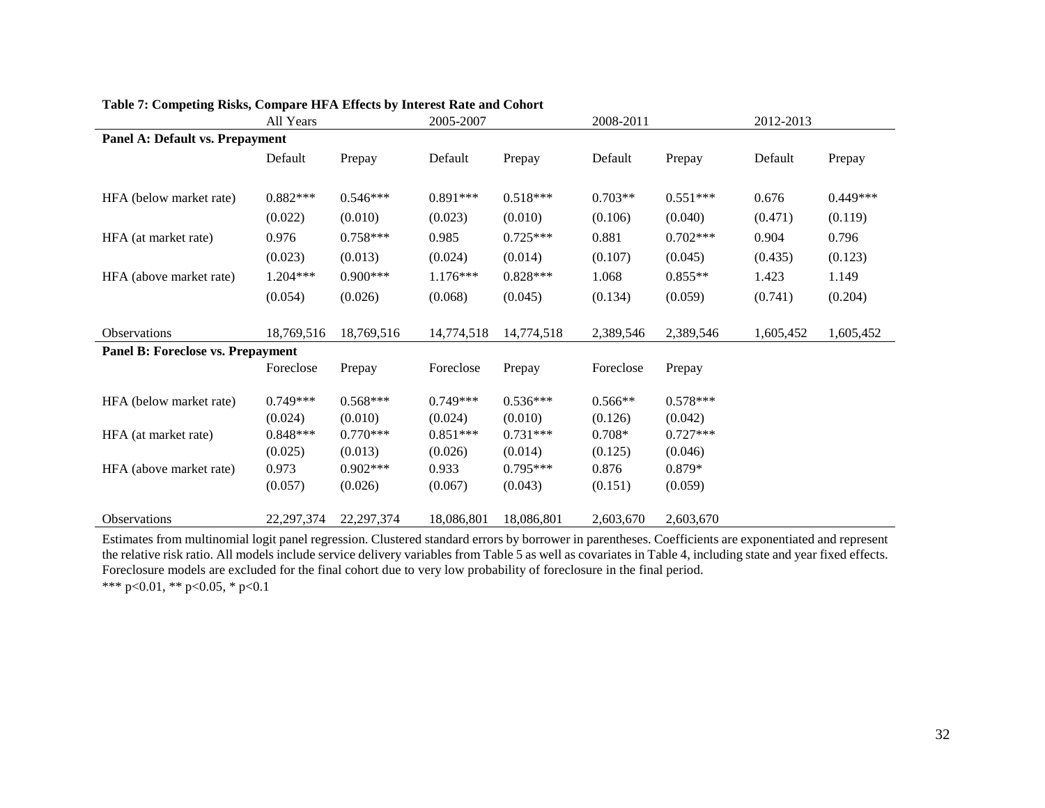**Table 7: Competing Risks, Compare HFA Effects by Interest Rate and Cohort**

| | All Years | | 2005-2007 | | 2008-2011 | | 2012-2013 | |
|---|---|---|---|---|---|---|---|---|
| **Panel A: Default vs. Prepayment** | | | | | | | | |
| | Default | Prepay | Default | Prepay | Default | Prepay | Default | Prepay |
| HFA (below market rate) | 0.882*** | 0.546*** | 0.891*** | 0.518*** | 0.703** | 0.551*** | 0.676 | 0.449*** |
| | (0.022) | (0.010) | (0.023) | (0.010) | (0.106) | (0.040) | (0.471) | (0.119) |
| HFA (at market rate) | 0.976 | 0.758*** | 0.985 | 0.725*** | 0.881 | 0.702*** | 0.904 | 0.796 |
| | (0.023) | (0.013) | (0.024) | (0.014) | (0.107) | (0.045) | (0.435) | (0.123) |
| HFA (above market rate) | 1.204*** | 0.900*** | 1.176*** | 0.828*** | 1.068 | 0.855** | 1.423 | 1.149 |
| | (0.054) | (0.026) | (0.068) | (0.045) | (0.134) | (0.059) | (0.741) | (0.204) |
| Observations | 18,769,516 | 18,769,516 | 14,774,518 | 14,774,518 | 2,389,546 | 2,389,546 | 1,605,452 | 1,605,452 |
| **Panel B: Foreclose vs. Prepayment** | | | | | | | | |
| | Foreclose | Prepay | Foreclose | Prepay | Foreclose | Prepay | | |
| HFA (below market rate) | 0.749*** | 0.568*** | 0.749*** | 0.536*** | 0.566** | 0.578*** | | |
| | (0.024) | (0.010) | (0.024) | (0.010) | (0.126) | (0.042) | | |
| HFA (at market rate) | 0.848*** | 0.770*** | 0.851*** | 0.731*** | 0.708* | 0.727*** | | |
| | (0.025) | (0.013) | (0.026) | (0.014) | (0.125) | (0.046) | | |
| HFA (above market rate) | 0.973 | 0.902*** | 0.933 | 0.795*** | 0.876 | 0.879* | | |
| | (0.057) | (0.026) | (0.067) | (0.043) | (0.151) | (0.059) | | |
| Observations | 22,297,374 | 22,297,374 | 18,086,801 | 18,086,801 | 2,603,670 | 2,603,670 | | |

Estimates from multinomial logit panel regression. Clustered standard errors by borrower in parentheses. Coefficients are exponentiated and represent the relative risk ratio. All models include service delivery variables from Table 5 as well as covariates in Table 4, including state and year fixed effects. Foreclosure models are excluded for the final cohort due to very low probability of foreclosure in the final period.

*** p<0.01, ** p<0.05, * p<0.1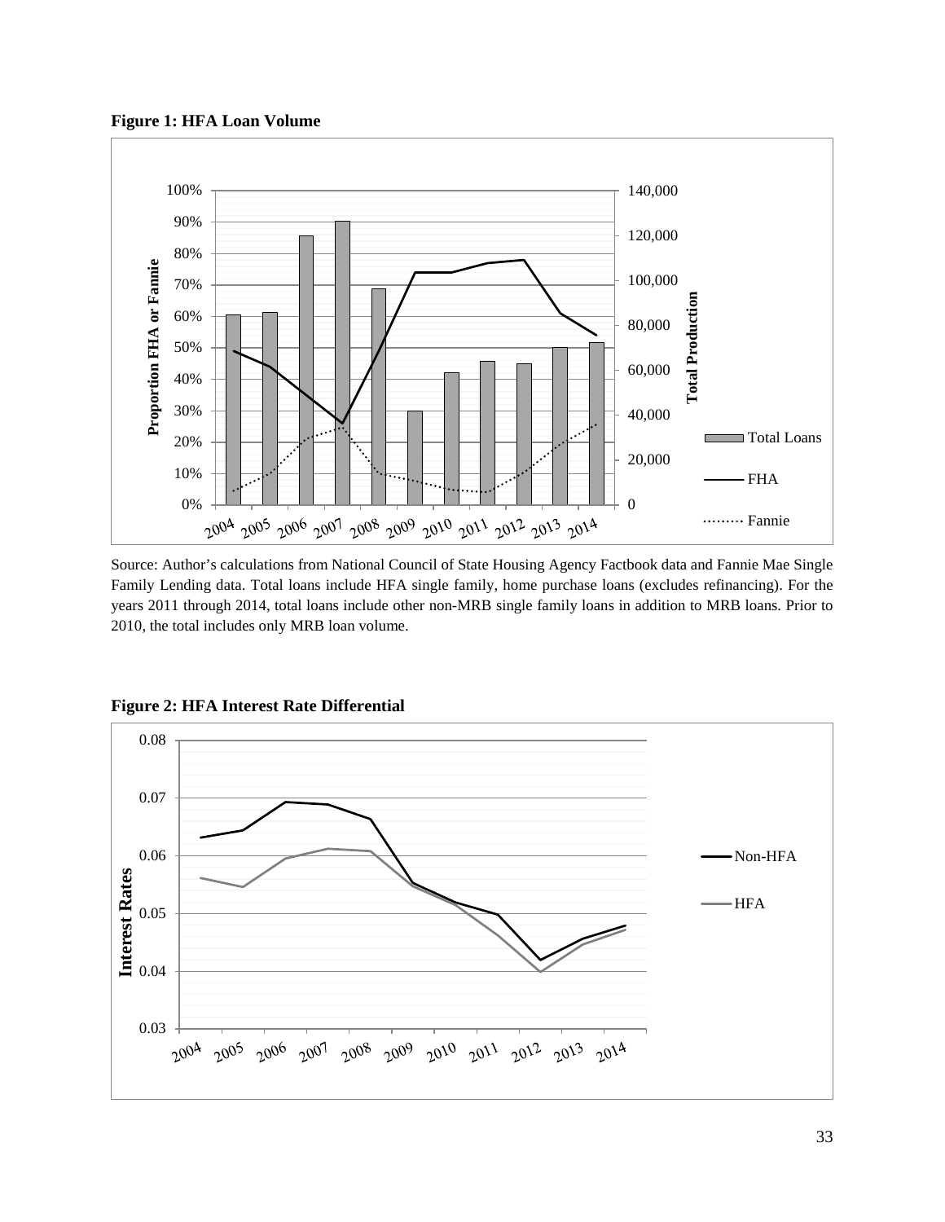**Figure 1: HFA Loan Volume**

Source: Author's calculations from National Council of State Housing Agency Factbook data and Fannie Mae Single Family Lending data. Total loans include HFA single family, home purchase loans (excludes refinancing). For the years 2011 through 2014, total loans include other non-MRB single family loans in addition to MRB loans. Prior to 2010, the total includes only MRB loan volume.

**Figure 2: HFA Interest Rate Differential**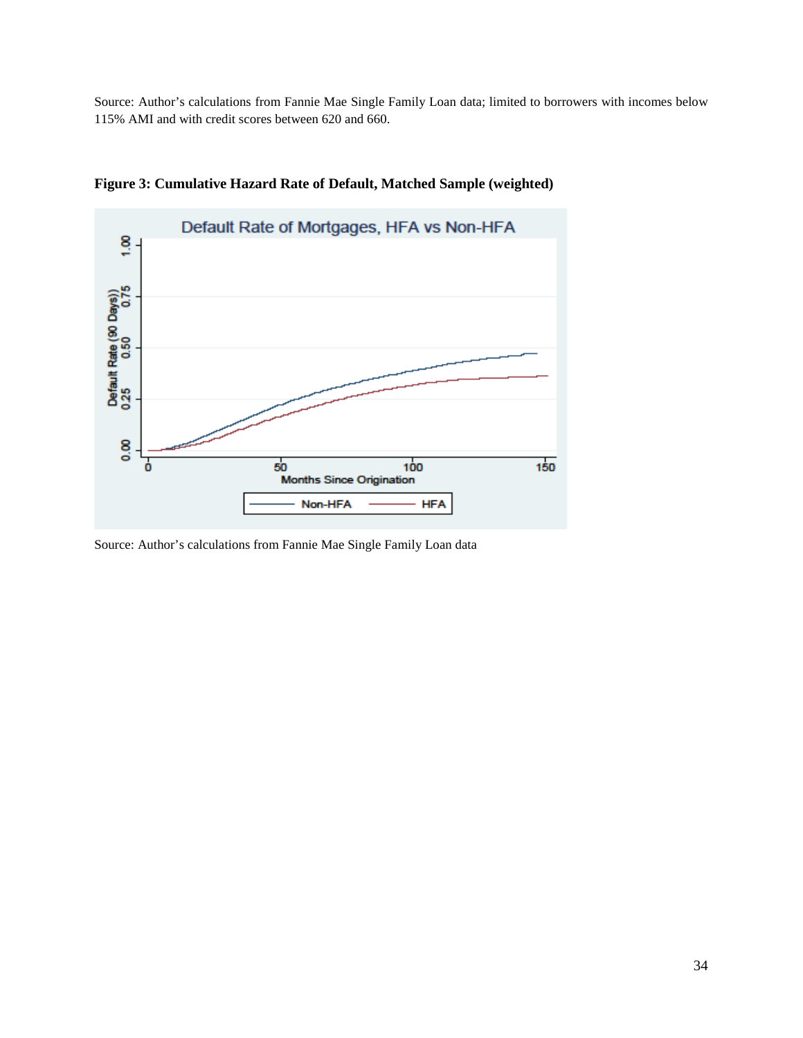Source: Author's calculations from Fannie Mae Single Family Loan data; limited to borrowers with incomes below 115% AMI and with credit scores between 620 and 660.

**Figure 3: Cumulative Hazard Rate of Default, Matched Sample (weighted)**

Source: Author's calculations from Fannie Mae Single Family Loan data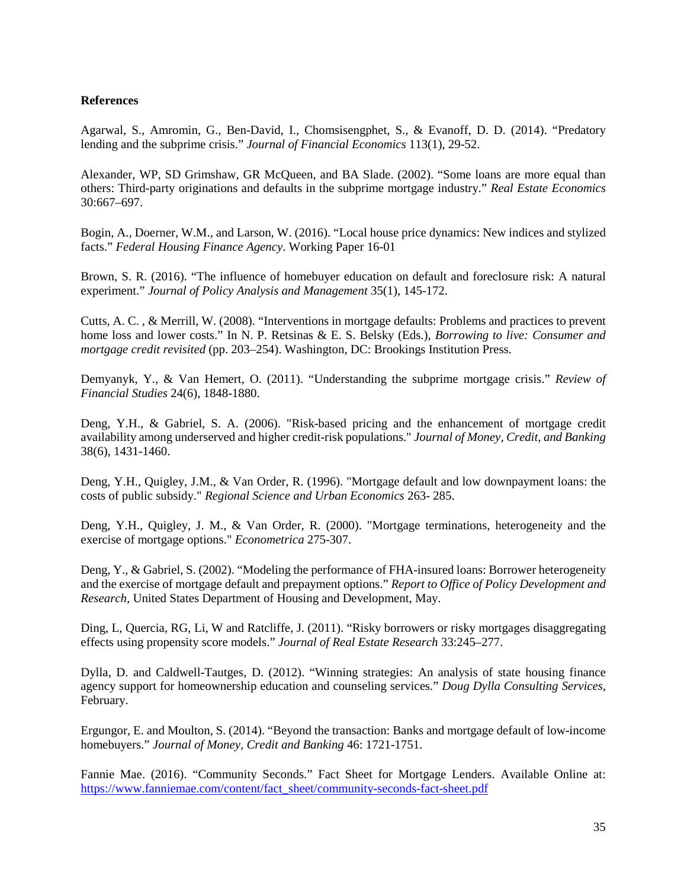**References**

Agarwal, S., Amromin, G., Ben-David, I., Chomsisengphet, S., & Evanoff, D. D. (2014). “Predatory lending and the subprime crisis.” *Journal of Financial Economics* 113(1), 29-52.

Alexander, WP, SD Grimshaw, GR McQueen, and BA Slade. (2002). “Some loans are more equal than others: Third-party originations and defaults in the subprime mortgage industry.” *Real Estate Economics* 30:667–697.

Bogin, A., Doerner, W.M., and Larson, W. (2016). “Local house price dynamics: New indices and stylized facts.” *Federal Housing Finance Agency*. Working Paper 16-01

Brown, S. R. (2016). “The influence of homebuyer education on default and foreclosure risk: A natural experiment.” *Journal of Policy Analysis and Management* 35(1), 145-172.

Cutts, A. C. , & Merrill, W. (2008). “Interventions in mortgage defaults: Problems and practices to prevent home loss and lower costs.” In N. P. Retsinas & E. S. Belsky (Eds.), *Borrowing to live: Consumer and mortgage credit revisited* (pp. 203–254). Washington, DC: Brookings Institution Press.

Demyanyk, Y., & Van Hemert, O. (2011). “Understanding the subprime mortgage crisis.” *Review of Financial Studies* 24(6), 1848-1880.

Deng, Y.H., & Gabriel, S. A. (2006). "Risk-based pricing and the enhancement of mortgage credit availability among underserved and higher credit-risk populations." *Journal of Money, Credit, and Banking* 38(6), 1431-1460.

Deng, Y.H., Quigley, J.M., & Van Order, R. (1996). "Mortgage default and low downpayment loans: the costs of public subsidy." *Regional Science and Urban Economics* 263- 285.

Deng, Y.H., Quigley, J. M., & Van Order, R. (2000). "Mortgage terminations, heterogeneity and the exercise of mortgage options." *Econometrica* 275-307.

Deng, Y., & Gabriel, S. (2002). “Modeling the performance of FHA-insured loans: Borrower heterogeneity and the exercise of mortgage default and prepayment options.” *Report to Office of Policy Development and Research,* United States Department of Housing and Development, May.

Ding, L, Quercia, RG, Li, W and Ratcliffe, J. (2011). “Risky borrowers or risky mortgages disaggregating effects using propensity score models.” *Journal of Real Estate Research* 33:245–277.

Dylla, D. and Caldwell-Tautges, D. (2012). “Winning strategies: An analysis of state housing finance agency support for homeownership education and counseling services.” *Doug Dylla Consulting Services*, February.

Ergungor, E. and Moulton, S. (2014). “Beyond the transaction: Banks and mortgage default of low-income homebuyers.” *Journal of Money, Credit and Banking* 46: 1721-1751.

Fannie Mae. (2016). “Community Seconds.” Fact Sheet for Mortgage Lenders. Available Online at: https://www.fanniemae.com/content/fact_sheet/community-seconds-fact-sheet.pdf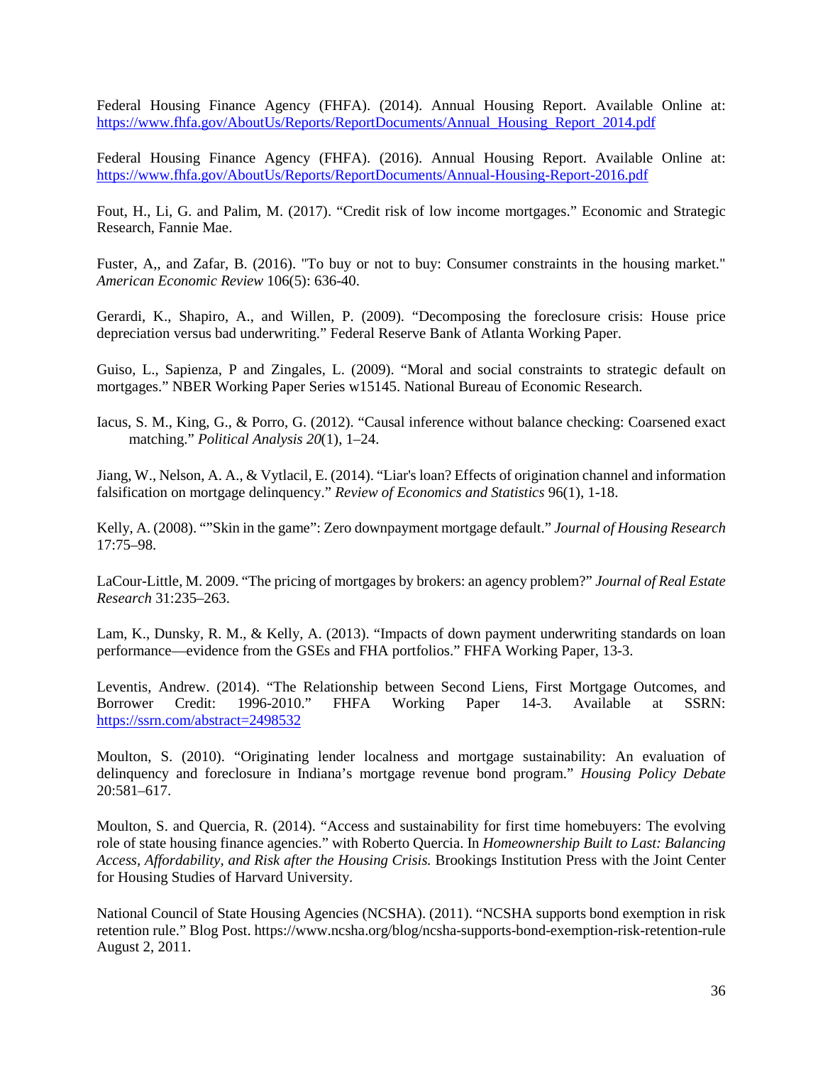Federal Housing Finance Agency (FHFA). (2014). Annual Housing Report. Available Online at: https://www.fhfa.gov/AboutUs/Reports/ReportDocuments/Annual_Housing_Report_2014.pdf

Federal Housing Finance Agency (FHFA). (2016). Annual Housing Report. Available Online at: https://www.fhfa.gov/AboutUs/Reports/ReportDocuments/Annual-Housing-Report-2016.pdf

Fout, H., Li, G. and Palim, M. (2017). "Credit risk of low income mortgages." Economic and Strategic Research, Fannie Mae.

Fuster, A,, and Zafar, B. (2016). "To buy or not to buy: Consumer constraints in the housing market." *American Economic Review* 106(5): 636-40.

Gerardi, K., Shapiro, A., and Willen, P. (2009). "Decomposing the foreclosure crisis: House price depreciation versus bad underwriting." Federal Reserve Bank of Atlanta Working Paper.

Guiso, L., Sapienza, P and Zingales, L. (2009). "Moral and social constraints to strategic default on mortgages." NBER Working Paper Series w15145. National Bureau of Economic Research.

Iacus, S. M., King, G., & Porro, G. (2012). "Causal inference without balance checking: Coarsened exact matching." *Political Analysis 20*(1), 1–24.

Jiang, W., Nelson, A. A., & Vytlacil, E. (2014). "Liar's loan? Effects of origination channel and information falsification on mortgage delinquency." *Review of Economics and Statistics* 96(1), 1-18.

Kelly, A. (2008). ""Skin in the game": Zero downpayment mortgage default." *Journal of Housing Research* 17:75–98.

LaCour-Little, M. 2009. "The pricing of mortgages by brokers: an agency problem?" *Journal of Real Estate Research* 31:235–263.

Lam, K., Dunsky, R. M., & Kelly, A. (2013). "Impacts of down payment underwriting standards on loan performance—evidence from the GSEs and FHA portfolios." FHFA Working Paper, 13-3.

Leventis, Andrew. (2014). "The Relationship between Second Liens, First Mortgage Outcomes, and Borrower Credit: 1996-2010." FHFA Working Paper 14-3. Available at SSRN: https://ssrn.com/abstract=2498532

Moulton, S. (2010). "Originating lender localness and mortgage sustainability: An evaluation of delinquency and foreclosure in Indiana's mortgage revenue bond program." *Housing Policy Debate* 20:581–617.

Moulton, S. and Quercia, R. (2014). "Access and sustainability for first time homebuyers: The evolving role of state housing finance agencies." with Roberto Quercia. In *Homeownership Built to Last: Balancing Access, Affordability, and Risk after the Housing Crisis.* Brookings Institution Press with the Joint Center for Housing Studies of Harvard University.

National Council of State Housing Agencies (NCSHA). (2011). "NCSHA supports bond exemption in risk retention rule." Blog Post. https://www.ncsha.org/blog/ncsha-supports-bond-exemption-risk-retention-rule August 2, 2011.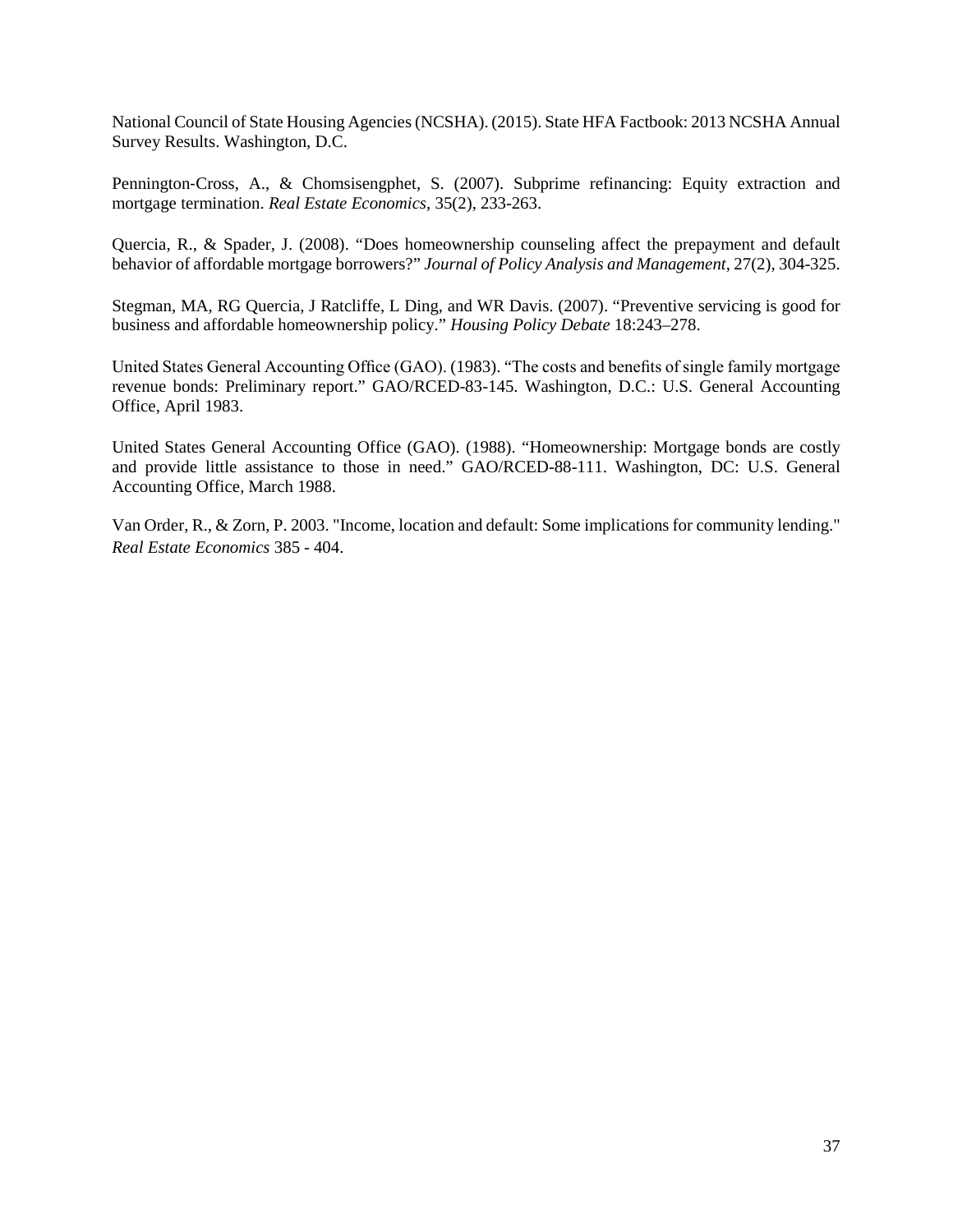National Council of State Housing Agencies (NCSHA). (2015). State HFA Factbook: 2013 NCSHA Annual Survey Results. Washington, D.C.

Pennington-Cross, A., & Chomsisengphet, S. (2007). Subprime refinancing: Equity extraction and mortgage termination. *Real Estate Economics*, 35(2), 233-263.

Quercia, R., & Spader, J. (2008). "Does homeownership counseling affect the prepayment and default behavior of affordable mortgage borrowers?" *Journal of Policy Analysis and Management*, 27(2), 304-325.

Stegman, MA, RG Quercia, J Ratcliffe, L Ding, and WR Davis. (2007). "Preventive servicing is good for business and affordable homeownership policy." *Housing Policy Debate* 18:243–278.

United States General Accounting Office (GAO). (1983). "The costs and benefits of single family mortgage revenue bonds: Preliminary report." GAO/RCED-83-145. Washington, D.C.: U.S. General Accounting Office, April 1983.

United States General Accounting Office (GAO). (1988). "Homeownership: Mortgage bonds are costly and provide little assistance to those in need." GAO/RCED-88-111. Washington, DC: U.S. General Accounting Office, March 1988.

Van Order, R., & Zorn, P. 2003. "Income, location and default: Some implications for community lending." *Real Estate Economics* 385 - 404.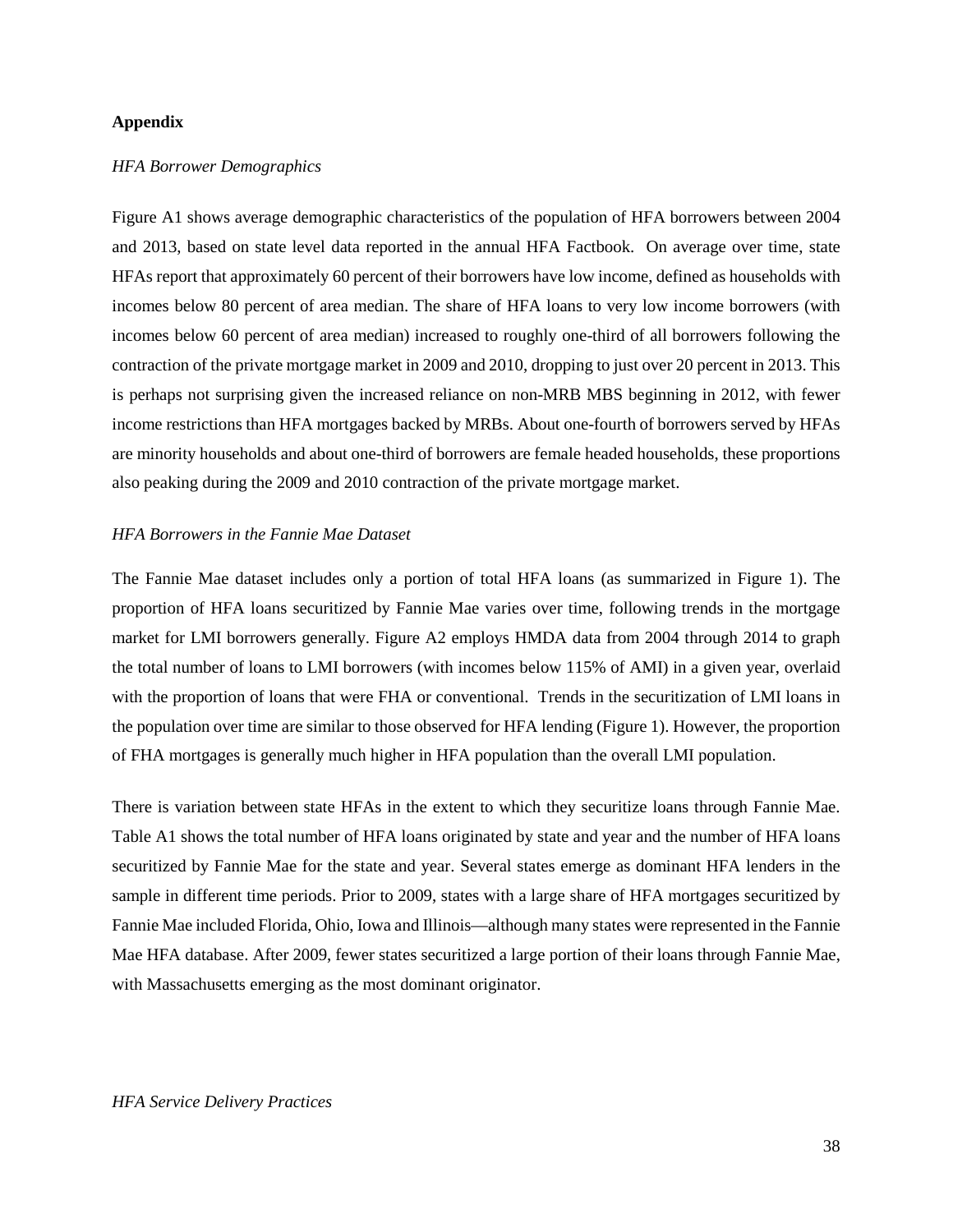## Appendix

*HFA Borrower Demographics*

Figure A1 shows average demographic characteristics of the population of HFA borrowers between 2004 and 2013, based on state level data reported in the annual HFA Factbook. On average over time, state HFAs report that approximately 60 percent of their borrowers have low income, defined as households with incomes below 80 percent of area median. The share of HFA loans to very low income borrowers (with incomes below 60 percent of area median) increased to roughly one-third of all borrowers following the contraction of the private mortgage market in 2009 and 2010, dropping to just over 20 percent in 2013. This is perhaps not surprising given the increased reliance on non-MRB MBS beginning in 2012, with fewer income restrictions than HFA mortgages backed by MRBs. About one-fourth of borrowers served by HFAs are minority households and about one-third of borrowers are female headed households, these proportions also peaking during the 2009 and 2010 contraction of the private mortgage market.

*HFA Borrowers in the Fannie Mae Dataset*

The Fannie Mae dataset includes only a portion of total HFA loans (as summarized in Figure 1). The proportion of HFA loans securitized by Fannie Mae varies over time, following trends in the mortgage market for LMI borrowers generally. Figure A2 employs HMDA data from 2004 through 2014 to graph the total number of loans to LMI borrowers (with incomes below 115% of AMI) in a given year, overlaid with the proportion of loans that were FHA or conventional. Trends in the securitization of LMI loans in the population over time are similar to those observed for HFA lending (Figure 1). However, the proportion of FHA mortgages is generally much higher in HFA population than the overall LMI population.

There is variation between state HFAs in the extent to which they securitize loans through Fannie Mae. Table A1 shows the total number of HFA loans originated by state and year and the number of HFA loans securitized by Fannie Mae for the state and year. Several states emerge as dominant HFA lenders in the sample in different time periods. Prior to 2009, states with a large share of HFA mortgages securitized by Fannie Mae included Florida, Ohio, Iowa and Illinois—although many states were represented in the Fannie Mae HFA database. After 2009, fewer states securitized a large portion of their loans through Fannie Mae, with Massachusetts emerging as the most dominant originator.

*HFA Service Delivery Practices*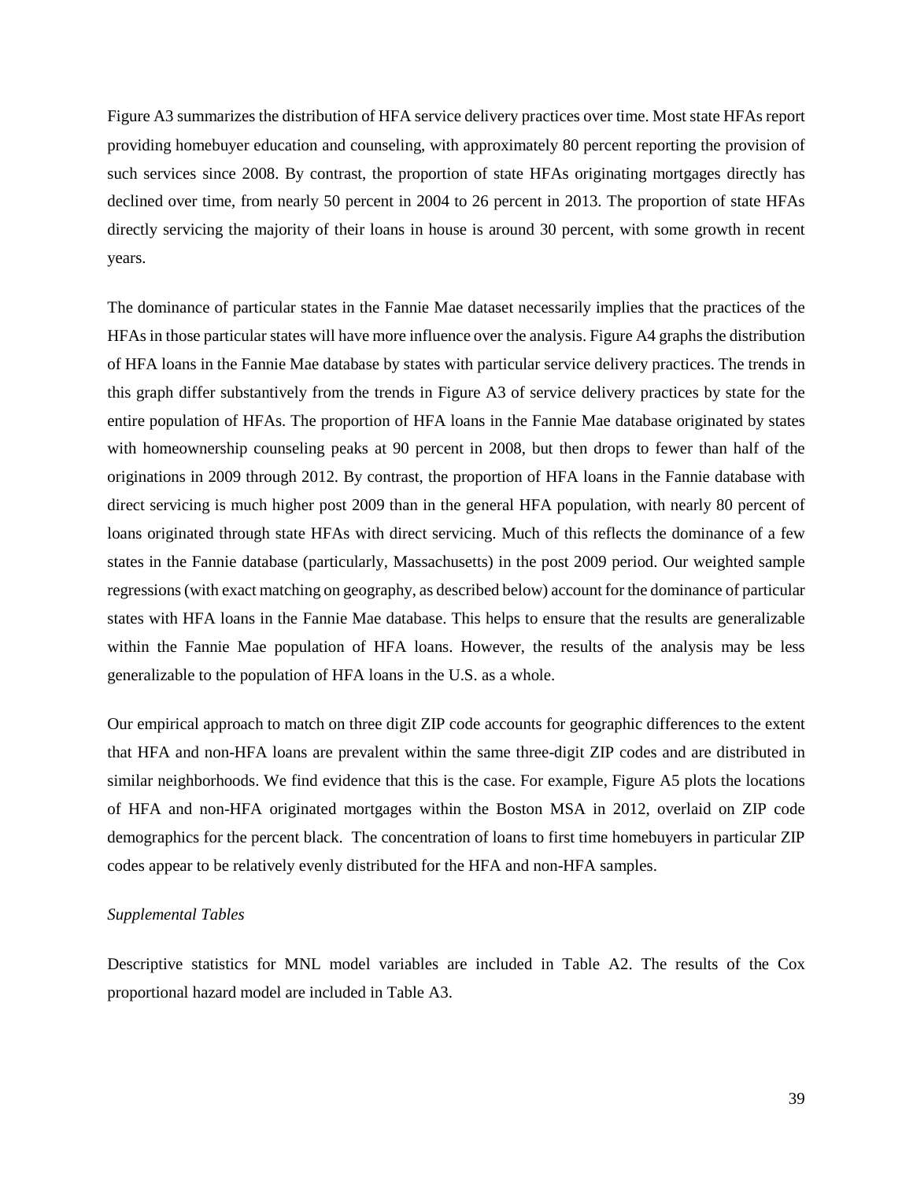Figure A3 summarizes the distribution of HFA service delivery practices over time. Most state HFAs report providing homebuyer education and counseling, with approximately 80 percent reporting the provision of such services since 2008. By contrast, the proportion of state HFAs originating mortgages directly has declined over time, from nearly 50 percent in 2004 to 26 percent in 2013. The proportion of state HFAs directly servicing the majority of their loans in house is around 30 percent, with some growth in recent years.

The dominance of particular states in the Fannie Mae dataset necessarily implies that the practices of the HFAs in those particular states will have more influence over the analysis. Figure A4 graphs the distribution of HFA loans in the Fannie Mae database by states with particular service delivery practices. The trends in this graph differ substantively from the trends in Figure A3 of service delivery practices by state for the entire population of HFAs. The proportion of HFA loans in the Fannie Mae database originated by states with homeownership counseling peaks at 90 percent in 2008, but then drops to fewer than half of the originations in 2009 through 2012. By contrast, the proportion of HFA loans in the Fannie database with direct servicing is much higher post 2009 than in the general HFA population, with nearly 80 percent of loans originated through state HFAs with direct servicing. Much of this reflects the dominance of a few states in the Fannie database (particularly, Massachusetts) in the post 2009 period. Our weighted sample regressions (with exact matching on geography, as described below) account for the dominance of particular states with HFA loans in the Fannie Mae database. This helps to ensure that the results are generalizable within the Fannie Mae population of HFA loans. However, the results of the analysis may be less generalizable to the population of HFA loans in the U.S. as a whole.

Our empirical approach to match on three digit ZIP code accounts for geographic differences to the extent that HFA and non-HFA loans are prevalent within the same three-digit ZIP codes and are distributed in similar neighborhoods. We find evidence that this is the case. For example, Figure A5 plots the locations of HFA and non-HFA originated mortgages within the Boston MSA in 2012, overlaid on ZIP code demographics for the percent black. The concentration of loans to first time homebuyers in particular ZIP codes appear to be relatively evenly distributed for the HFA and non-HFA samples.

*Supplemental Tables*

Descriptive statistics for MNL model variables are included in Table A2. The results of the Cox proportional hazard model are included in Table A3.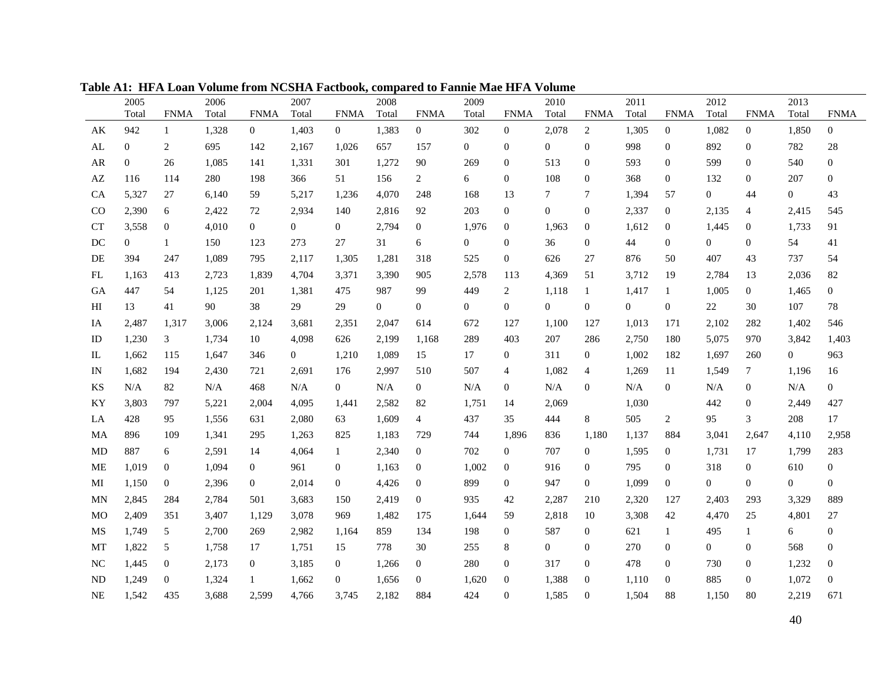**Table A1: HFA Loan Volume from NCSHA Factbook, compared to Fannie Mae HFA Volume**

| | 2005 Total | FNMA | 2006 Total | FNMA | 2007 Total | FNMA | 2008 Total | FNMA | 2009 Total | FNMA | 2010 Total | FNMA | 2011 Total | FNMA | 2012 Total | FNMA | 2013 Total | FNMA |
|---|---|---|---|---|---|---|---|---|---|---|---|---|---|---|---|---|---|---|
| AK | 942 | 1 | 1,328 | 0 | 1,403 | 0 | 1,383 | 0 | 302 | 0 | 2,078 | 2 | 1,305 | 0 | 1,082 | 0 | 1,850 | 0 |
| AL | 0 | 2 | 695 | 142 | 2,167 | 1,026 | 657 | 157 | 0 | 0 | 0 | 0 | 998 | 0 | 892 | 0 | 782 | 28 |
| AR | 0 | 26 | 1,085 | 141 | 1,331 | 301 | 1,272 | 90 | 269 | 0 | 513 | 0 | 593 | 0 | 599 | 0 | 540 | 0 |
| AZ | 116 | 114 | 280 | 198 | 366 | 51 | 156 | 2 | 6 | 0 | 108 | 0 | 368 | 0 | 132 | 0 | 207 | 0 |
| CA | 5,327 | 27 | 6,140 | 59 | 5,217 | 1,236 | 4,070 | 248 | 168 | 13 | 7 | 7 | 1,394 | 57 | 0 | 44 | 0 | 43 |
| CO | 2,390 | 6 | 2,422 | 72 | 2,934 | 140 | 2,816 | 92 | 203 | 0 | 0 | 0 | 2,337 | 0 | 2,135 | 4 | 2,415 | 545 |
| CT | 3,558 | 0 | 4,010 | 0 | 0 | 0 | 2,794 | 0 | 1,976 | 0 | 1,963 | 0 | 1,612 | 0 | 1,445 | 0 | 1,733 | 91 |
| DC | 0 | 1 | 150 | 123 | 273 | 27 | 31 | 6 | 0 | 0 | 36 | 0 | 44 | 0 | 0 | 0 | 54 | 41 |
| DE | 394 | 247 | 1,089 | 795 | 2,117 | 1,305 | 1,281 | 318 | 525 | 0 | 626 | 27 | 876 | 50 | 407 | 43 | 737 | 54 |
| FL | 1,163 | 413 | 2,723 | 1,839 | 4,704 | 3,371 | 3,390 | 905 | 2,578 | 113 | 4,369 | 51 | 3,712 | 19 | 2,784 | 13 | 2,036 | 82 |
| GA | 447 | 54 | 1,125 | 201 | 1,381 | 475 | 987 | 99 | 449 | 2 | 1,118 | 1 | 1,417 | 1 | 1,005 | 0 | 1,465 | 0 |
| HI | 13 | 41 | 90 | 38 | 29 | 29 | 0 | 0 | 0 | 0 | 0 | 0 | 0 | 0 | 22 | 30 | 107 | 78 |
| IA | 2,487 | 1,317 | 3,006 | 2,124 | 3,681 | 2,351 | 2,047 | 614 | 672 | 127 | 1,100 | 127 | 1,013 | 171 | 2,102 | 282 | 1,402 | 546 |
| ID | 1,230 | 3 | 1,734 | 10 | 4,098 | 626 | 2,199 | 1,168 | 289 | 403 | 207 | 286 | 2,750 | 180 | 5,075 | 970 | 3,842 | 1,403 |
| IL | 1,662 | 115 | 1,647 | 346 | 0 | 1,210 | 1,089 | 15 | 17 | 0 | 311 | 0 | 1,002 | 182 | 1,697 | 260 | 0 | 963 |
| IN | 1,682 | 194 | 2,430 | 721 | 2,691 | 176 | 2,997 | 510 | 507 | 4 | 1,082 | 4 | 1,269 | 11 | 1,549 | 7 | 1,196 | 16 |
| KS | N/A | 82 | N/A | 468 | N/A | 0 | N/A | 0 | N/A | 0 | N/A | 0 | N/A | 0 | N/A | 0 | N/A | 0 |
| KY | 3,803 | 797 | 5,221 | 2,004 | 4,095 | 1,441 | 2,582 | 82 | 1,751 | 14 | 2,069 | | 1,030 | | 442 | 0 | 2,449 | 427 |
| LA | 428 | 95 | 1,556 | 631 | 2,080 | 63 | 1,609 | 4 | 437 | 35 | 444 | 8 | 505 | 2 | 95 | 3 | 208 | 17 |
| MA | 896 | 109 | 1,341 | 295 | 1,263 | 825 | 1,183 | 729 | 744 | 1,896 | 836 | 1,180 | 1,137 | 884 | 3,041 | 2,647 | 4,110 | 2,958 |
| MD | 887 | 6 | 2,591 | 14 | 4,064 | 1 | 2,340 | 0 | 702 | 0 | 707 | 0 | 1,595 | 0 | 1,731 | 17 | 1,799 | 283 |
| ME | 1,019 | 0 | 1,094 | 0 | 961 | 0 | 1,163 | 0 | 1,002 | 0 | 916 | 0 | 795 | 0 | 318 | 0 | 610 | 0 |
| MI | 1,150 | 0 | 2,396 | 0 | 2,014 | 0 | 4,426 | 0 | 899 | 0 | 947 | 0 | 1,099 | 0 | 0 | 0 | 0 | 0 |
| MN | 2,845 | 284 | 2,784 | 501 | 3,683 | 150 | 2,419 | 0 | 935 | 42 | 2,287 | 210 | 2,320 | 127 | 2,403 | 293 | 3,329 | 889 |
| MO | 2,409 | 351 | 3,407 | 1,129 | 3,078 | 969 | 1,482 | 175 | 1,644 | 59 | 2,818 | 10 | 3,308 | 42 | 4,470 | 25 | 4,801 | 27 |
| MS | 1,749 | 5 | 2,700 | 269 | 2,982 | 1,164 | 859 | 134 | 198 | 0 | 587 | 0 | 621 | 1 | 495 | 1 | 6 | 0 |
| MT | 1,822 | 5 | 1,758 | 17 | 1,751 | 15 | 778 | 30 | 255 | 8 | 0 | 0 | 270 | 0 | 0 | 0 | 568 | 0 |
| NC | 1,445 | 0 | 2,173 | 0 | 3,185 | 0 | 1,266 | 0 | 280 | 0 | 317 | 0 | 478 | 0 | 730 | 0 | 1,232 | 0 |
| ND | 1,249 | 0 | 1,324 | 1 | 1,662 | 0 | 1,656 | 0 | 1,620 | 0 | 1,388 | 0 | 1,110 | 0 | 885 | 0 | 1,072 | 0 |
| NE | 1,542 | 435 | 3,688 | 2,599 | 4,766 | 3,745 | 2,182 | 884 | 424 | 0 | 1,585 | 0 | 1,504 | 88 | 1,150 | 80 | 2,219 | 671 |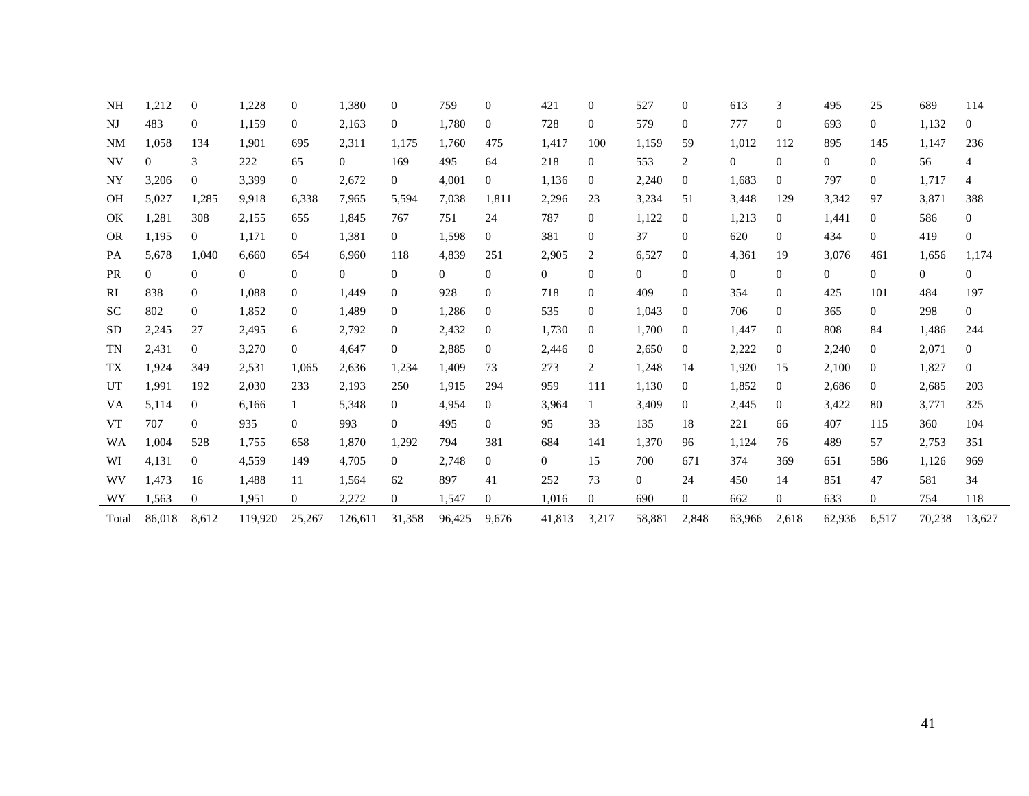| | | | | | | | | | | | | | | | | | | |
|---|---|---|---|---|---|---|---|---|---|---|---|---|---|---|---|---|---|---|
| NH | 1,212 | 0 | 1,228 | 0 | 1,380 | 0 | 759 | 0 | 421 | 0 | 527 | 0 | 613 | 3 | 495 | 25 | 689 | 114 |
| NJ | 483 | 0 | 1,159 | 0 | 2,163 | 0 | 1,780 | 0 | 728 | 0 | 579 | 0 | 777 | 0 | 693 | 0 | 1,132 | 0 |
| NM | 1,058 | 134 | 1,901 | 695 | 2,311 | 1,175 | 1,760 | 475 | 1,417 | 100 | 1,159 | 59 | 1,012 | 112 | 895 | 145 | 1,147 | 236 |
| NV | 0 | 3 | 222 | 65 | 0 | 169 | 495 | 64 | 218 | 0 | 553 | 2 | 0 | 0 | 0 | 0 | 56 | 4 |
| NY | 3,206 | 0 | 3,399 | 0 | 2,672 | 0 | 4,001 | 0 | 1,136 | 0 | 2,240 | 0 | 1,683 | 0 | 797 | 0 | 1,717 | 4 |
| OH | 5,027 | 1,285 | 9,918 | 6,338 | 7,965 | 5,594 | 7,038 | 1,811 | 2,296 | 23 | 3,234 | 51 | 3,448 | 129 | 3,342 | 97 | 3,871 | 388 |
| OK | 1,281 | 308 | 2,155 | 655 | 1,845 | 767 | 751 | 24 | 787 | 0 | 1,122 | 0 | 1,213 | 0 | 1,441 | 0 | 586 | 0 |
| OR | 1,195 | 0 | 1,171 | 0 | 1,381 | 0 | 1,598 | 0 | 381 | 0 | 37 | 0 | 620 | 0 | 434 | 0 | 419 | 0 |
| PA | 5,678 | 1,040 | 6,660 | 654 | 6,960 | 118 | 4,839 | 251 | 2,905 | 2 | 6,527 | 0 | 4,361 | 19 | 3,076 | 461 | 1,656 | 1,174 |
| PR | 0 | 0 | 0 | 0 | 0 | 0 | 0 | 0 | 0 | 0 | 0 | 0 | 0 | 0 | 0 | 0 | 0 | 0 |
| RI | 838 | 0 | 1,088 | 0 | 1,449 | 0 | 928 | 0 | 718 | 0 | 409 | 0 | 354 | 0 | 425 | 101 | 484 | 197 |
| SC | 802 | 0 | 1,852 | 0 | 1,489 | 0 | 1,286 | 0 | 535 | 0 | 1,043 | 0 | 706 | 0 | 365 | 0 | 298 | 0 |
| SD | 2,245 | 27 | 2,495 | 6 | 2,792 | 0 | 2,432 | 0 | 1,730 | 0 | 1,700 | 0 | 1,447 | 0 | 808 | 84 | 1,486 | 244 |
| TN | 2,431 | 0 | 3,270 | 0 | 4,647 | 0 | 2,885 | 0 | 2,446 | 0 | 2,650 | 0 | 2,222 | 0 | 2,240 | 0 | 2,071 | 0 |
| TX | 1,924 | 349 | 2,531 | 1,065 | 2,636 | 1,234 | 1,409 | 73 | 273 | 2 | 1,248 | 14 | 1,920 | 15 | 2,100 | 0 | 1,827 | 0 |
| UT | 1,991 | 192 | 2,030 | 233 | 2,193 | 250 | 1,915 | 294 | 959 | 111 | 1,130 | 0 | 1,852 | 0 | 2,686 | 0 | 2,685 | 203 |
| VA | 5,114 | 0 | 6,166 | 1 | 5,348 | 0 | 4,954 | 0 | 3,964 | 1 | 3,409 | 0 | 2,445 | 0 | 3,422 | 80 | 3,771 | 325 |
| VT | 707 | 0 | 935 | 0 | 993 | 0 | 495 | 0 | 95 | 33 | 135 | 18 | 221 | 66 | 407 | 115 | 360 | 104 |
| WA | 1,004 | 528 | 1,755 | 658 | 1,870 | 1,292 | 794 | 381 | 684 | 141 | 1,370 | 96 | 1,124 | 76 | 489 | 57 | 2,753 | 351 |
| WI | 4,131 | 0 | 4,559 | 149 | 4,705 | 0 | 2,748 | 0 | 0 | 15 | 700 | 671 | 374 | 369 | 651 | 586 | 1,126 | 969 |
| WV | 1,473 | 16 | 1,488 | 11 | 1,564 | 62 | 897 | 41 | 252 | 73 | 0 | 24 | 450 | 14 | 851 | 47 | 581 | 34 |
| WY | 1,563 | 0 | 1,951 | 0 | 2,272 | 0 | 1,547 | 0 | 1,016 | 0 | 690 | 0 | 662 | 0 | 633 | 0 | 754 | 118 |
| Total | 86,018 | 8,612 | 119,920 | 25,267 | 126,611 | 31,358 | 96,425 | 9,676 | 41,813 | 3,217 | 58,881 | 2,848 | 63,966 | 2,618 | 62,936 | 6,517 | 70,238 | 13,627 |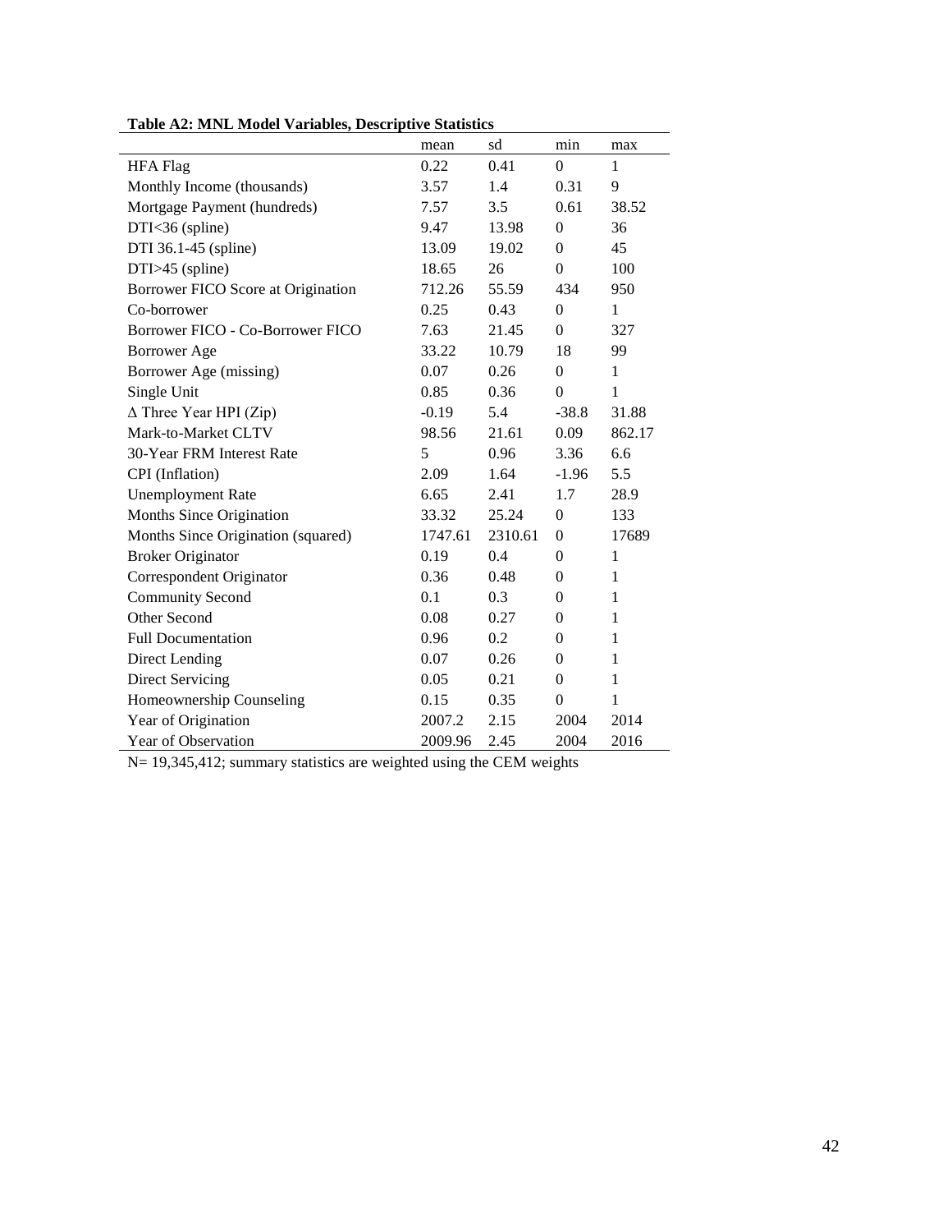**Table A2: MNL Model Variables, Descriptive Statistics**

| | mean | sd | min | max |
|---|---|---|---|---|
| HFA Flag | 0.22 | 0.41 | 0 | 1 |
| Monthly Income (thousands) | 3.57 | 1.4 | 0.31 | 9 |
| Mortgage Payment (hundreds) | 7.57 | 3.5 | 0.61 | 38.52 |
| DTI<36 (spline) | 9.47 | 13.98 | 0 | 36 |
| DTI 36.1-45 (spline) | 13.09 | 19.02 | 0 | 45 |
| DTI>45 (spline) | 18.65 | 26 | 0 | 100 |
| Borrower FICO Score at Origination | 712.26 | 55.59 | 434 | 950 |
| Co-borrower | 0.25 | 0.43 | 0 | 1 |
| Borrower FICO - Co-Borrower FICO | 7.63 | 21.45 | 0 | 327 |
| Borrower Age | 33.22 | 10.79 | 18 | 99 |
| Borrower Age (missing) | 0.07 | 0.26 | 0 | 1 |
| Single Unit | 0.85 | 0.36 | 0 | 1 |
| $\Delta$ Three Year HPI (Zip) | -0.19 | 5.4 | -38.8 | 31.88 |
| Mark-to-Market CLTV | 98.56 | 21.61 | 0.09 | 862.17 |
| 30-Year FRM Interest Rate | 5 | 0.96 | 3.36 | 6.6 |
| CPI (Inflation) | 2.09 | 1.64 | -1.96 | 5.5 |
| Unemployment Rate | 6.65 | 2.41 | 1.7 | 28.9 |
| Months Since Origination | 33.32 | 25.24 | 0 | 133 |
| Months Since Origination (squared) | 1747.61 | 2310.61 | 0 | 17689 |
| Broker Originator | 0.19 | 0.4 | 0 | 1 |
| Correspondent Originator | 0.36 | 0.48 | 0 | 1 |
| Community Second | 0.1 | 0.3 | 0 | 1 |
| Other Second | 0.08 | 0.27 | 0 | 1 |
| Full Documentation | 0.96 | 0.2 | 0 | 1 |
| Direct Lending | 0.07 | 0.26 | 0 | 1 |
| Direct Servicing | 0.05 | 0.21 | 0 | 1 |
| Homeownership Counseling | 0.15 | 0.35 | 0 | 1 |
| Year of Origination | 2007.2 | 2.15 | 2004 | 2014 |
| Year of Observation | 2009.96 | 2.45 | 2004 | 2016 |

N= 19,345,412; summary statistics are weighted using the CEM weights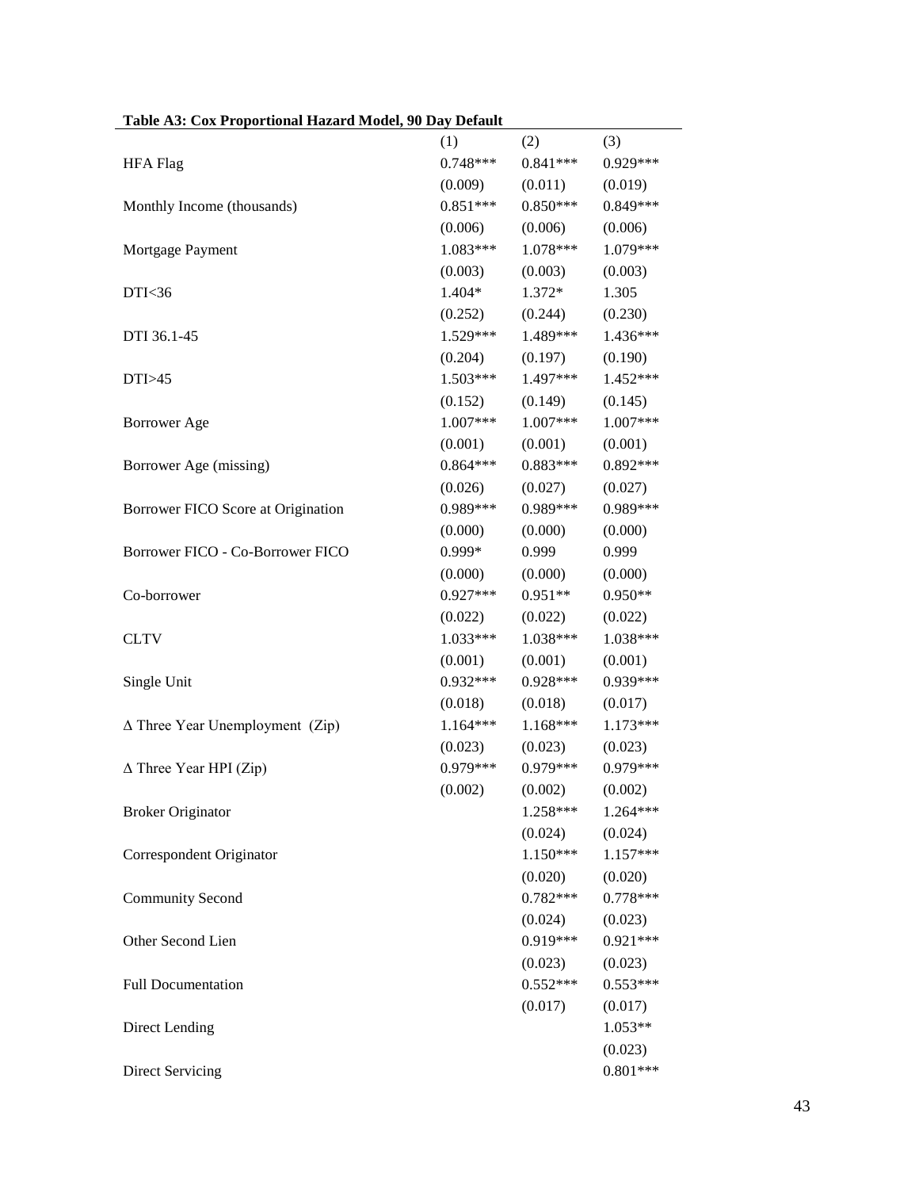**Table A3: Cox Proportional Hazard Model, 90 Day Default**

| | (1) | (2) | (3) |
|---|---|---|---|
| HFA Flag | 0.748*** | 0.841*** | 0.929*** |
| | (0.009) | (0.011) | (0.019) |
| Monthly Income (thousands) | 0.851*** | 0.850*** | 0.849*** |
| | (0.006) | (0.006) | (0.006) |
| Mortgage Payment | 1.083*** | 1.078*** | 1.079*** |
| | (0.003) | (0.003) | (0.003) |
| DTI<36 | 1.404* | 1.372* | 1.305 |
| | (0.252) | (0.244) | (0.230) |
| DTI 36.1-45 | 1.529*** | 1.489*** | 1.436*** |
| | (0.204) | (0.197) | (0.190) |
| DTI>45 | 1.503*** | 1.497*** | 1.452*** |
| | (0.152) | (0.149) | (0.145) |
| Borrower Age | 1.007*** | 1.007*** | 1.007*** |
| | (0.001) | (0.001) | (0.001) |
| Borrower Age (missing) | 0.864*** | 0.883*** | 0.892*** |
| | (0.026) | (0.027) | (0.027) |
| Borrower FICO Score at Origination | 0.989*** | 0.989*** | 0.989*** |
| | (0.000) | (0.000) | (0.000) |
| Borrower FICO - Co-Borrower FICO | 0.999* | 0.999 | 0.999 |
| | (0.000) | (0.000) | (0.000) |
| Co-borrower | 0.927*** | 0.951** | 0.950** |
| | (0.022) | (0.022) | (0.022) |
| CLTV | 1.033*** | 1.038*** | 1.038*** |
| | (0.001) | (0.001) | (0.001) |
| Single Unit | 0.932*** | 0.928*** | 0.939*** |
| | (0.018) | (0.018) | (0.017) |
| Δ Three Year Unemployment (Zip) | 1.164*** | 1.168*** | 1.173*** |
| | (0.023) | (0.023) | (0.023) |
| Δ Three Year HPI (Zip) | 0.979*** | 0.979*** | 0.979*** |
| | (0.002) | (0.002) | (0.002) |
| Broker Originator | | 1.258*** | 1.264*** |
| | | (0.024) | (0.024) |
| Correspondent Originator | | 1.150*** | 1.157*** |
| | | (0.020) | (0.020) |
| Community Second | | 0.782*** | 0.778*** |
| | | (0.024) | (0.023) |
| Other Second Lien | | 0.919*** | 0.921*** |
| | | (0.023) | (0.023) |
| Full Documentation | | 0.552*** | 0.553*** |
| | | (0.017) | (0.017) |
| Direct Lending | | | 1.053** |
| | | | (0.023) |
| Direct Servicing | | | 0.801*** |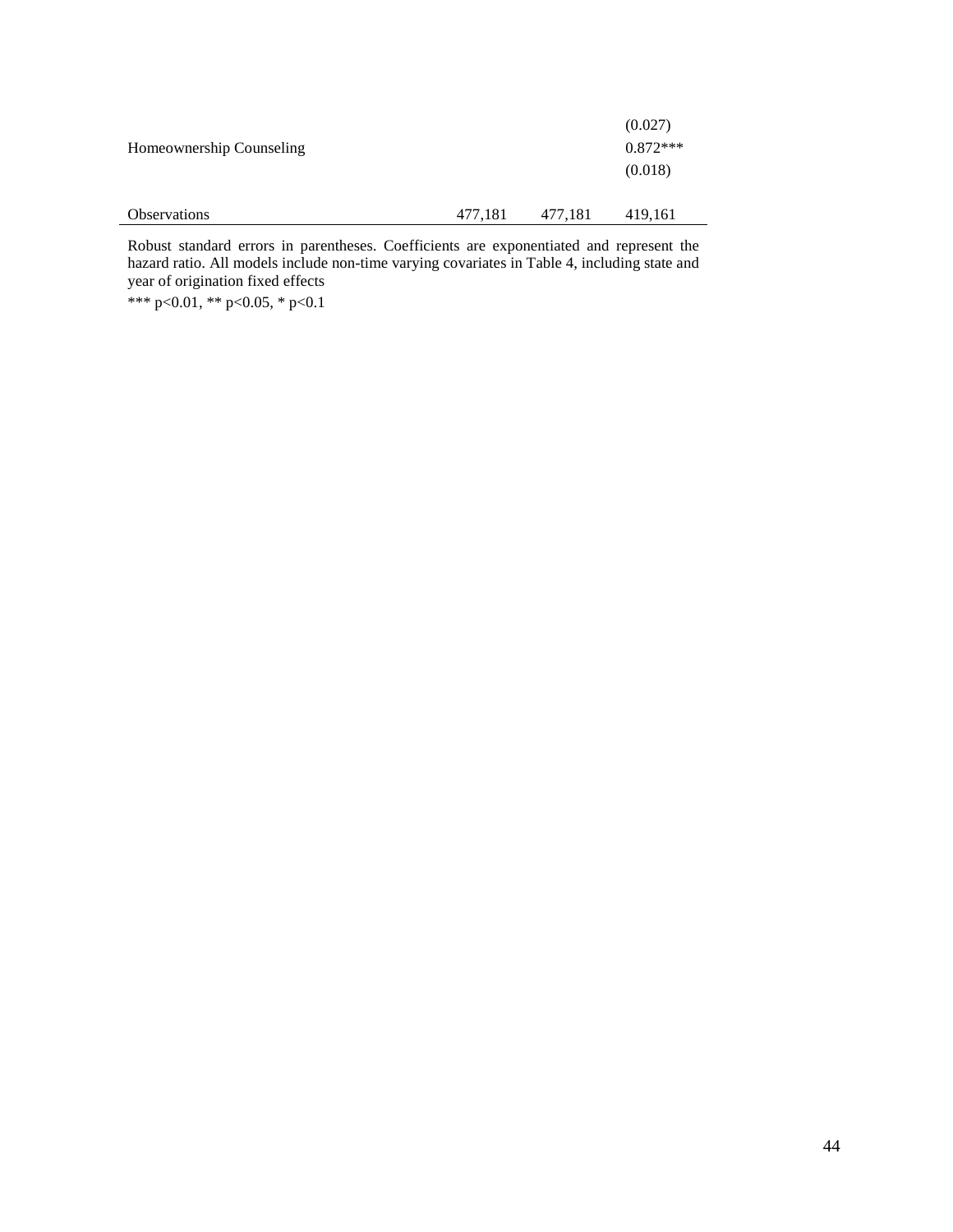| | | | |
|---|---|---|---|
| | | | (0.027) |
| Homeownership Counseling | | | 0.872*** |
| | | | (0.018) |
| | | | |
| Observations | 477,181 | 477,181 | 419,161 |

Robust standard errors in parentheses. Coefficients are exponentiated and represent the hazard ratio. All models include non-time varying covariates in Table 4, including state and year of origination fixed effects

*** p<0.01, ** p<0.05, * p<0.1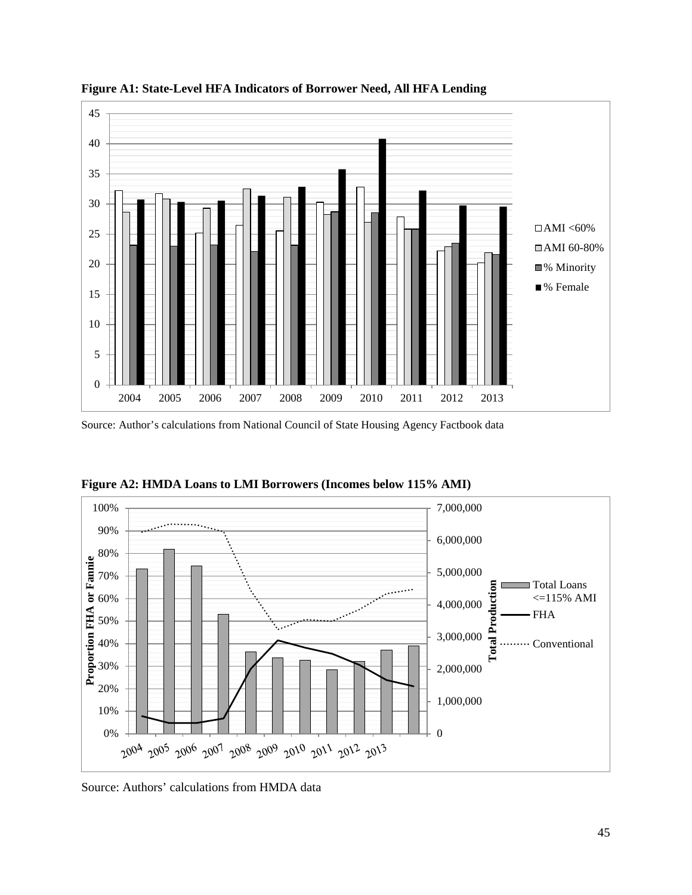**Figure A1: State-Level HFA Indicators of Borrower Need, All HFA Lending**

Source: Author's calculations from National Council of State Housing Agency Factbook data

**Figure A2: HMDA Loans to LMI Borrowers (Incomes below 115% AMI)**

Source: Authors' calculations from HMDA data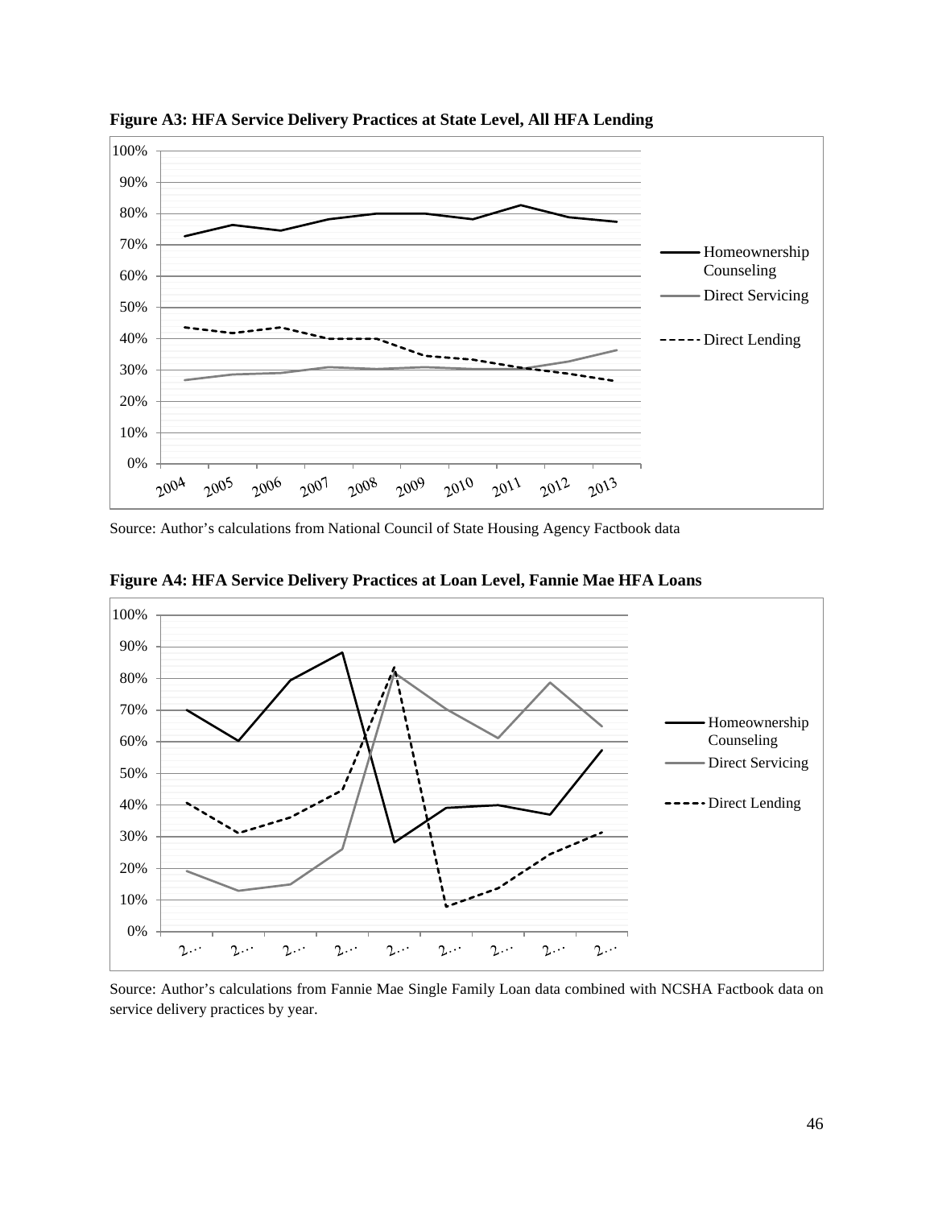**Figure A3: HFA Service Delivery Practices at State Level, All HFA Lending**

Source: Author's calculations from National Council of State Housing Agency Factbook data

**Figure A4: HFA Service Delivery Practices at Loan Level, Fannie Mae HFA Loans**

Source: Author's calculations from Fannie Mae Single Family Loan data combined with NCSHA Factbook data on service delivery practices by year.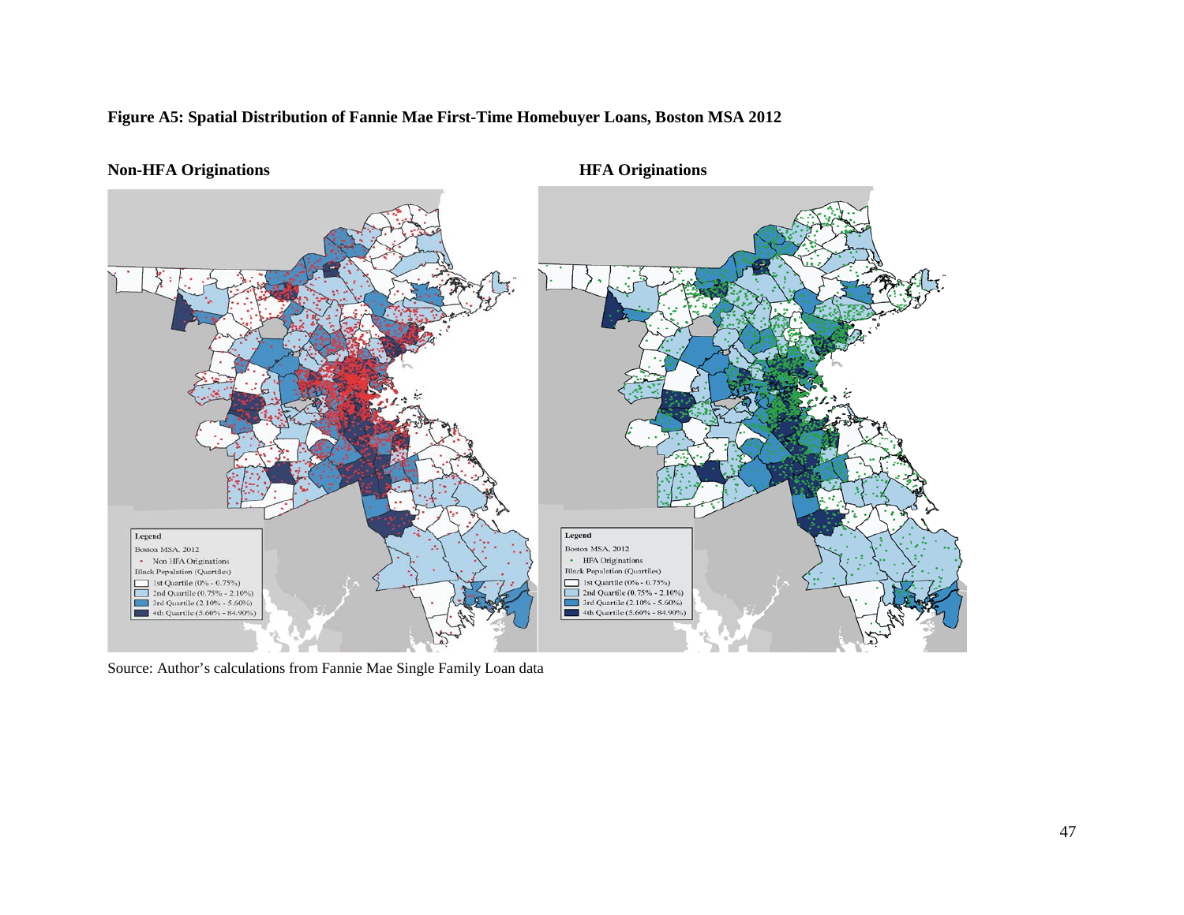**Figure A5: Spatial Distribution of Fannie Mae First-Time Homebuyer Loans, Boston MSA 2012**

**Non-HFA Originations**

Legend
Boston MSA, 2012
Non HFA Originations
Black Population (Quartiles)
1st Quartile (0% - 0.75%)
2nd Quartile (0.75% - 2.10%)
3rd Quartile (2.10% - 5.60%)
4th Quartile (5.60% - 84.90%)

**HFA Originations**

Legend
Boston MSA, 2012
HFA Originations
Black Population (Quartiles)
1st Quartile (0% - 0.75%)
2nd Quartile (0.75% - 2.10%)
3rd Quartile (2.10% - 5.60%)
4th Quartile (5.60% - 84.90%)

Source: Author's calculations from Fannie Mae Single Family Loan data